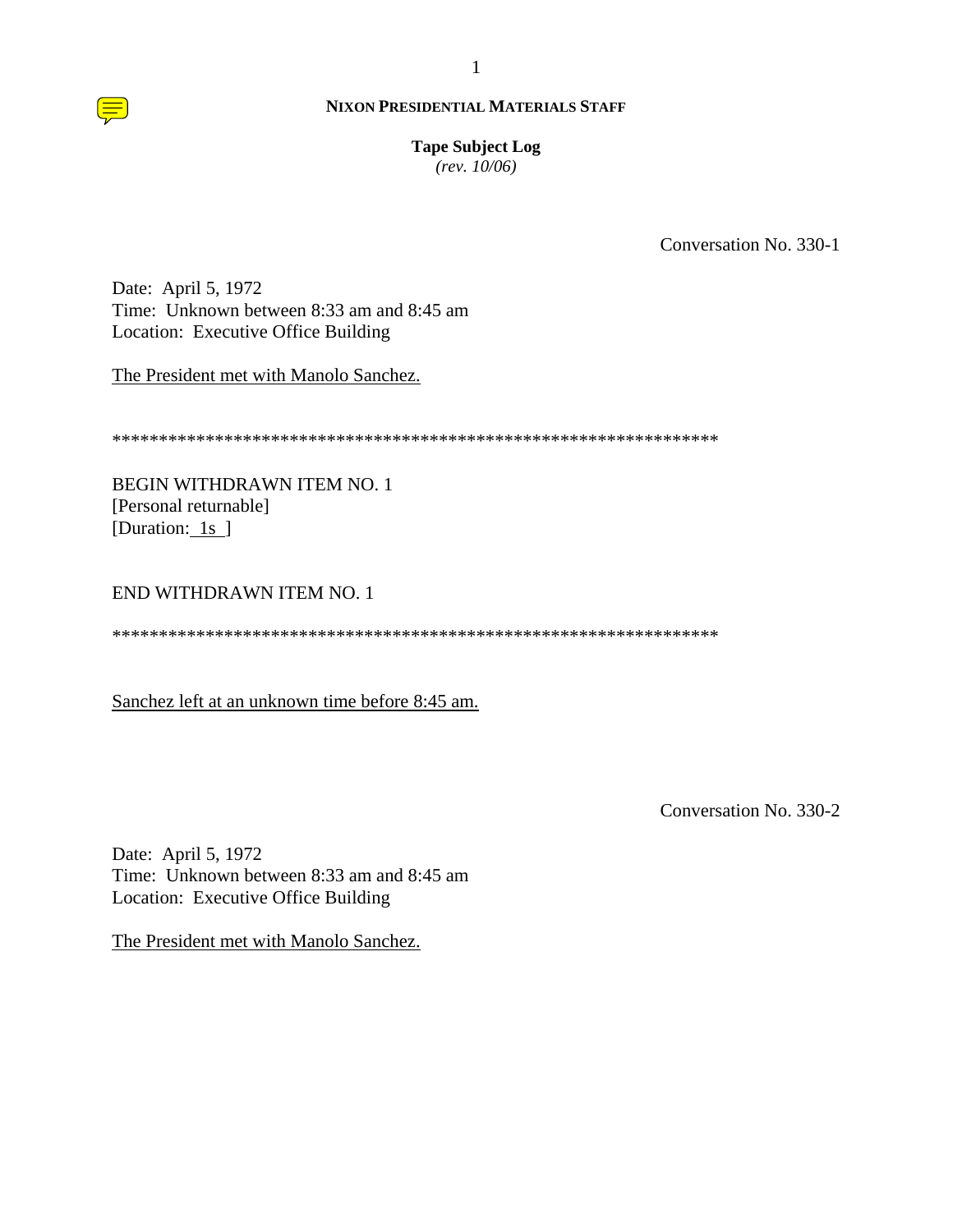**NIXON PRESIDENTIAL MATERIALS STAFF**

**Tape Subject Log**
*(rev. 10/06)*

Conversation No. 330-1

Date: April 5, 1972
Time: Unknown between 8:33 am and 8:45 am
Location: Executive Office Building

The President met with Manolo Sanchez.

*****************************************************************

BEGIN WITHDRAWN ITEM NO. 1
[Personal returnable]
[Duration: 1s ]

END WITHDRAWN ITEM NO. 1

*****************************************************************

Sanchez left at an unknown time before 8:45 am.

Conversation No. 330-2

Date: April 5, 1972
Time: Unknown between 8:33 am and 8:45 am
Location: Executive Office Building

The President met with Manolo Sanchez.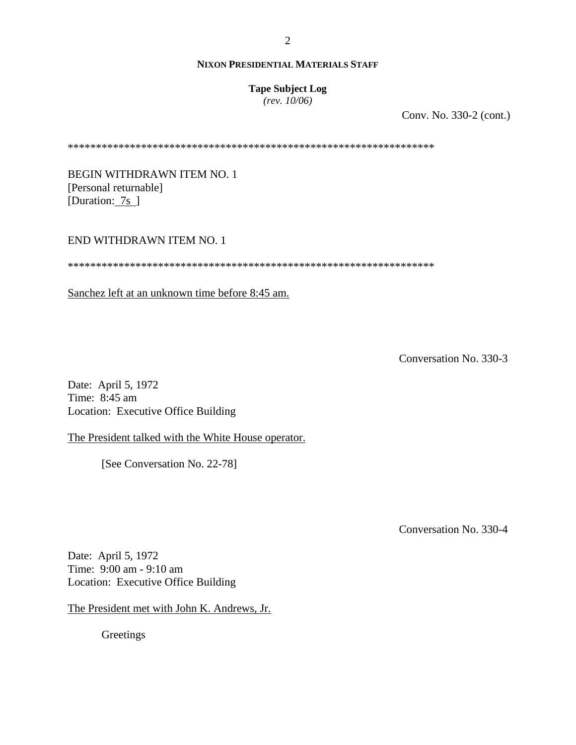**NIXON PRESIDENTIAL MATERIALS STAFF**

**Tape Subject Log**
*(rev. 10/06)*

Conv. No. 330-2 (cont.)

*****************************************************************

BEGIN WITHDRAWN ITEM NO. 1
[Personal returnable]
[Duration: 7s ]

END WITHDRAWN ITEM NO. 1

*****************************************************************

Sanchez left at an unknown time before 8:45 am.

Conversation No. 330-3

Date: April 5, 1972
Time: 8:45 am
Location: Executive Office Building

The President talked with the White House operator.

[See Conversation No. 22-78]

Conversation No. 330-4

Date: April 5, 1972
Time: 9:00 am - 9:10 am
Location: Executive Office Building

The President met with John K. Andrews, Jr.

Greetings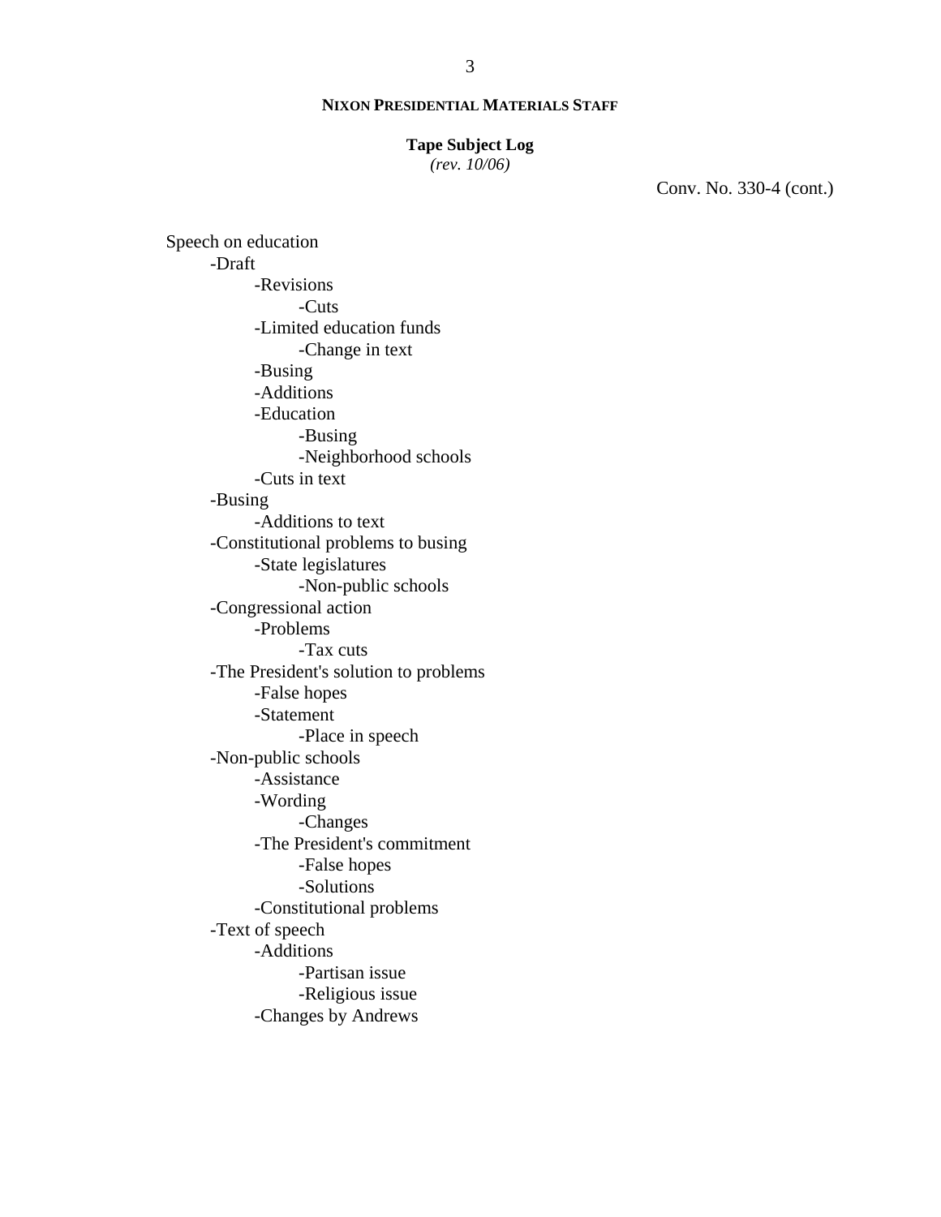**NIXON PRESIDENTIAL MATERIALS STAFF**

**Tape Subject Log**
*(rev. 10/06)*

Conv. No. 330-4 (cont.)

Speech on education
- -Draft
    - -Revisions
        - -Cuts
    - -Limited education funds
        - -Change in text
    - -Busing
    - -Additions
    - -Education
        - -Busing
        - -Neighborhood schools
    - -Cuts in text
- -Busing
    - -Additions to text
- -Constitutional problems to busing
    - -State legislatures
        - -Non-public schools
- -Congressional action
    - -Problems
        - -Tax cuts
- -The President's solution to problems
    - -False hopes
    - -Statement
        - -Place in speech
- -Non-public schools
    - -Assistance
    - -Wording
        - -Changes
    - -The President's commitment
        - -False hopes
        - -Solutions
    - -Constitutional problems
- -Text of speech
    - -Additions
        - -Partisan issue
        - -Religious issue
    - -Changes by Andrews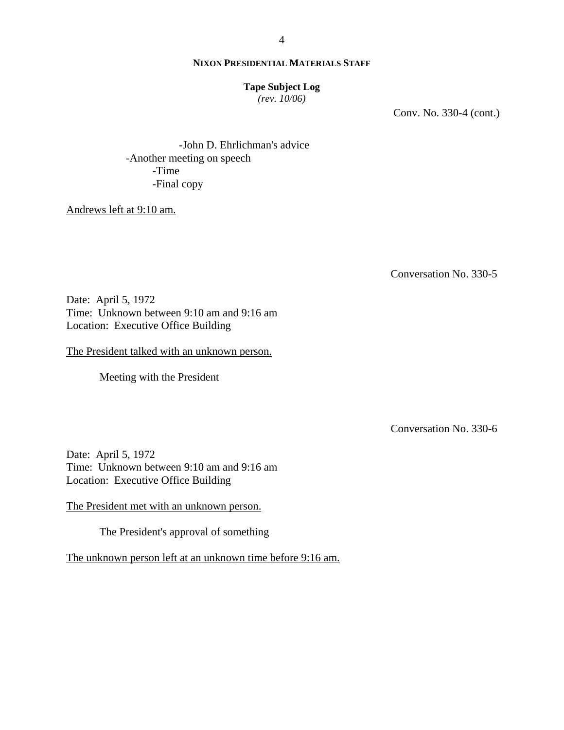**NIXON PRESIDENTIAL MATERIALS STAFF**

**Tape Subject Log**
*(rev. 10/06)*

Conv. No. 330-4 (cont.)

            -John D. Ehrlichman's advice
    -Another meeting on speech
        -Time
        -Final copy

Andrews left at 9:10 am.

Conversation No. 330-5

Date: April 5, 1972
Time: Unknown between 9:10 am and 9:16 am
Location: Executive Office Building

The President talked with an unknown person.

Meeting with the President

Conversation No. 330-6

Date: April 5, 1972
Time: Unknown between 9:10 am and 9:16 am
Location: Executive Office Building

The President met with an unknown person.

The President's approval of something

The unknown person left at an unknown time before 9:16 am.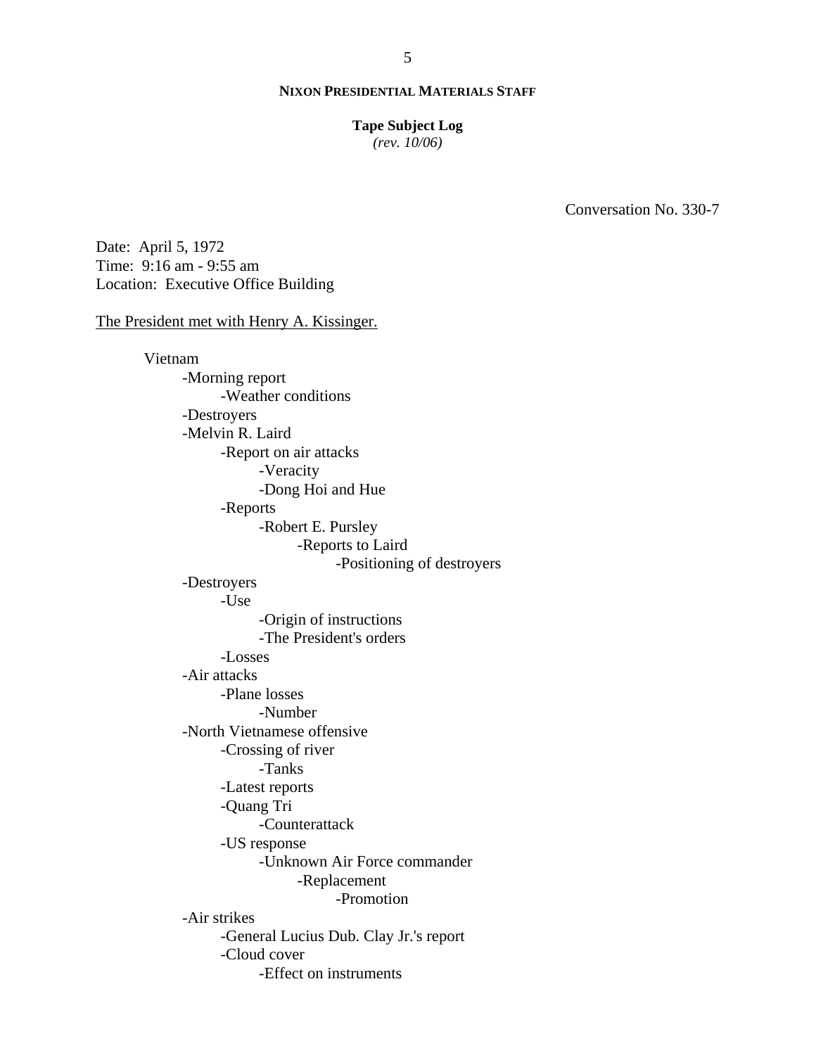**NIXON PRESIDENTIAL MATERIALS STAFF**

**Tape Subject Log**
*(rev. 10/06)*

Conversation No. 330-7

Date: April 5, 1972
Time: 9:16 am - 9:55 am
Location: Executive Office Building

The President met with Henry A. Kissinger.

- Vietnam
  - -Morning report
    - -Weather conditions
  - -Destroyers
  - -Melvin R. Laird
    - -Report on air attacks
      - -Veracity
      - -Dong Hoi and Hue
    - -Reports
      - -Robert E. Pursley
        - -Reports to Laird
          - -Positioning of destroyers
  - -Destroyers
    - -Use
      - -Origin of instructions
      - -The President's orders
    - -Losses
  - -Air attacks
    - -Plane losses
      - -Number
  - -North Vietnamese offensive
    - -Crossing of river
      - -Tanks
    - -Latest reports
    - -Quang Tri
      - -Counterattack
    - -US response
      - -Unknown Air Force commander
        - -Replacement
          - -Promotion
  - -Air strikes
    - -General Lucius Dub. Clay Jr.'s report
    - -Cloud cover
      - -Effect on instruments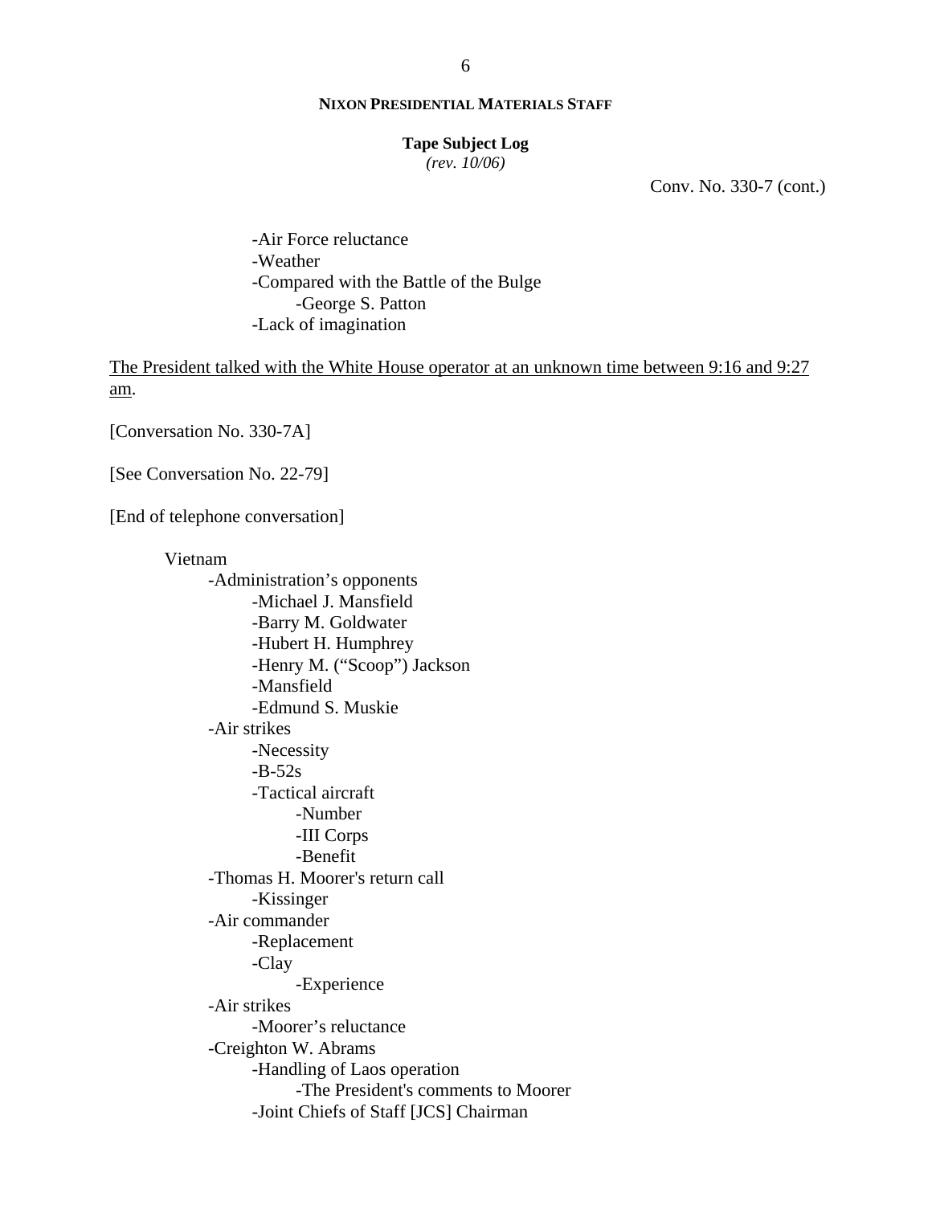**NIXON PRESIDENTIAL MATERIALS STAFF**

**Tape Subject Log**
*(rev. 10/06)*

Conv. No. 330-7 (cont.)

- -Air Force reluctance
- -Weather
- -Compared with the Battle of the Bulge
    - -George S. Patton
- -Lack of imagination

The President talked with the White House operator at an unknown time between 9:16 and 9:27 am.

[Conversation No. 330-7A]

[See Conversation No. 22-79]

[End of telephone conversation]

Vietnam
- -Administration's opponents
    - -Michael J. Mansfield
    - -Barry M. Goldwater
    - -Hubert H. Humphrey
    - -Henry M. ("Scoop") Jackson
    - -Mansfield
    - -Edmund S. Muskie
- -Air strikes
    - -Necessity
    - -B-52s
    - -Tactical aircraft
        - -Number
        - -III Corps
        - -Benefit
- -Thomas H. Moorer's return call
    - -Kissinger
- -Air commander
    - -Replacement
    - -Clay
        - -Experience
- -Air strikes
    - -Moorer's reluctance
- -Creighton W. Abrams
    - -Handling of Laos operation
        - -The President's comments to Moorer
    - -Joint Chiefs of Staff [JCS] Chairman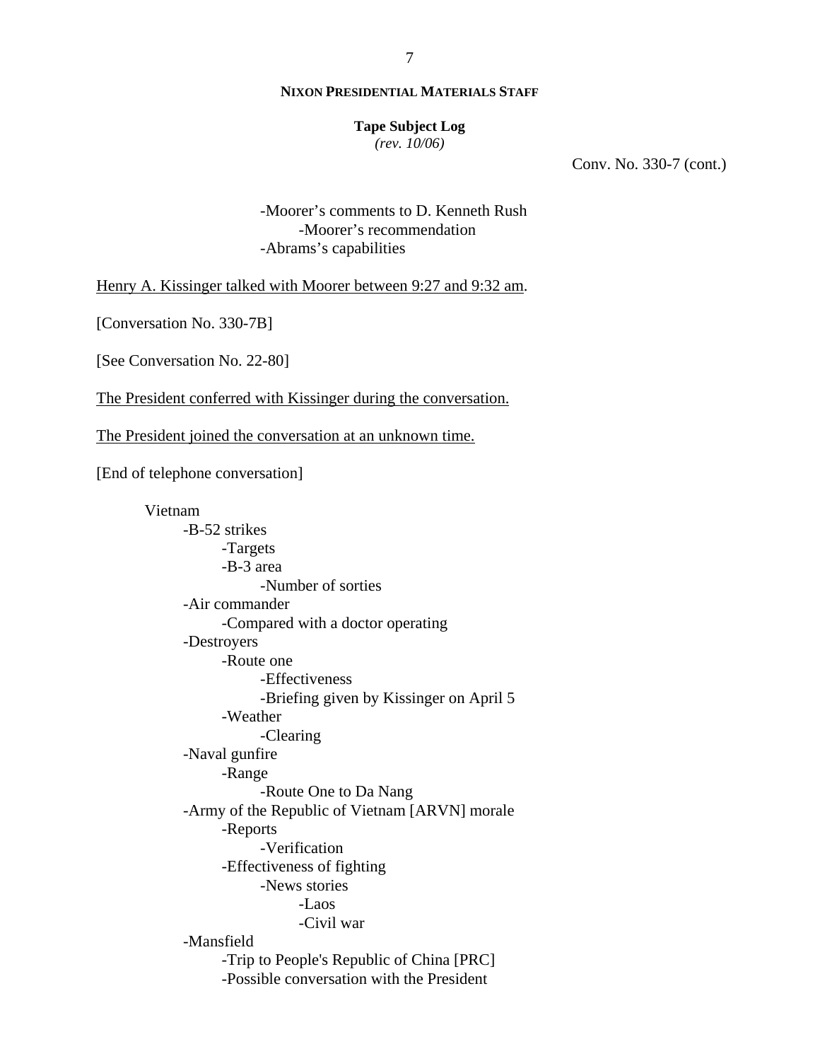**NIXON PRESIDENTIAL MATERIALS STAFF**

**Tape Subject Log**
*(rev. 10/06)*

Conv. No. 330-7 (cont.)

- -Moorer's comments to D. Kenneth Rush
    - -Moorer's recommendation
- -Abrams's capabilities

Henry A. Kissinger talked with Moorer between 9:27 and 9:32 am.

[Conversation No. 330-7B]

[See Conversation No. 22-80]

The President conferred with Kissinger during the conversation.

The President joined the conversation at an unknown time.

[End of telephone conversation]

Vietnam
- -B-52 strikes
    - -Targets
    - -B-3 area
        - -Number of sorties
- -Air commander
    - -Compared with a doctor operating
- -Destroyers
    - -Route one
        - -Effectiveness
        - -Briefing given by Kissinger on April 5
    - -Weather
        - -Clearing
- -Naval gunfire
    - -Range
        - -Route One to Da Nang
- -Army of the Republic of Vietnam [ARVN] morale
    - -Reports
        - -Verification
    - -Effectiveness of fighting
        - -News stories
            - -Laos
            - -Civil war
- -Mansfield
    - -Trip to People's Republic of China [PRC]
    - -Possible conversation with the President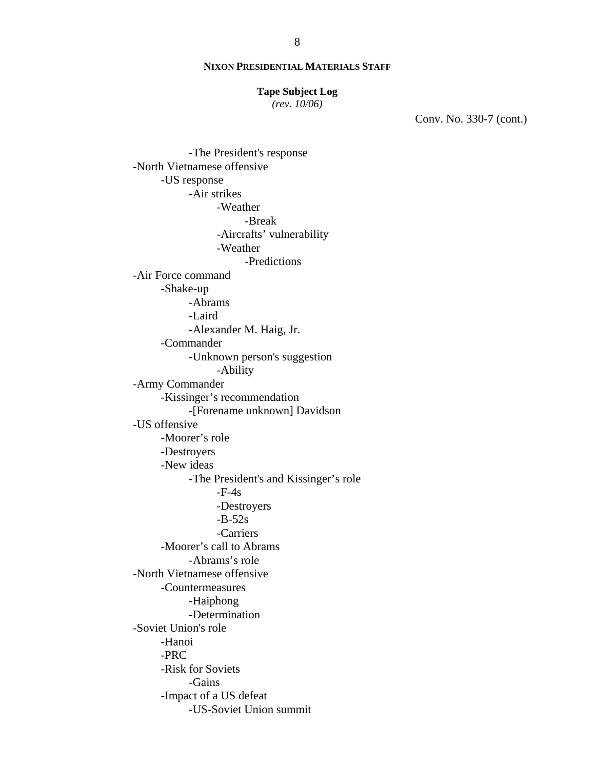**NIXON PRESIDENTIAL MATERIALS STAFF**

**Tape Subject Log**
*(rev. 10/06)*

Conv. No. 330-7 (cont.)

- -The President's response
- -North Vietnamese offensive
  - -US response
    - -Air strikes
      - -Weather
        - -Break
      - -Aircrafts' vulnerability
      - -Weather
        - -Predictions
- -Air Force command
  - -Shake-up
    - -Abrams
    - -Laird
    - -Alexander M. Haig, Jr.
  - -Commander
    - -Unknown person's suggestion
      - -Ability
- -Army Commander
  - -Kissinger's recommendation
    - -[Forename unknown] Davidson
- -US offensive
  - -Moorer's role
  - -Destroyers
  - -New ideas
    - -The President's and Kissinger's role
      - -F-4s
      - -Destroyers
      - -B-52s
      - -Carriers
  - -Moorer's call to Abrams
    - -Abrams's role
- -North Vietnamese offensive
  - -Countermeasures
    - -Haiphong
    - -Determination
- -Soviet Union's role
  - -Hanoi
  - -PRC
  - -Risk for Soviets
    - -Gains
  - -Impact of a US defeat
    - -US-Soviet Union summit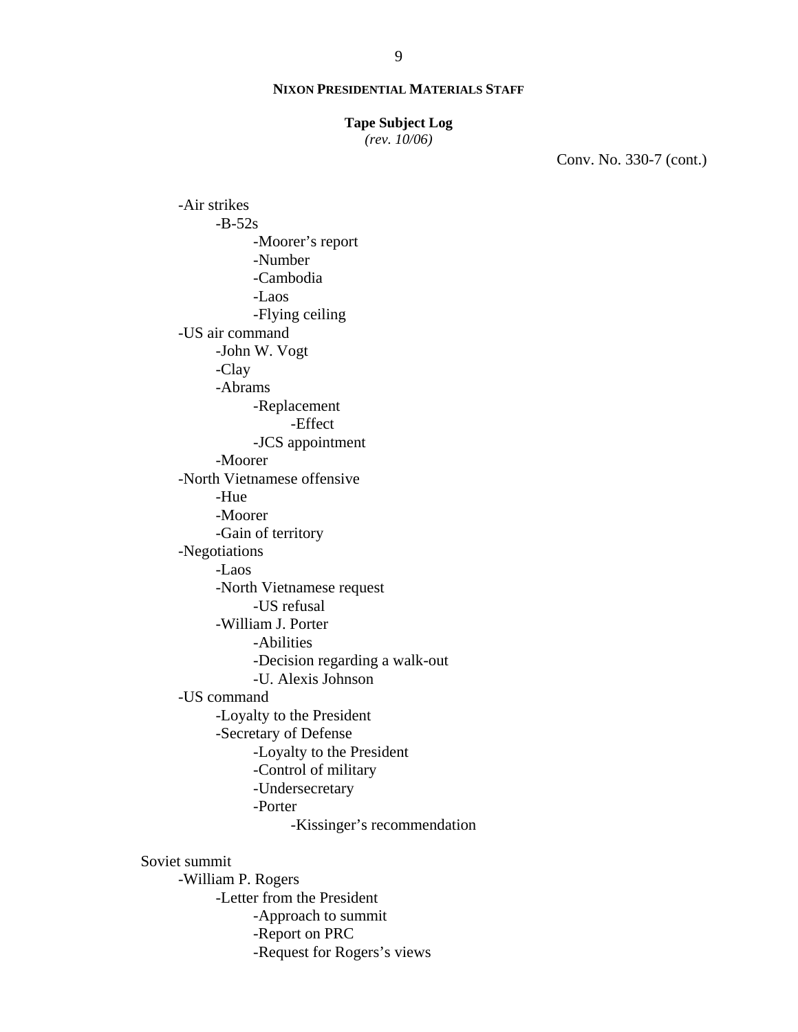**NIXON PRESIDENTIAL MATERIALS STAFF**

**Tape Subject Log**
*(rev. 10/06)*

Conv. No. 330-7 (cont.)

- -Air strikes
    - -B-52s
        - -Moorer's report
        - -Number
        - -Cambodia
        - -Laos
        - -Flying ceiling
- -US air command
    - -John W. Vogt
    - -Clay
    - -Abrams
        - -Replacement
            - -Effect
        - -JCS appointment
    - -Moorer
- -North Vietnamese offensive
    - -Hue
    - -Moorer
    - -Gain of territory
- -Negotiations
    - -Laos
    - -North Vietnamese request
        - -US refusal
    - -William J. Porter
        - -Abilities
        - -Decision regarding a walk-out
        - -U. Alexis Johnson
- -US command
    - -Loyalty to the President
    - -Secretary of Defense
        - -Loyalty to the President
        - -Control of military
        - -Undersecretary
        - -Porter
            - -Kissinger's recommendation

Soviet summit

- -William P. Rogers
    - -Letter from the President
        - -Approach to summit
        - -Report on PRC
        - -Request for Rogers's views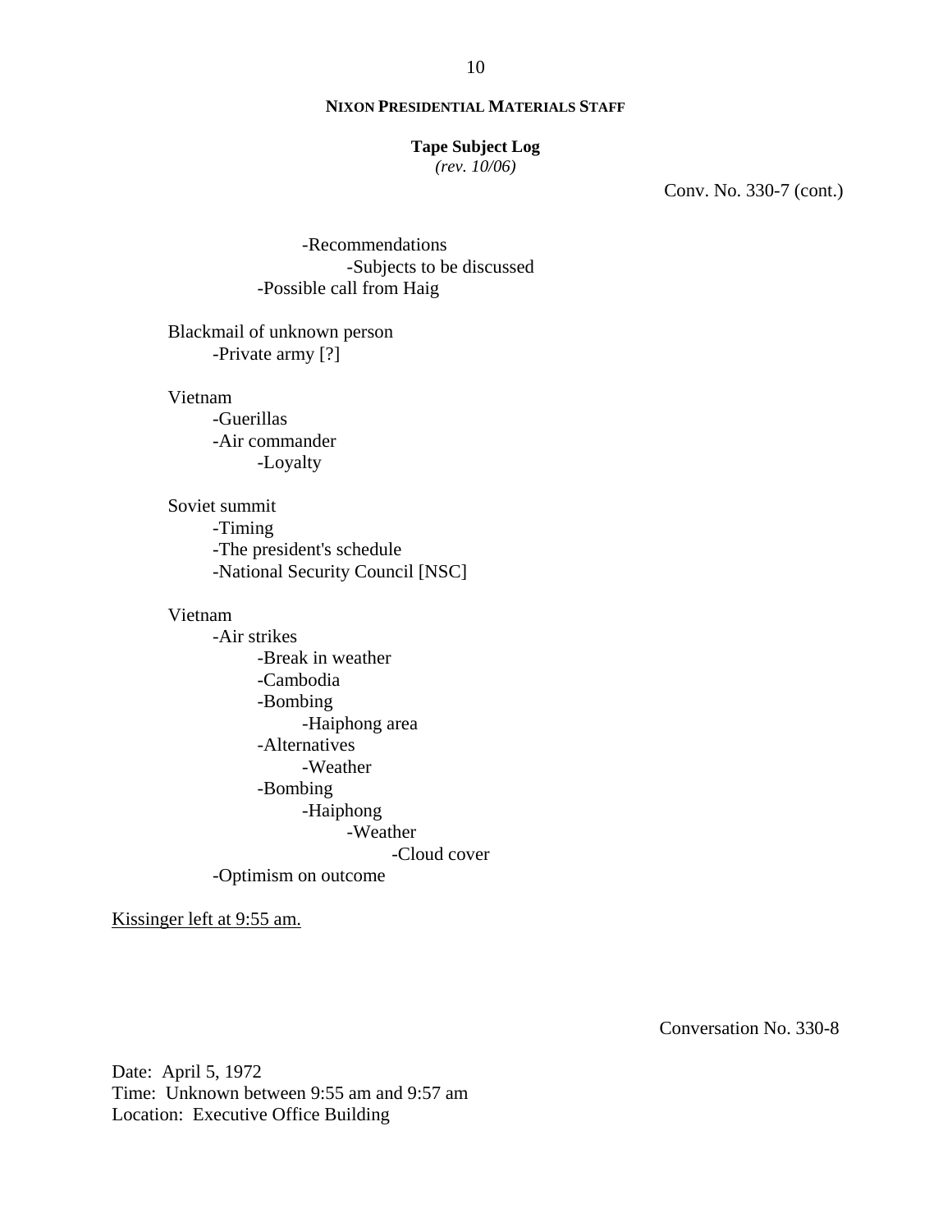**NIXON PRESIDENTIAL MATERIALS STAFF**

**Tape Subject Log**
*(rev. 10/06)*

Conv. No. 330-7 (cont.)

- -Recommendations
  - -Subjects to be discussed
- -Possible call from Haig

Blackmail of unknown person
- -Private army [?]

Vietnam
- -Guerillas
- -Air commander
  - -Loyalty

Soviet summit
- -Timing
- -The president's schedule
- -National Security Council [NSC]

Vietnam
- -Air strikes
  - -Break in weather
  - -Cambodia
  - -Bombing
    - -Haiphong area
  - -Alternatives
    - -Weather
  - -Bombing
    - -Haiphong
      - -Weather
        - -Cloud cover
- -Optimism on outcome

<u>Kissinger left at 9:55 am.</u>

Conversation No. 330-8

Date: April 5, 1972
Time: Unknown between 9:55 am and 9:57 am
Location: Executive Office Building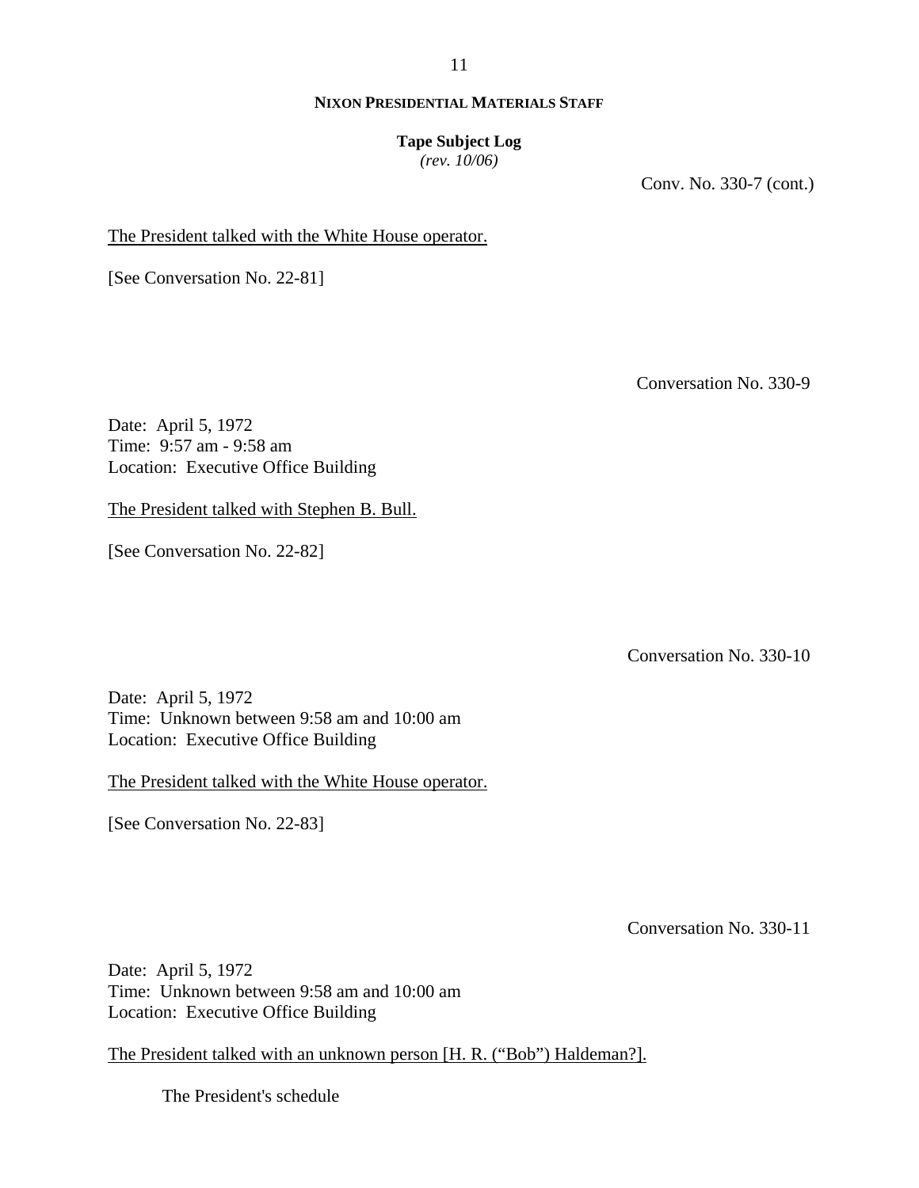Conv. No. 330-7 (cont.)

The President talked with the White House operator.

[See Conversation No. 22-81]

Conversation No. 330-9

Date: April 5, 1972
Time: 9:57 am - 9:58 am
Location: Executive Office Building

The President talked with Stephen B. Bull.

[See Conversation No. 22-82]

Conversation No. 330-10

Date: April 5, 1972
Time: Unknown between 9:58 am and 10:00 am
Location: Executive Office Building

The President talked with the White House operator.

[See Conversation No. 22-83]

Conversation No. 330-11

Date: April 5, 1972
Time: Unknown between 9:58 am and 10:00 am
Location: Executive Office Building

The President talked with an unknown person [H. R. ("Bob") Haldeman?].

The President's schedule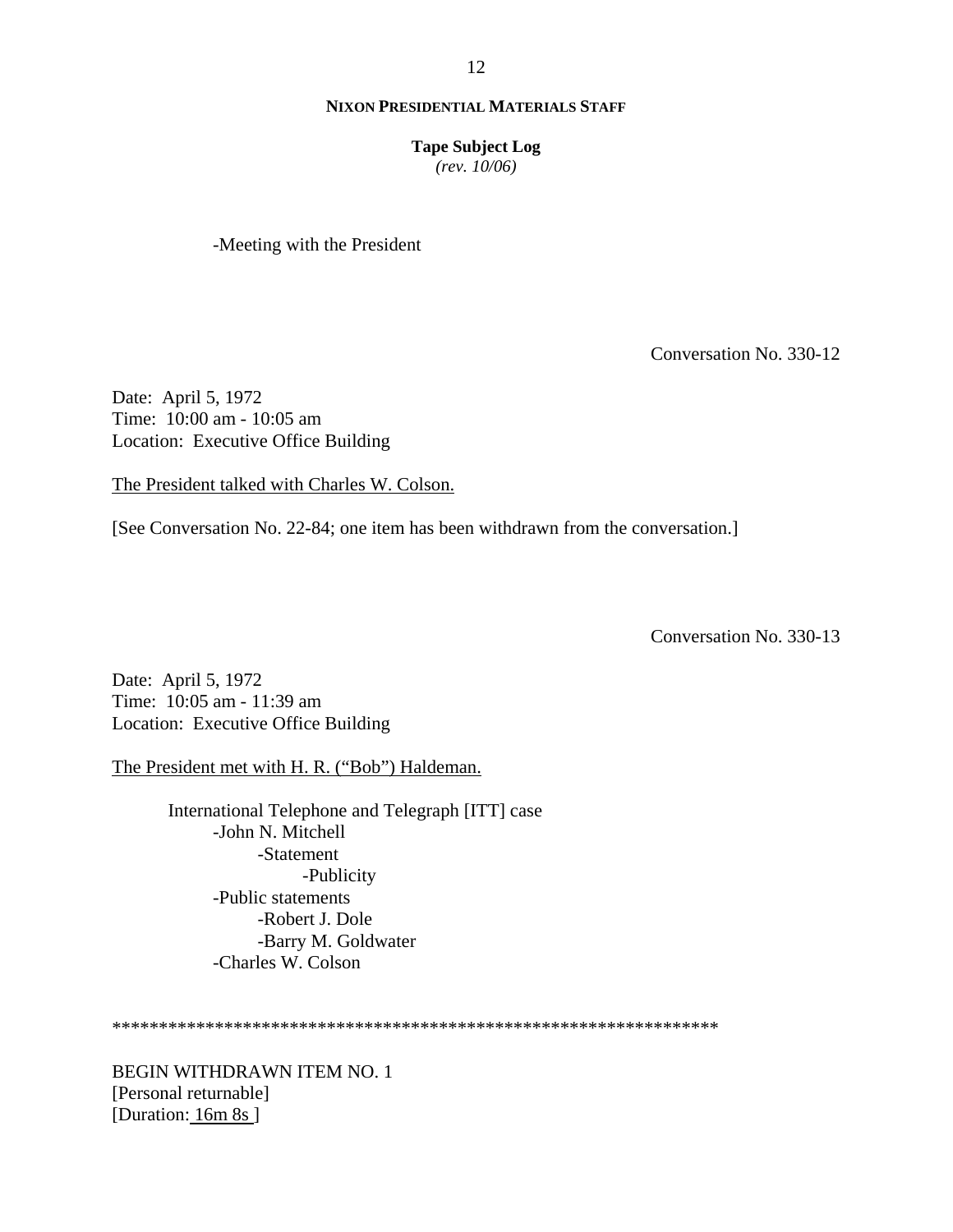-Meeting with the President

Conversation No. 330-12

Date: April 5, 1972
Time: 10:00 am - 10:05 am
Location: Executive Office Building

The President talked with Charles W. Colson.

[See Conversation No. 22-84; one item has been withdrawn from the conversation.]

Conversation No. 330-13

Date: April 5, 1972
Time: 10:05 am - 11:39 am
Location: Executive Office Building

The President met with H. R. ("Bob") Haldeman.

- International Telephone and Telegraph [ITT] case
  - -John N. Mitchell
    - -Statement
      - -Publicity
  - -Public statements
    - -Robert J. Dole
    - -Barry M. Goldwater
  - -Charles W. Colson

*****************************************************************

BEGIN WITHDRAWN ITEM NO. 1
[Personal returnable]
[Duration: 16m 8s ]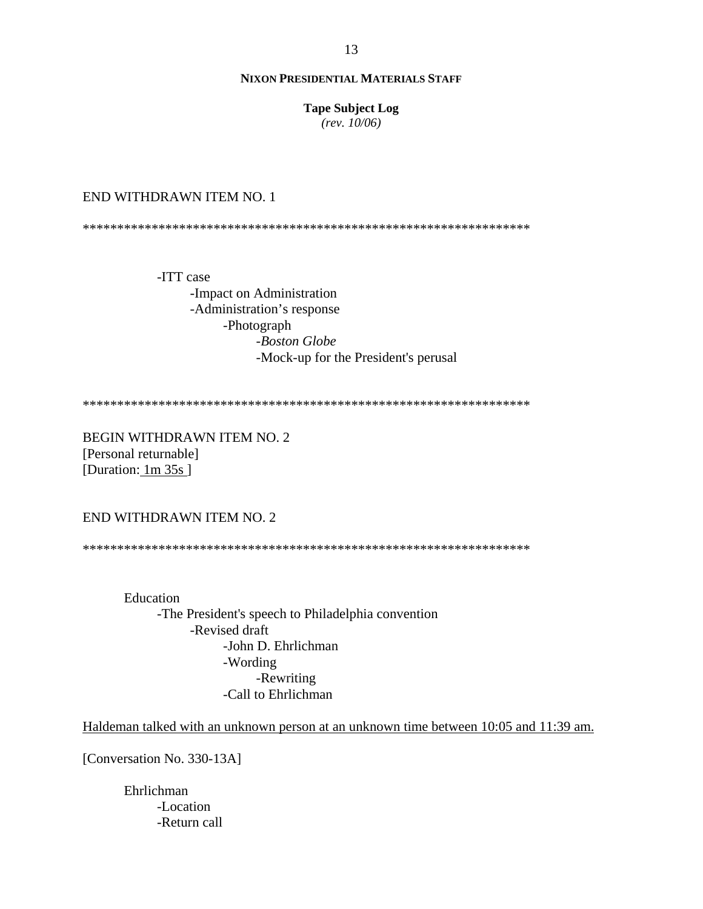END WITHDRAWN ITEM NO. 1

*****************************************************************

- -ITT case
    - -Impact on Administration
    - -Administration's response
        - -Photograph
            - -*Boston Globe*
            - -Mock-up for the President's perusal

*****************************************************************

BEGIN WITHDRAWN ITEM NO. 2
[Personal returnable]
[Duration: 1m 35s ]

END WITHDRAWN ITEM NO. 2

*****************************************************************

Education
- -The President's speech to Philadelphia convention
    - -Revised draft
        - -John D. Ehrlichman
        - -Wording
            - -Rewriting
        - -Call to Ehrlichman

<u>Haldeman talked with an unknown person at an unknown time between 10:05 and 11:39 am.</u>

[Conversation No. 330-13A]

Ehrlichman
- -Location
- -Return call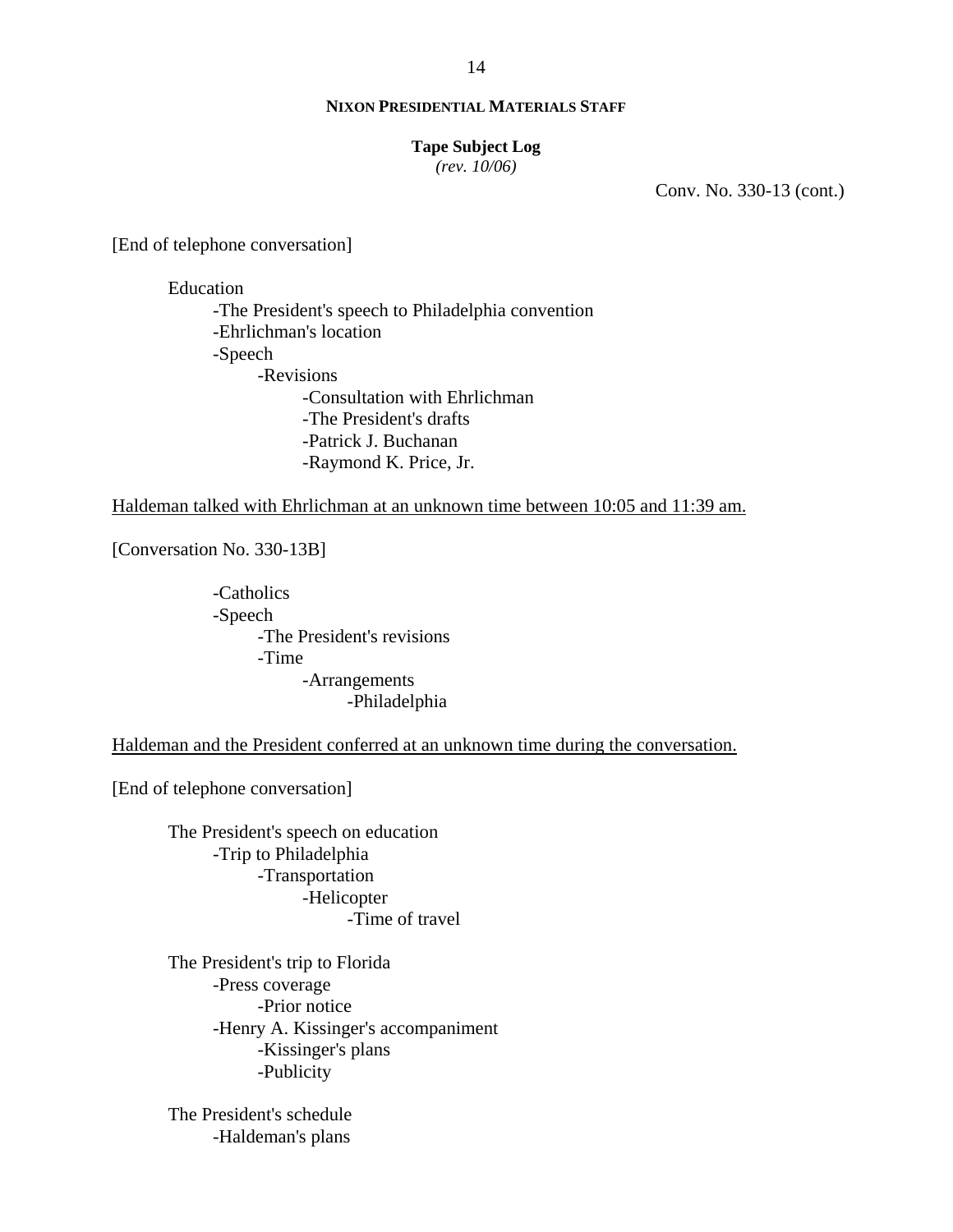Conv. No. 330-13 (cont.)

[End of telephone conversation]

Education
- The President's speech to Philadelphia convention
- Ehrlichman's location
- Speech
    - Revisions
        - Consultation with Ehrlichman
        - The President's drafts
        - Patrick J. Buchanan
        - Raymond K. Price, Jr.

<u>Haldeman talked with Ehrlichman at an unknown time between 10:05 and 11:39 am.</u>

[Conversation No. 330-13B]

- Catholics
- Speech
    - The President's revisions
    - Time
        - Arrangements
            - Philadelphia

<u>Haldeman and the President conferred at an unknown time during the conversation.</u>

[End of telephone conversation]

The President's speech on education
- Trip to Philadelphia
    - Transportation
        - Helicopter
            - Time of travel

The President's trip to Florida
- Press coverage
    - Prior notice
- Henry A. Kissinger's accompaniment
    - Kissinger's plans
    - Publicity

The President's schedule
- Haldeman's plans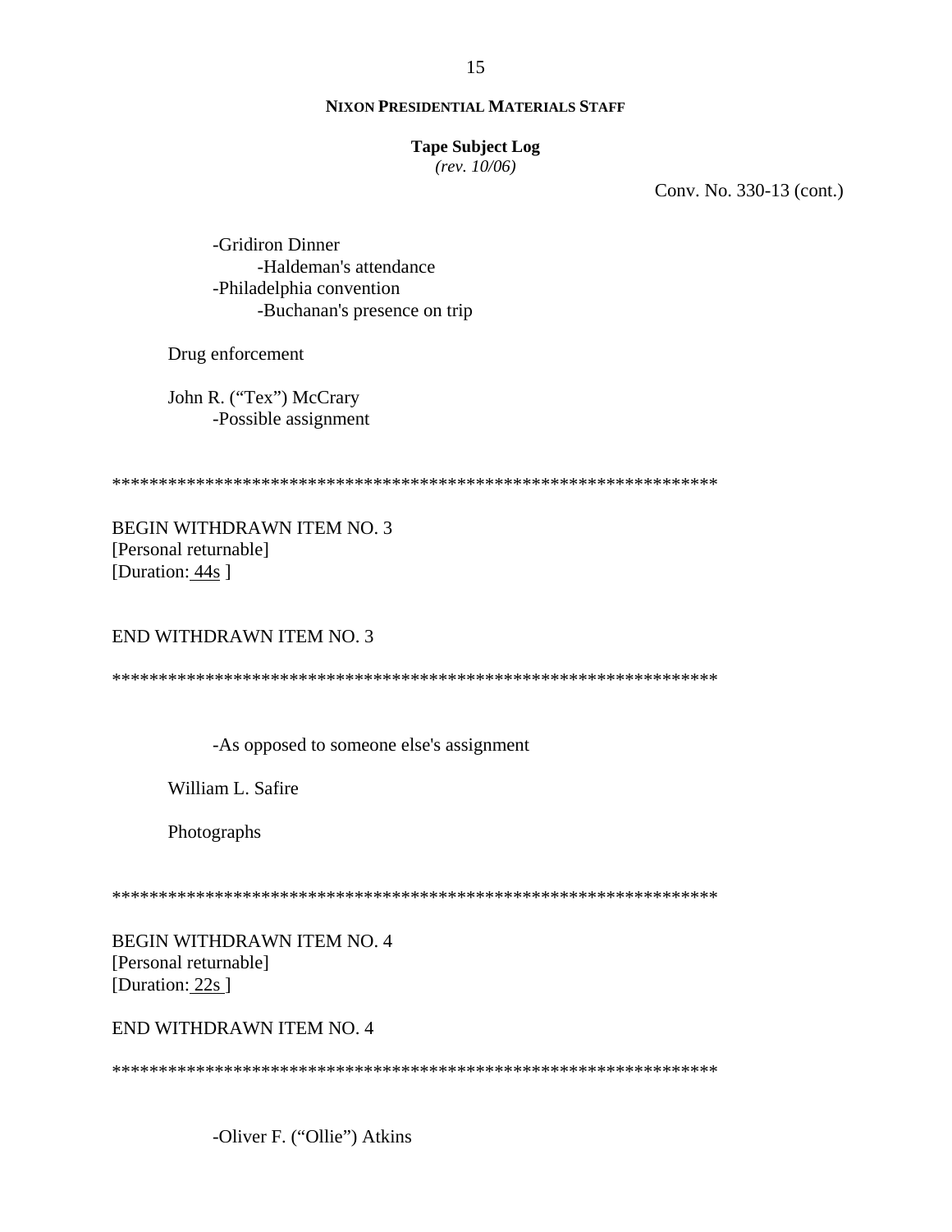Conv. No. 330-13 (cont.)

- Gridiron Dinner
  - Haldeman's attendance
- Philadelphia convention
  - Buchanan's presence on trip

Drug enforcement

John R. ("Tex") McCrary
- Possible assignment

*****************************************************************

BEGIN WITHDRAWN ITEM NO. 3
[Personal returnable]
[Duration: 44s ]

END WITHDRAWN ITEM NO. 3

*****************************************************************

- As opposed to someone else's assignment

William L. Safire

Photographs

*****************************************************************

BEGIN WITHDRAWN ITEM NO. 4
[Personal returnable]
[Duration: 22s ]

END WITHDRAWN ITEM NO. 4

*****************************************************************

- Oliver F. ("Ollie") Atkins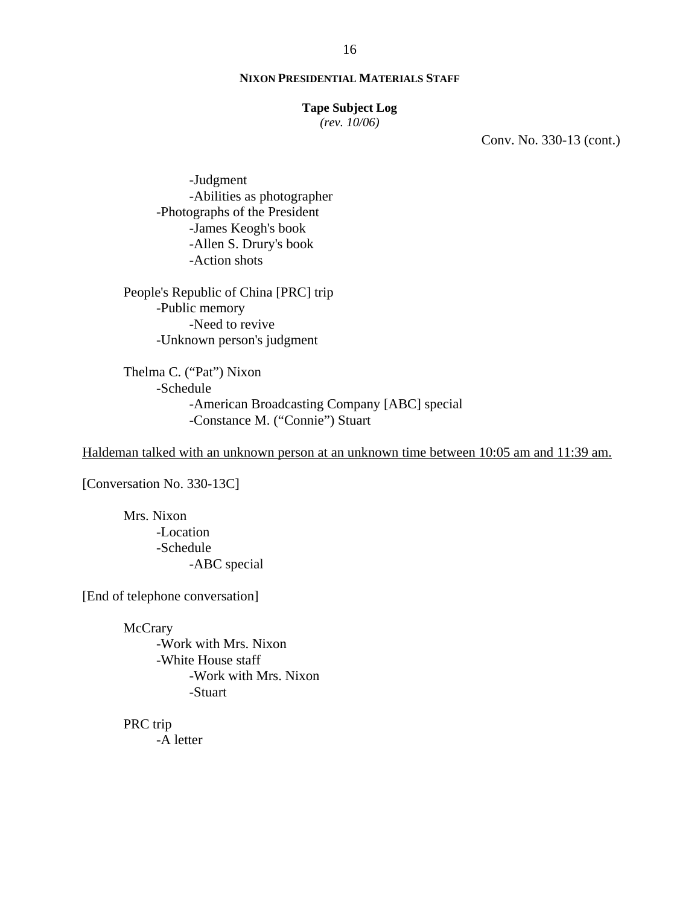**NIXON PRESIDENTIAL MATERIALS STAFF**

**Tape Subject Log**
*(rev. 10/06)*

Conv. No. 330-13 (cont.)

- -Judgment
- -Abilities as photographer

-Photographs of the President
- -James Keogh's book
- -Allen S. Drury's book
- -Action shots

People's Republic of China [PRC] trip
- -Public memory
  - -Need to revive
- -Unknown person's judgment

Thelma C. ("Pat") Nixon
- -Schedule
  - -American Broadcasting Company [ABC] special
  - -Constance M. ("Connie") Stuart

<u>Haldeman talked with an unknown person at an unknown time between 10:05 am and 11:39 am.</u>

[Conversation No. 330-13C]

Mrs. Nixon
- -Location
- -Schedule
  - -ABC special

[End of telephone conversation]

McCrary
- -Work with Mrs. Nixon
- -White House staff
  - -Work with Mrs. Nixon
  - -Stuart

PRC trip
- -A letter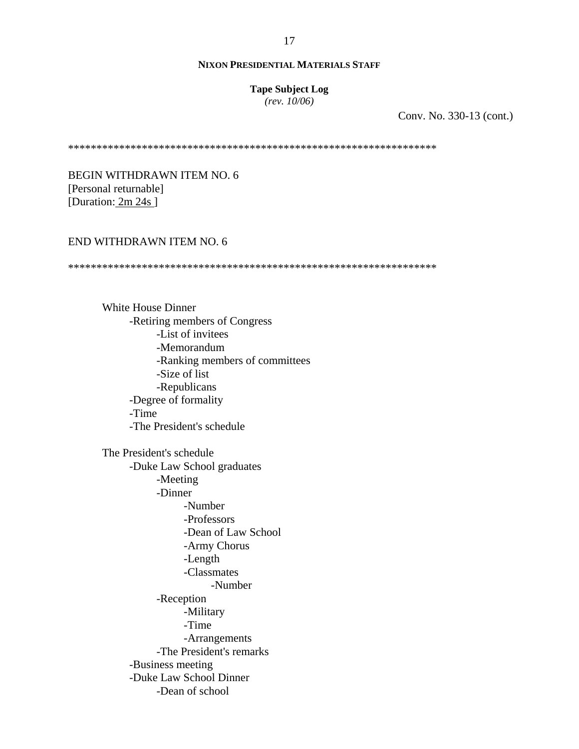**NIXON PRESIDENTIAL MATERIALS STAFF**

**Tape Subject Log**
*(rev. 10/06)*

Conv. No. 330-13 (cont.)

*****************************************************************

BEGIN WITHDRAWN ITEM NO. 6
[Personal returnable]
[Duration: 2m 24s ]

END WITHDRAWN ITEM NO. 6

*****************************************************************

- White House Dinner
    - -Retiring members of Congress
        - -List of invitees
        - -Memorandum
        - -Ranking members of committees
        - -Size of list
        - -Republicans
    - -Degree of formality
    - -Time
    - -The President's schedule

- The President's schedule
    - -Duke Law School graduates
        - -Meeting
        - -Dinner
            - -Number
            - -Professors
            - -Dean of Law School
            - -Army Chorus
            - -Length
            - -Classmates
                - -Number
        - -Reception
            - -Military
            - -Time
            - -Arrangements
        - -The President's remarks
    - -Business meeting
    - -Duke Law School Dinner
        - -Dean of school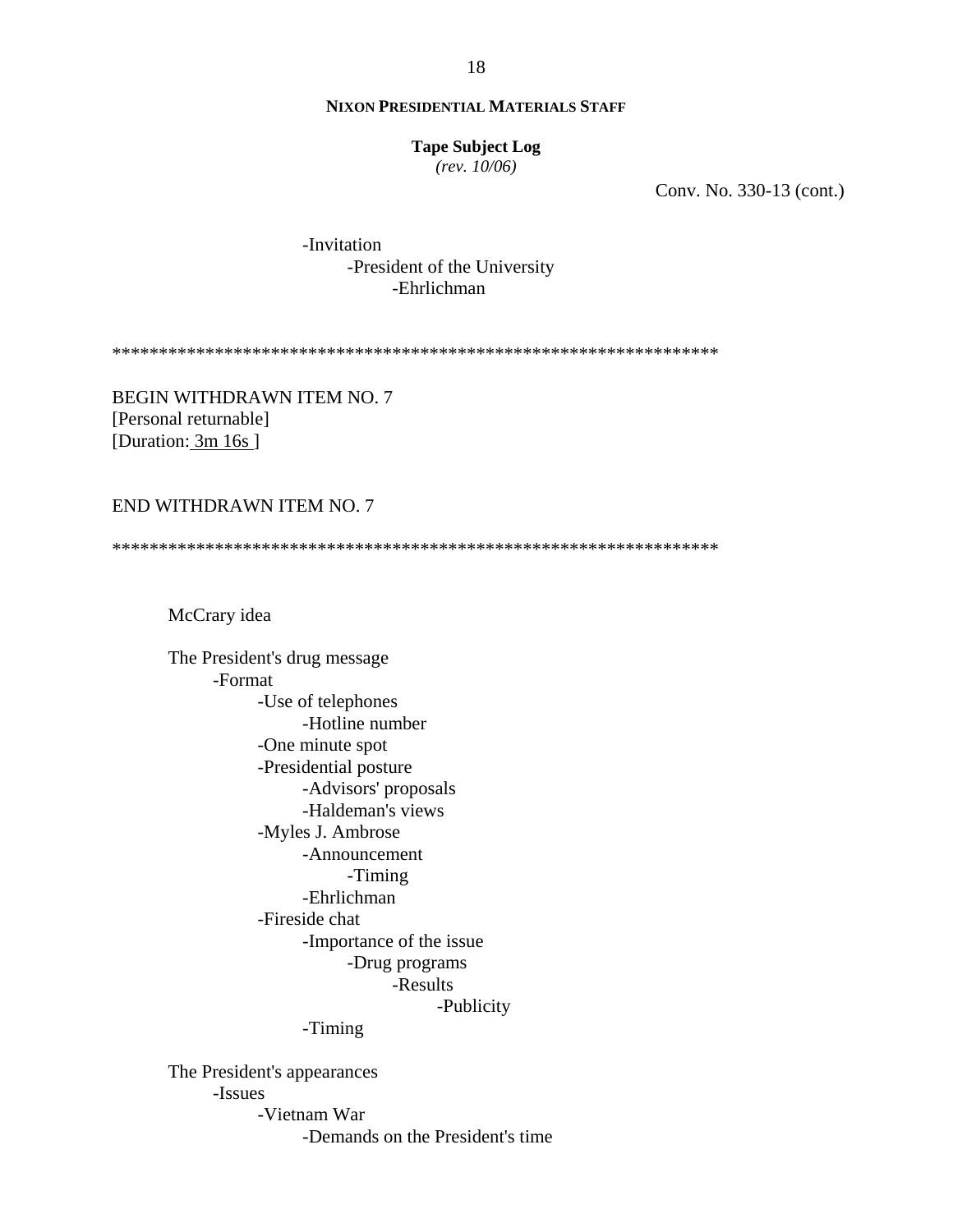**NIXON PRESIDENTIAL MATERIALS STAFF**

**Tape Subject Log**
*(rev. 10/06)*

Conv. No. 330-13 (cont.)

- -Invitation
    - -President of the University
        - -Ehrlichman

*****************************************************************

BEGIN WITHDRAWN ITEM NO. 7
[Personal returnable]
[Duration: 3m 16s ]

END WITHDRAWN ITEM NO. 7

*****************************************************************

McCrary idea

The President's drug message
- -Format
    - -Use of telephones
        - -Hotline number
    - -One minute spot
    - -Presidential posture
        - -Advisors' proposals
        - -Haldeman's views
    - -Myles J. Ambrose
        - -Announcement
            - -Timing
        - -Ehrlichman
    - -Fireside chat
        - -Importance of the issue
            - -Drug programs
                - -Results
                    - -Publicity
        - -Timing

The President's appearances
- -Issues
    - -Vietnam War
        - -Demands on the President's time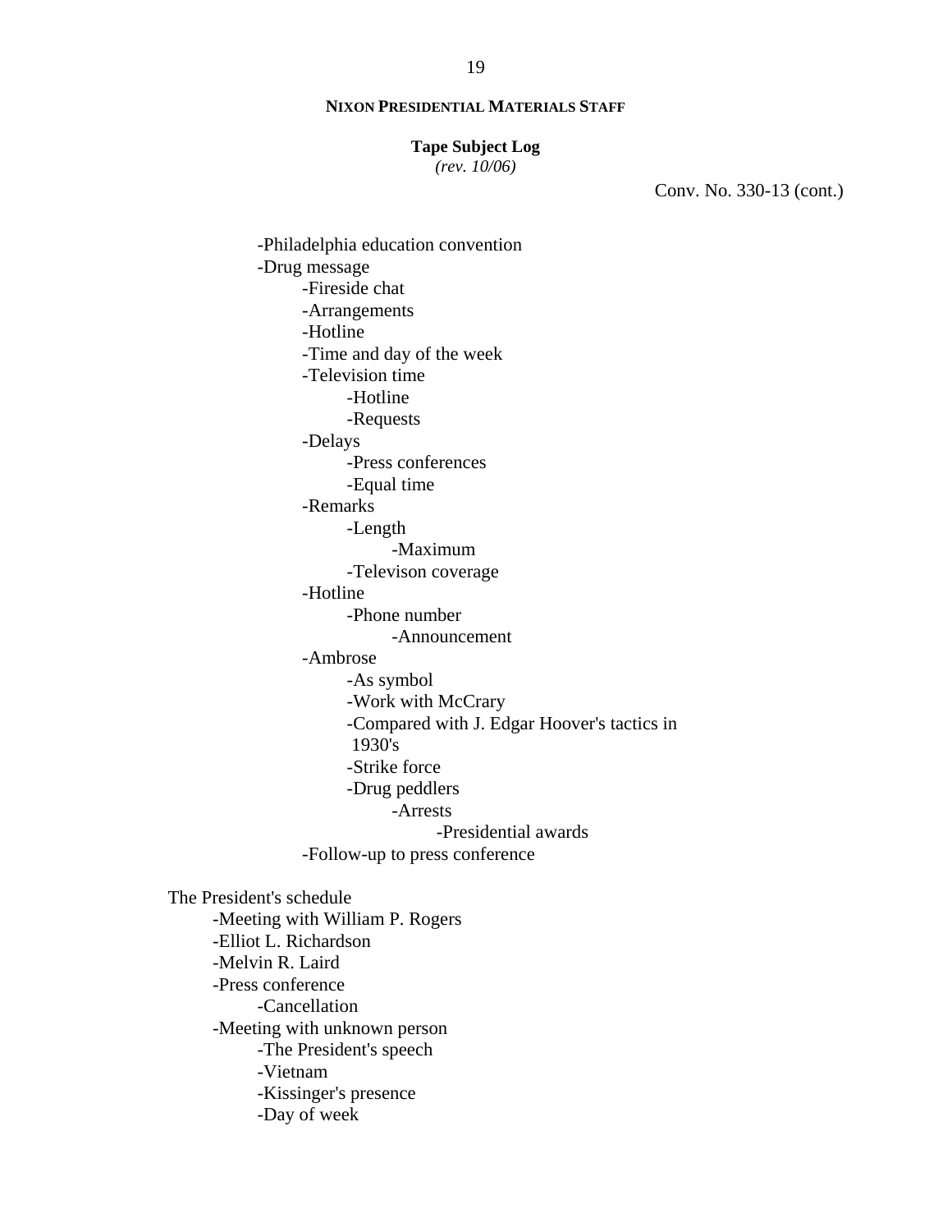**NIXON PRESIDENTIAL MATERIALS STAFF**

**Tape Subject Log**
*(rev. 10/06)*

Conv. No. 330-13 (cont.)

- Philadelphia education convention
- Drug message
  - Fireside chat
  - Arrangements
  - Hotline
  - Time and day of the week
  - Television time
    - Hotline
    - Requests
  - Delays
    - Press conferences
    - Equal time
  - Remarks
    - Length
      - Maximum
    - Televison coverage
  - Hotline
    - Phone number
      - Announcement
  - Ambrose
    - As symbol
    - Work with McCrary
    - Compared with J. Edgar Hoover's tactics in 1930's
    - Strike force
    - Drug peddlers
      - Arrests
        - Presidential awards
  - Follow-up to press conference

The President's schedule

- Meeting with William P. Rogers
- Elliot L. Richardson
- Melvin R. Laird
- Press conference
  - Cancellation
- Meeting with unknown person
  - The President's speech
  - Vietnam
  - Kissinger's presence
  - Day of week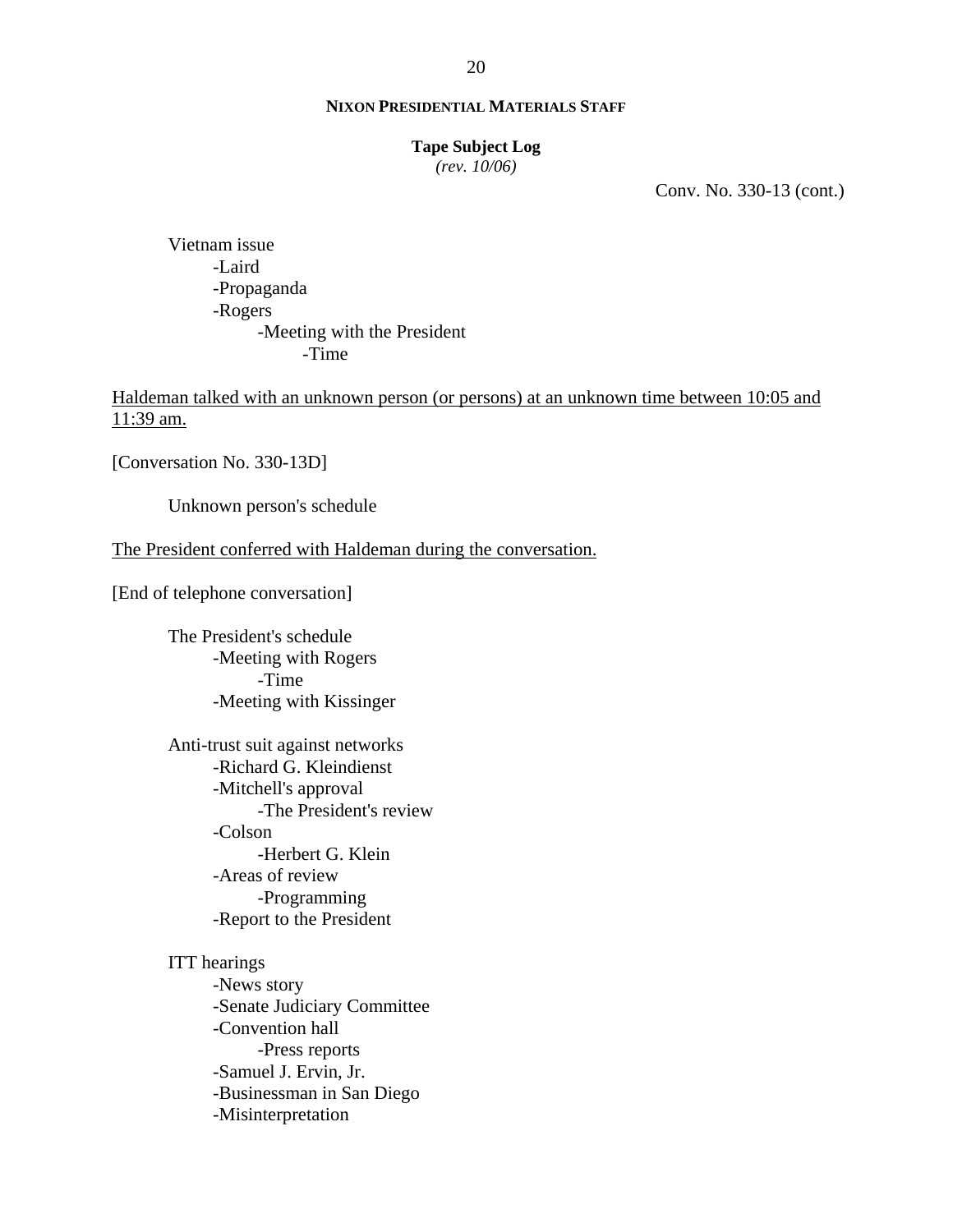**NIXON PRESIDENTIAL MATERIALS STAFF**

**Tape Subject Log**
*(rev. 10/06)*

Conv. No. 330-13 (cont.)

Vietnam issue
- -Laird
- -Propaganda
- -Rogers
  - -Meeting with the President
    - -Time

Haldeman talked with an unknown person (or persons) at an unknown time between 10:05 and 11:39 am.

[Conversation No. 330-13D]

Unknown person's schedule

The President conferred with Haldeman during the conversation.

[End of telephone conversation]

The President's schedule
- -Meeting with Rogers
  - -Time
- -Meeting with Kissinger

Anti-trust suit against networks
- -Richard G. Kleindienst
- -Mitchell's approval
  - -The President's review
- -Colson
  - -Herbert G. Klein
- -Areas of review
  - -Programming
- -Report to the President

ITT hearings
- -News story
- -Senate Judiciary Committee
- -Convention hall
  - -Press reports
- -Samuel J. Ervin, Jr.
- -Businessman in San Diego
- -Misinterpretation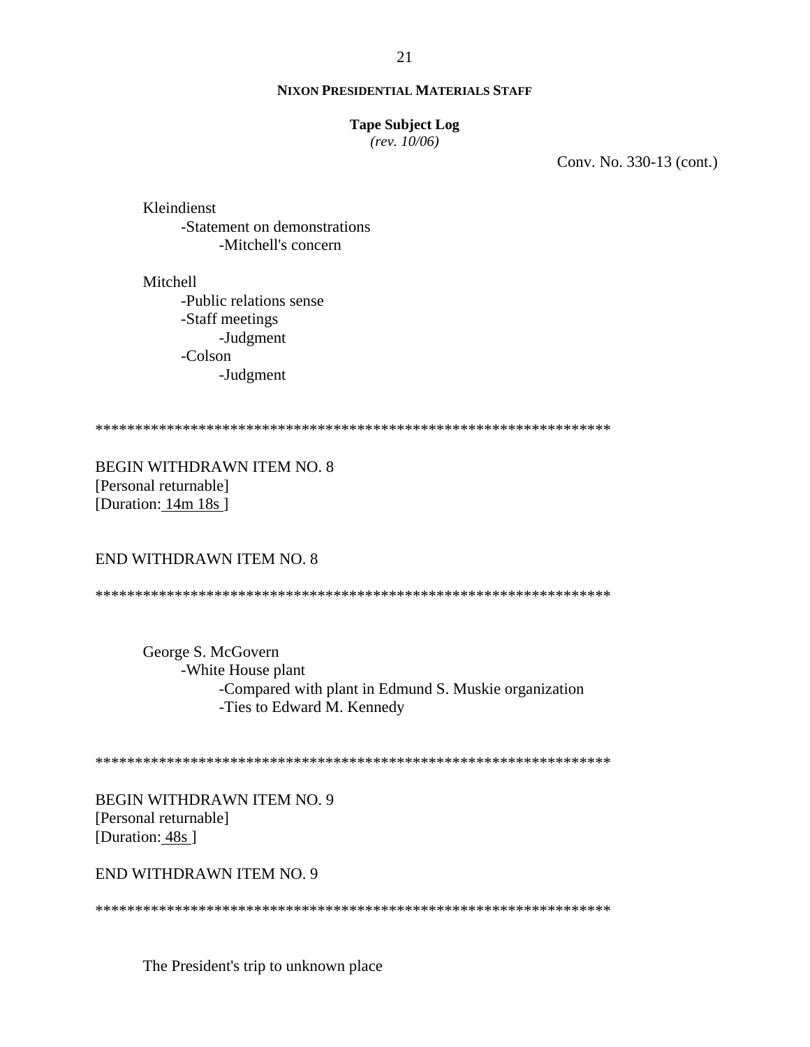Conv. No. 330-13 (cont.)

Kleindienst
- Statement on demonstrations
    - Mitchell's concern

Mitchell
- Public relations sense
- Staff meetings
    - Judgment
- Colson
    - Judgment

*****************************************************************

BEGIN WITHDRAWN ITEM NO. 8
[Personal returnable]
[Duration: 14m 18s ]

END WITHDRAWN ITEM NO. 8

*****************************************************************

George S. McGovern
- White House plant
    - Compared with plant in Edmund S. Muskie organization
    - Ties to Edward M. Kennedy

*****************************************************************

BEGIN WITHDRAWN ITEM NO. 9
[Personal returnable]
[Duration: 48s ]

END WITHDRAWN ITEM NO. 9

*****************************************************************

The President's trip to unknown place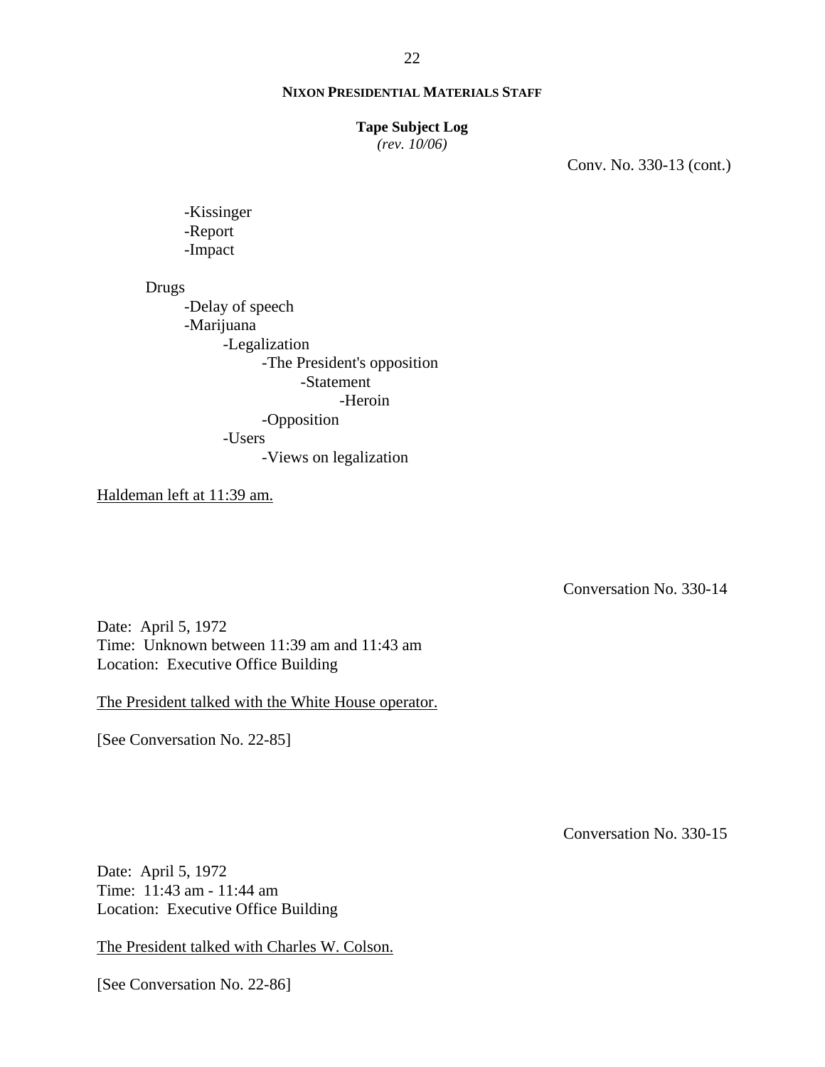Conv. No. 330-13 (cont.)

- Kissinger
- Report
- Impact

Drugs

- Delay of speech
- Marijuana
  - Legalization
    - The President's opposition
      - Statement
        - Heroin
    - Opposition
  - Users
    - Views on legalization

Haldeman left at 11:39 am.

Conversation No. 330-14

Date: April 5, 1972
Time: Unknown between 11:39 am and 11:43 am
Location: Executive Office Building

The President talked with the White House operator.

[See Conversation No. 22-85]

Conversation No. 330-15

Date: April 5, 1972
Time: 11:43 am - 11:44 am
Location: Executive Office Building

The President talked with Charles W. Colson.

[See Conversation No. 22-86]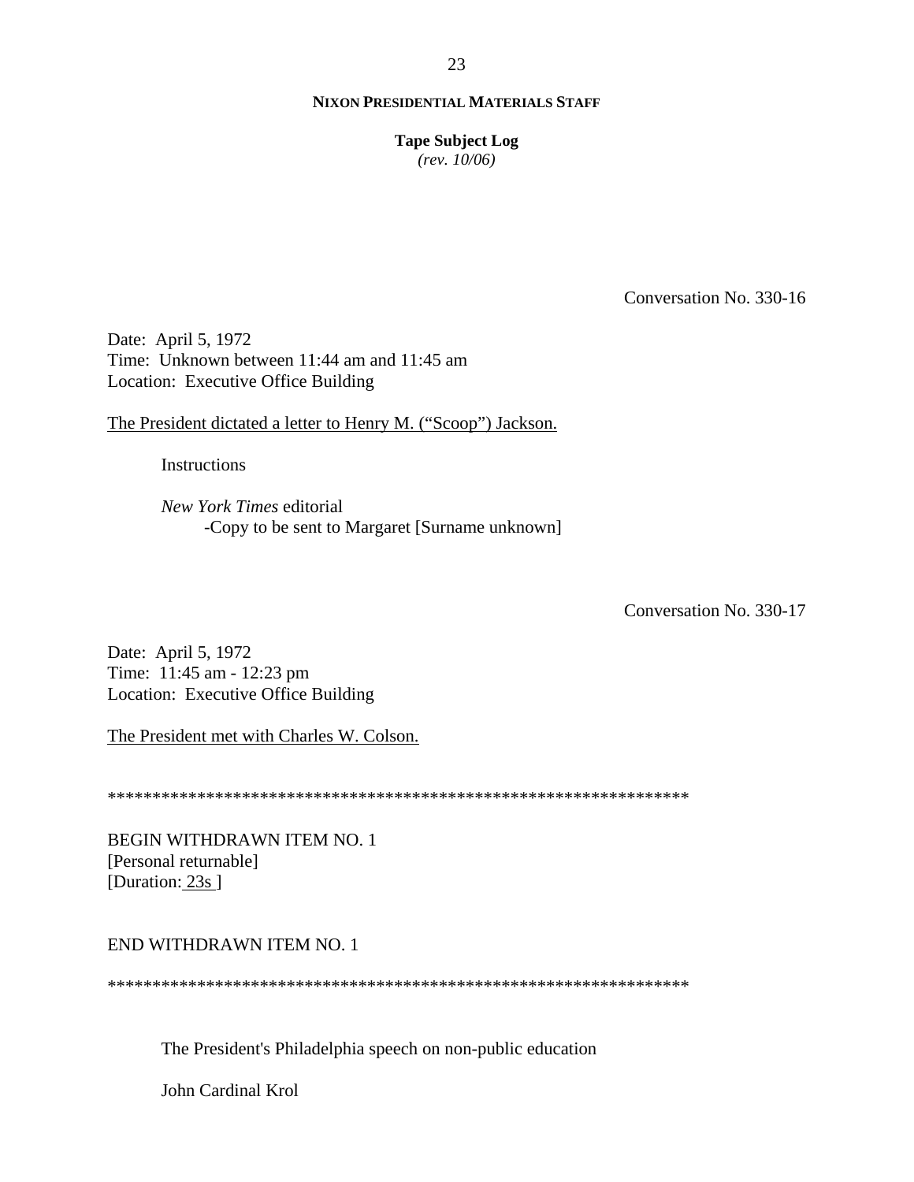Conversation No. 330-16

Date: April 5, 1972
Time: Unknown between 11:44 am and 11:45 am
Location: Executive Office Building

The President dictated a letter to Henry M. ("Scoop") Jackson.

Instructions

*New York Times* editorial
- Copy to be sent to Margaret [Surname unknown]

Conversation No. 330-17

Date: April 5, 1972
Time: 11:45 am - 12:23 pm
Location: Executive Office Building

The President met with Charles W. Colson.

*****************************************************************

BEGIN WITHDRAWN ITEM NO. 1
[Personal returnable]
[Duration: 23s ]

END WITHDRAWN ITEM NO. 1

*****************************************************************

The President's Philadelphia speech on non-public education

John Cardinal Krol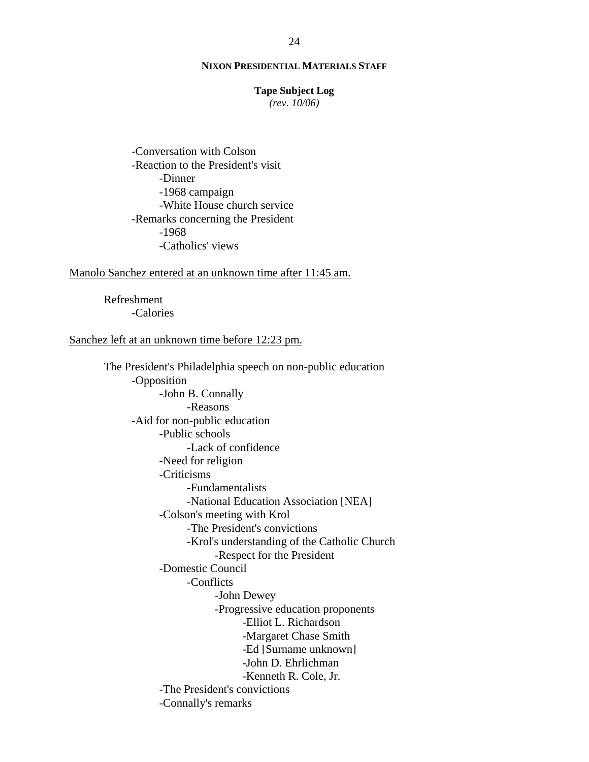-Conversation with Colson
- -Reaction to the President's visit
  - -Dinner
  - -1968 campaign
  - -White House church service
- -Remarks concerning the President
  - -1968
  - -Catholics' views

<u>Manolo Sanchez entered at an unknown time after 11:45 am.</u>

Refreshment
- -Calories

<u>Sanchez left at an unknown time before 12:23 pm.</u>

The President's Philadelphia speech on non-public education
- -Opposition
  - -John B. Connally
    - -Reasons
- -Aid for non-public education
  - -Public schools
    - -Lack of confidence
  - -Need for religion
  - -Criticisms
    - -Fundamentalists
    - -National Education Association [NEA]
  - -Colson's meeting with Krol
    - -The President's convictions
    - -Krol's understanding of the Catholic Church
      - -Respect for the President
  - -Domestic Council
    - -Conflicts
      - -John Dewey
      - -Progressive education proponents
        - -Elliot L. Richardson
        - -Margaret Chase Smith
        - -Ed [Surname unknown]
        - -John D. Ehrlichman
        - -Kenneth R. Cole, Jr.
  - -The President's convictions
  - -Connally's remarks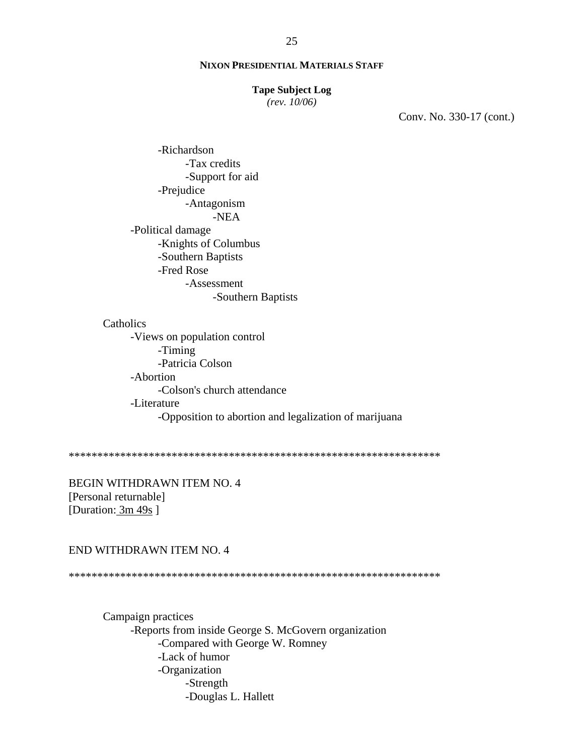**NIXON PRESIDENTIAL MATERIALS STAFF**

**Tape Subject Log**
*(rev. 10/06)*

Conv. No. 330-17 (cont.)

- -Richardson
  - -Tax credits
  - -Support for aid
- -Prejudice
  - -Antagonism
    - -NEA

-Political damage
- -Knights of Columbus
- -Southern Baptists
- -Fred Rose
  - -Assessment
    - -Southern Baptists

Catholics
- -Views on population control
  - -Timing
  - -Patricia Colson
- -Abortion
  - -Colson's church attendance
- -Literature
  - -Opposition to abortion and legalization of marijuana

*****************************************************************

BEGIN WITHDRAWN ITEM NO. 4
[Personal returnable]
[Duration: 3m 49s ]

END WITHDRAWN ITEM NO. 4

*****************************************************************

Campaign practices
- -Reports from inside George S. McGovern organization
  - -Compared with George W. Romney
  - -Lack of humor
  - -Organization
    - -Strength
    - -Douglas L. Hallett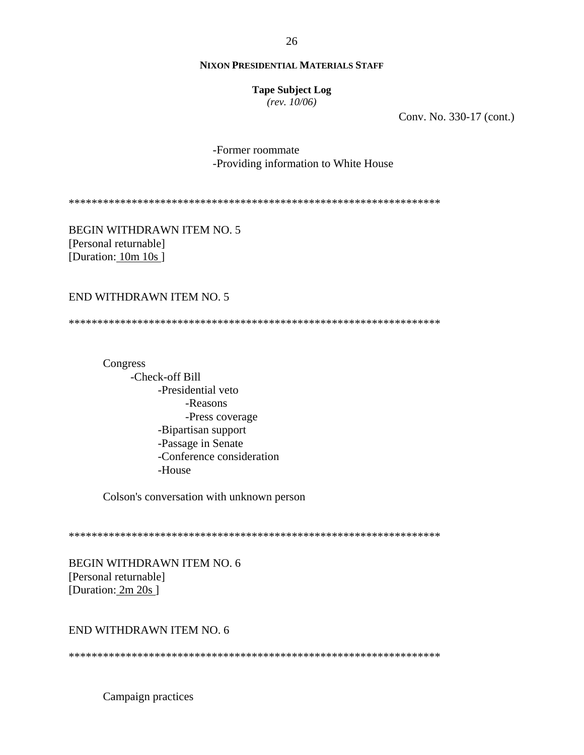**NIXON PRESIDENTIAL MATERIALS STAFF**

**Tape Subject Log**
*(rev. 10/06)*

Conv. No. 330-17 (cont.)

- -Former roommate
- -Providing information to White House

******************************************************************

BEGIN WITHDRAWN ITEM NO. 5
[Personal returnable]
[Duration: 10m 10s ]

END WITHDRAWN ITEM NO. 5

******************************************************************

Congress
- -Check-off Bill
  - -Presidential veto
    - -Reasons
    - -Press coverage
  - -Bipartisan support
  - -Passage in Senate
  - -Conference consideration
  - -House

Colson's conversation with unknown person

******************************************************************

BEGIN WITHDRAWN ITEM NO. 6
[Personal returnable]
[Duration: 2m 20s ]

END WITHDRAWN ITEM NO. 6

******************************************************************

Campaign practices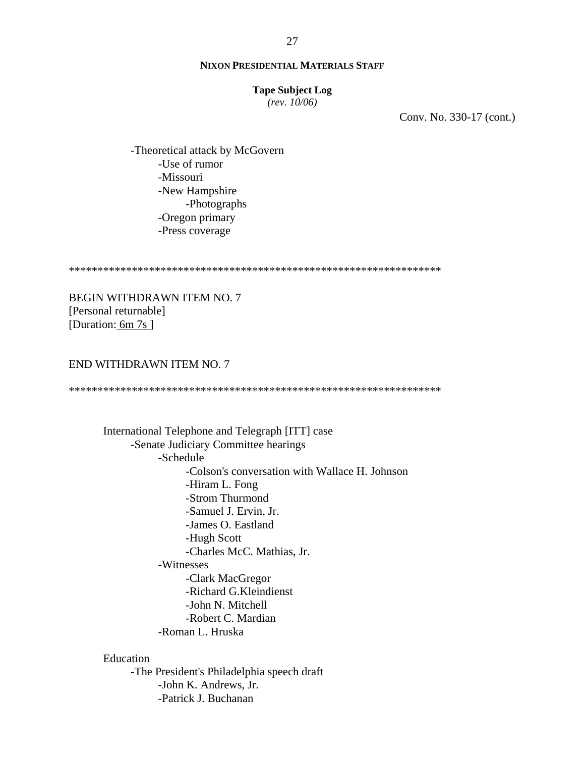Conv. No. 330-17 (cont.)

- Theoretical attack by McGovern
  - Use of rumor
  - Missouri
  - New Hampshire
    - Photographs
  - Oregon primary
  - Press coverage

*****************************************************************

BEGIN WITHDRAWN ITEM NO. 7
[Personal returnable]
[Duration: 6m 7s ]

END WITHDRAWN ITEM NO. 7

*****************************************************************

International Telephone and Telegraph [ITT] case
- Senate Judiciary Committee hearings
  - Schedule
    - Colson's conversation with Wallace H. Johnson
    - Hiram L. Fong
    - Strom Thurmond
    - Samuel J. Ervin, Jr.
    - James O. Eastland
    - Hugh Scott
    - Charles McC. Mathias, Jr.
  - Witnesses
    - Clark MacGregor
    - Richard G.Kleindienst
    - John N. Mitchell
    - Robert C. Mardian
  - Roman L. Hruska

Education
- The President's Philadelphia speech draft
  - John K. Andrews, Jr.
  - Patrick J. Buchanan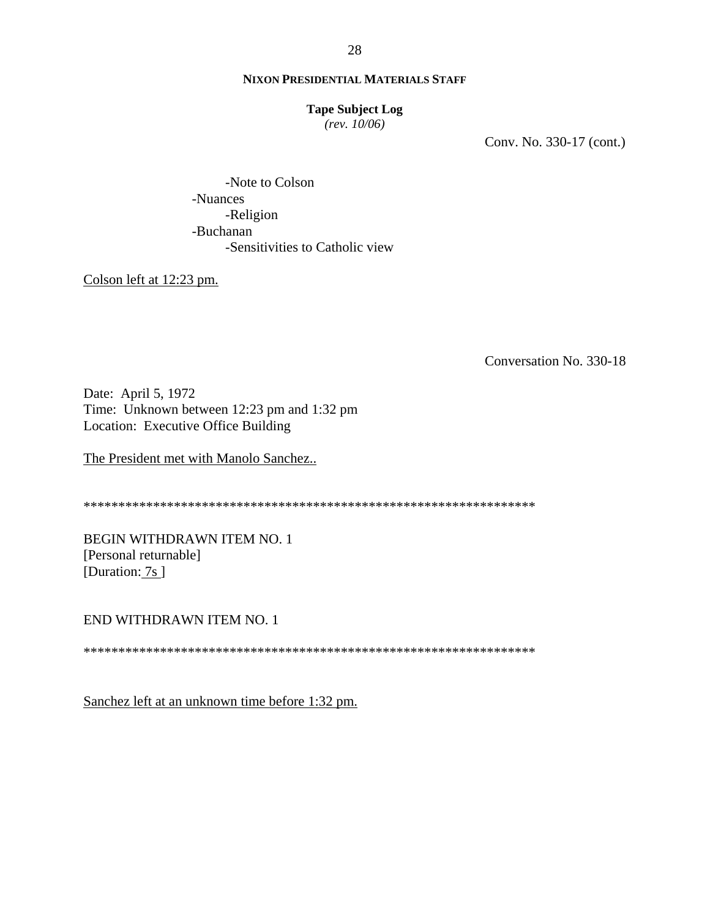Conv. No. 330-17 (cont.)

- Note to Colson
- Nuances
    - Religion
- Buchanan
    - Sensitivities to Catholic view

Colson left at 12:23 pm.

Conversation No. 330-18

Date: April 5, 1972
Time: Unknown between 12:23 pm and 1:32 pm
Location: Executive Office Building

The President met with Manolo Sanchez..

*****************************************************************

BEGIN WITHDRAWN ITEM NO. 1
[Personal returnable]
[Duration: 7s ]

END WITHDRAWN ITEM NO. 1

*****************************************************************

Sanchez left at an unknown time before 1:32 pm.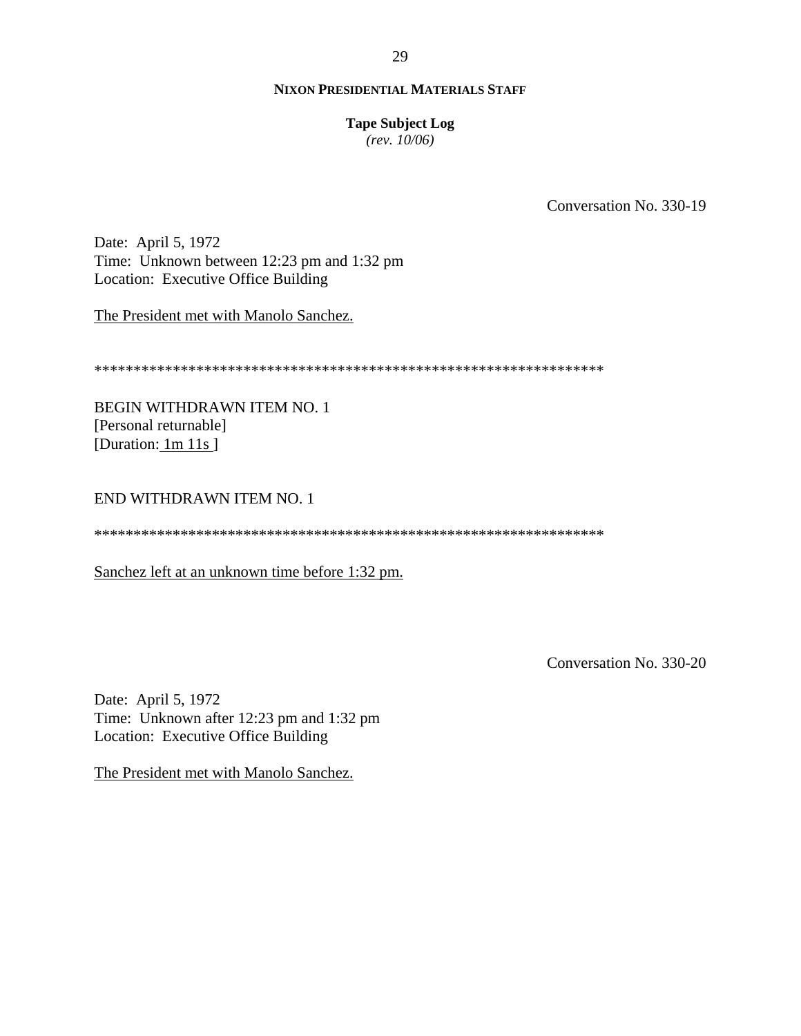**NIXON PRESIDENTIAL MATERIALS STAFF**

**Tape Subject Log**
*(rev. 10/06)*

Conversation No. 330-19

Date: April 5, 1972
Time: Unknown between 12:23 pm and 1:32 pm
Location: Executive Office Building

The President met with Manolo Sanchez.

******************************************************************

BEGIN WITHDRAWN ITEM NO. 1
[Personal returnable]
[Duration: 1m 11s ]

END WITHDRAWN ITEM NO. 1

******************************************************************

Sanchez left at an unknown time before 1:32 pm.

Conversation No. 330-20

Date: April 5, 1972
Time: Unknown after 12:23 pm and 1:32 pm
Location: Executive Office Building

The President met with Manolo Sanchez.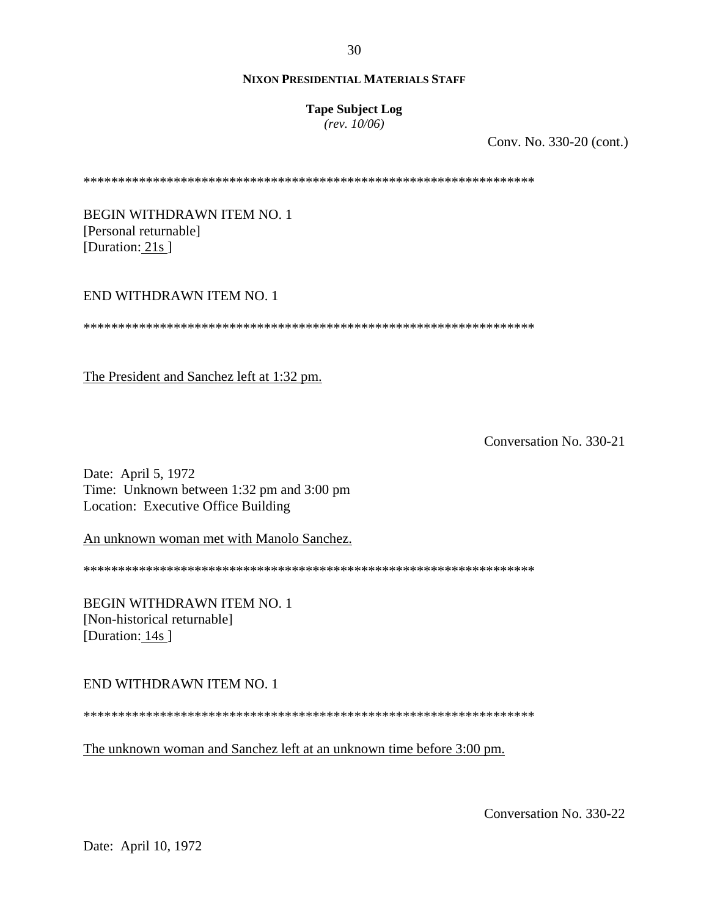**NIXON PRESIDENTIAL MATERIALS STAFF**

**Tape Subject Log**
*(rev. 10/06)*

Conv. No. 330-20 (cont.)

*******************************************************************

BEGIN WITHDRAWN ITEM NO. 1
[Personal returnable]
[Duration: 21s ]

END WITHDRAWN ITEM NO. 1

*******************************************************************

The President and Sanchez left at 1:32 pm.

Conversation No. 330-21

Date: April 5, 1972
Time: Unknown between 1:32 pm and 3:00 pm
Location: Executive Office Building

An unknown woman met with Manolo Sanchez.

*******************************************************************

BEGIN WITHDRAWN ITEM NO. 1
[Non-historical returnable]
[Duration: 14s ]

END WITHDRAWN ITEM NO. 1

*******************************************************************

The unknown woman and Sanchez left at an unknown time before 3:00 pm.

Conversation No. 330-22

Date: April 10, 1972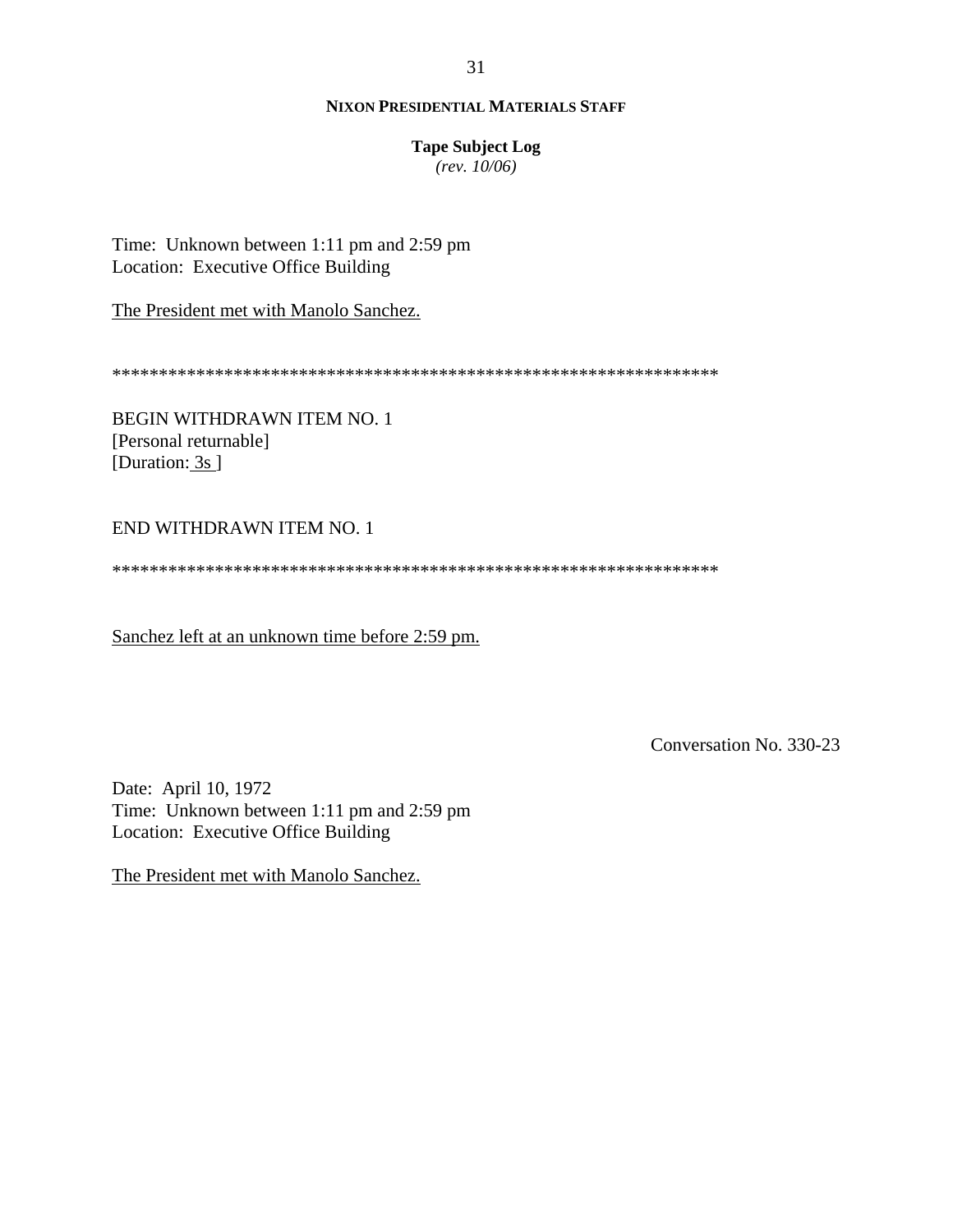Time: Unknown between 1:11 pm and 2:59 pm
Location: Executive Office Building

The President met with Manolo Sanchez.

*****************************************************************

BEGIN WITHDRAWN ITEM NO. 1
[Personal returnable]
[Duration: 3s ]

END WITHDRAWN ITEM NO. 1

*****************************************************************

Sanchez left at an unknown time before 2:59 pm.

Conversation No. 330-23

Date: April 10, 1972
Time: Unknown between 1:11 pm and 2:59 pm
Location: Executive Office Building

The President met with Manolo Sanchez.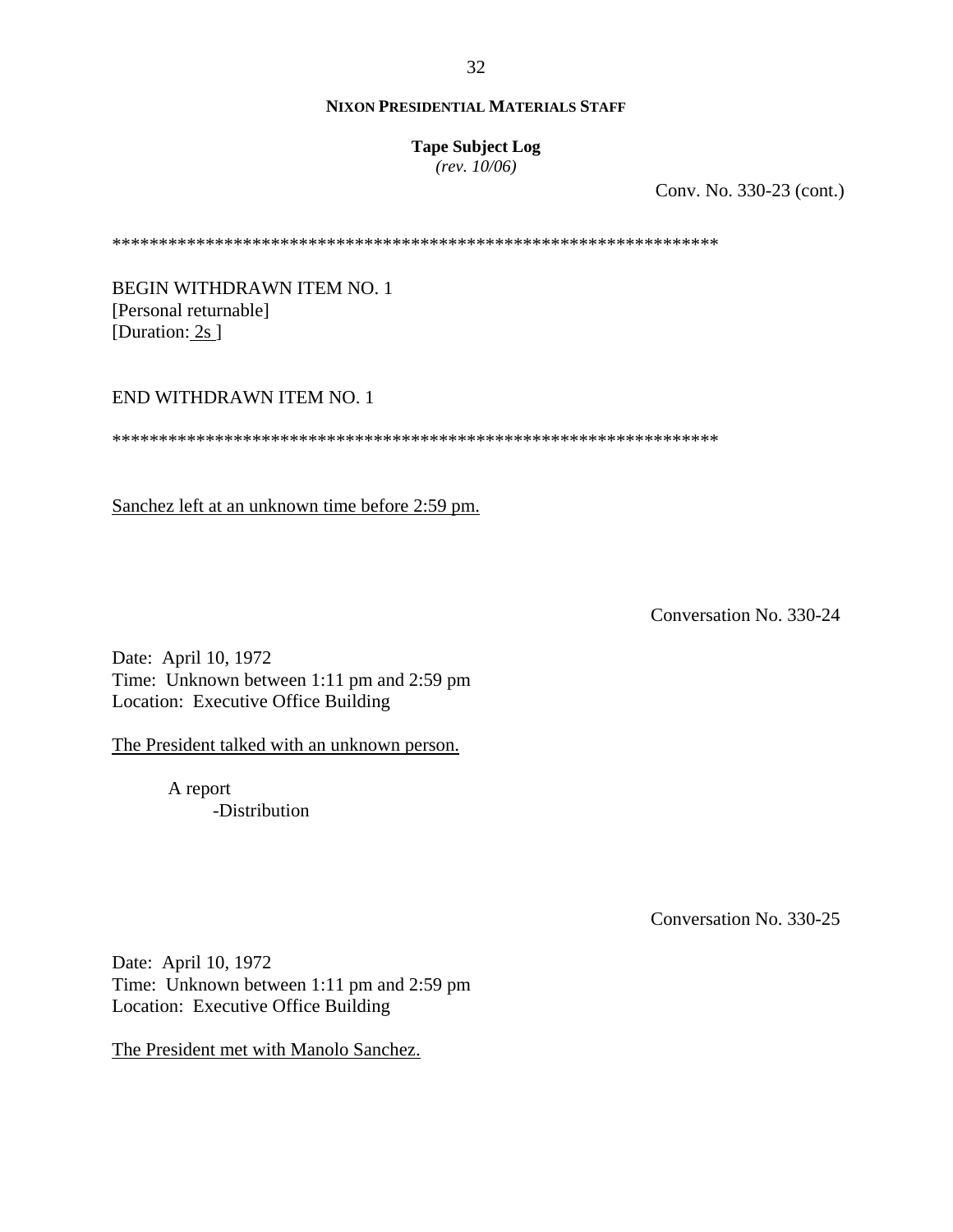Conv. No. 330-23 (cont.)

******************************************************************

BEGIN WITHDRAWN ITEM NO. 1
[Personal returnable]
[Duration: 2s ]

END WITHDRAWN ITEM NO. 1

******************************************************************

Sanchez left at an unknown time before 2:59 pm.

Conversation No. 330-24

Date: April 10, 1972
Time: Unknown between 1:11 pm and 2:59 pm
Location: Executive Office Building

The President talked with an unknown person.

- A report
  - -Distribution

Conversation No. 330-25

Date: April 10, 1972
Time: Unknown between 1:11 pm and 2:59 pm
Location: Executive Office Building

The President met with Manolo Sanchez.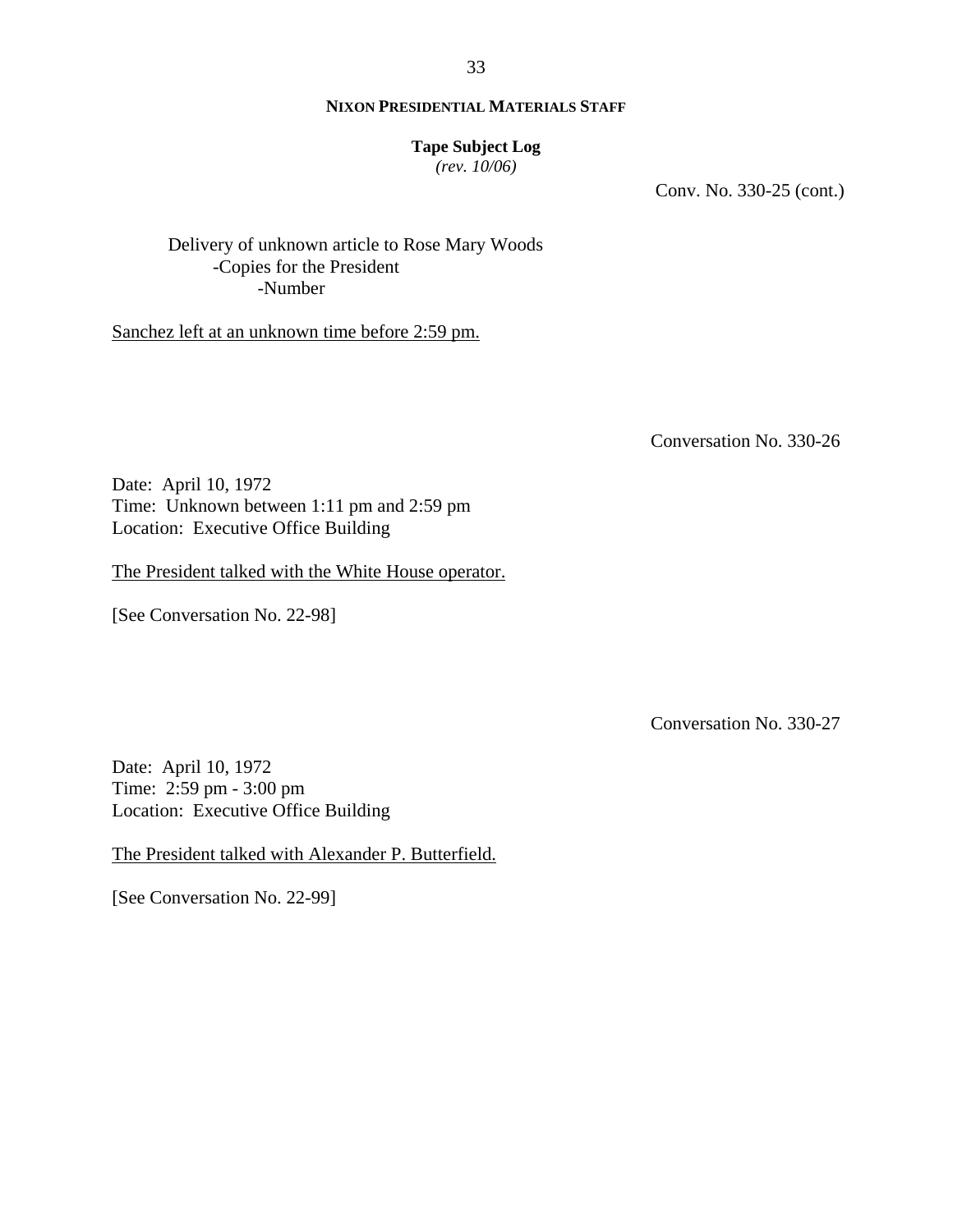Conv. No. 330-25 (cont.)

Delivery of unknown article to Rose Mary Woods
- Copies for the President
  - Number

Sanchez left at an unknown time before 2:59 pm.

Conversation No. 330-26

Date: April 10, 1972
Time: Unknown between 1:11 pm and 2:59 pm
Location: Executive Office Building

The President talked with the White House operator.

[See Conversation No. 22-98]

Conversation No. 330-27

Date: April 10, 1972
Time: 2:59 pm - 3:00 pm
Location: Executive Office Building

The President talked with Alexander P. Butterfield.

[See Conversation No. 22-99]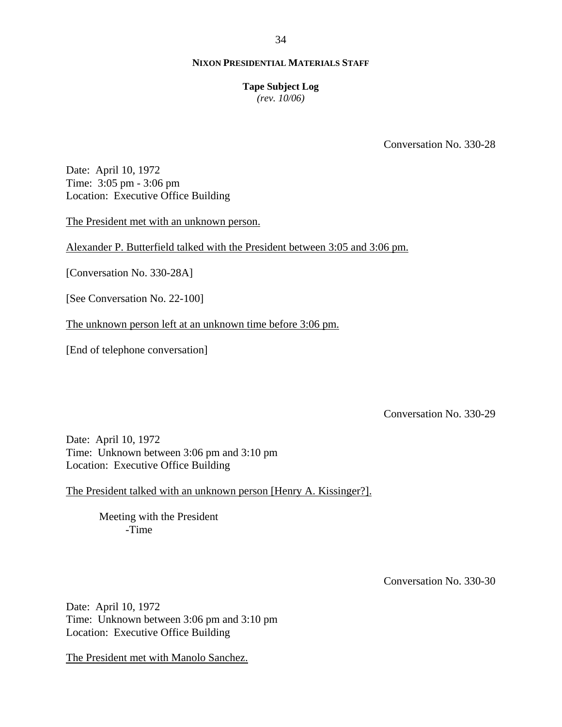**NIXON PRESIDENTIAL MATERIALS STAFF**

**Tape Subject Log**
*(rev. 10/06)*

Conversation No. 330-28

Date: April 10, 1972
Time: 3:05 pm - 3:06 pm
Location: Executive Office Building

The President met with an unknown person.

Alexander P. Butterfield talked with the President between 3:05 and 3:06 pm.

[Conversation No. 330-28A]

[See Conversation No. 22-100]

The unknown person left at an unknown time before 3:06 pm.

[End of telephone conversation]

Conversation No. 330-29

Date: April 10, 1972
Time: Unknown between 3:06 pm and 3:10 pm
Location: Executive Office Building

The President talked with an unknown person [Henry A. Kissinger?].

- Meeting with the President
  - -Time

Conversation No. 330-30

Date: April 10, 1972
Time: Unknown between 3:06 pm and 3:10 pm
Location: Executive Office Building

The President met with Manolo Sanchez.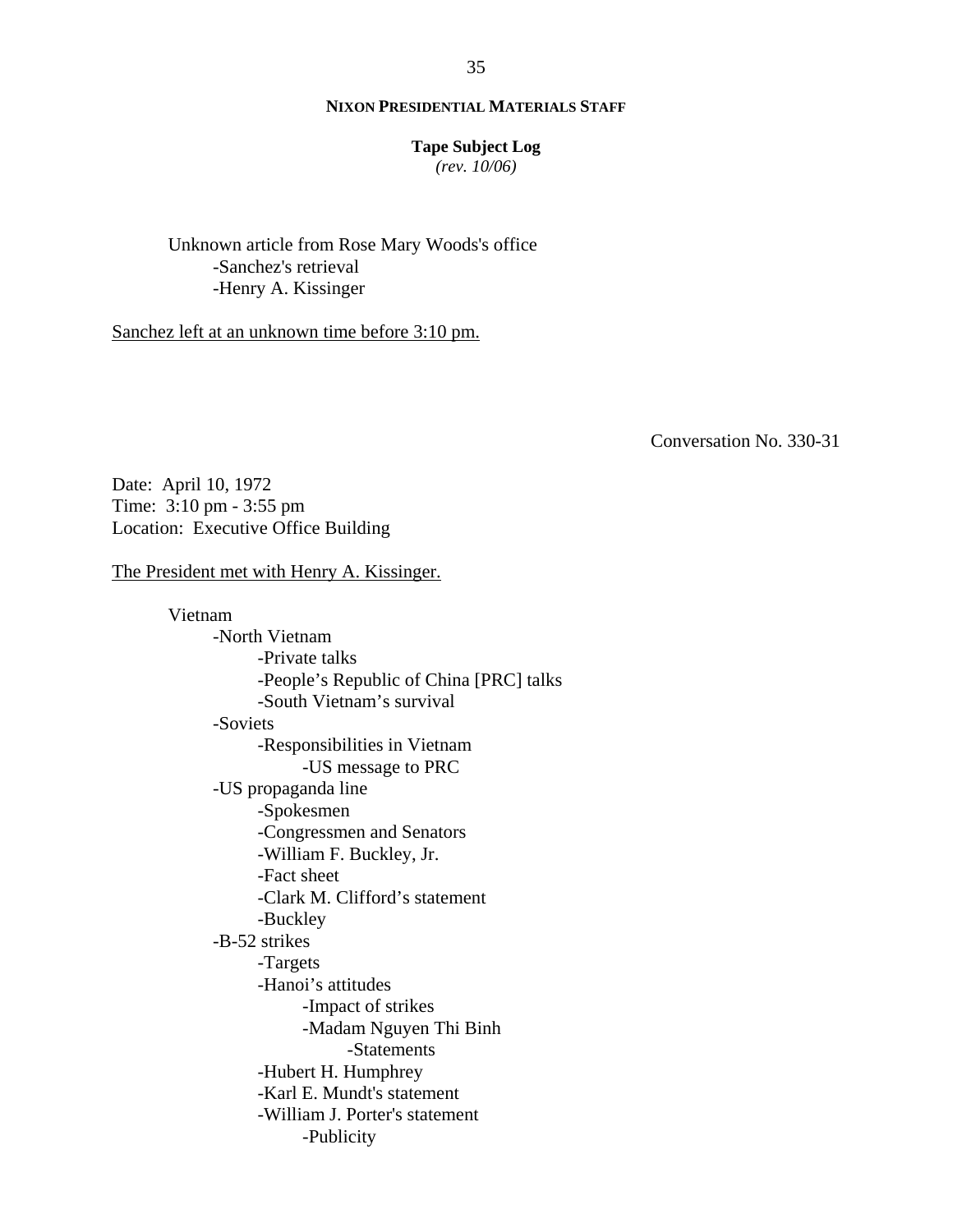Unknown article from Rose Mary Woods's office
- Sanchez's retrieval
- Henry A. Kissinger

<u>Sanchez left at an unknown time before 3:10 pm.</u>

Conversation No. 330-31

Date: April 10, 1972
Time: 3:10 pm - 3:55 pm
Location: Executive Office Building

<u>The President met with Henry A. Kissinger.</u>

Vietnam
- North Vietnam
    - Private talks
    - People's Republic of China [PRC] talks
    - South Vietnam's survival
- Soviets
    - Responsibilities in Vietnam
        - US message to PRC
- US propaganda line
    - Spokesmen
    - Congressmen and Senators
    - William F. Buckley, Jr.
    - Fact sheet
    - Clark M. Clifford's statement
    - Buckley
- B-52 strikes
    - Targets
    - Hanoi's attitudes
        - Impact of strikes
        - Madam Nguyen Thi Binh
            - Statements
    - Hubert H. Humphrey
    - Karl E. Mundt's statement
    - William J. Porter's statement
        - Publicity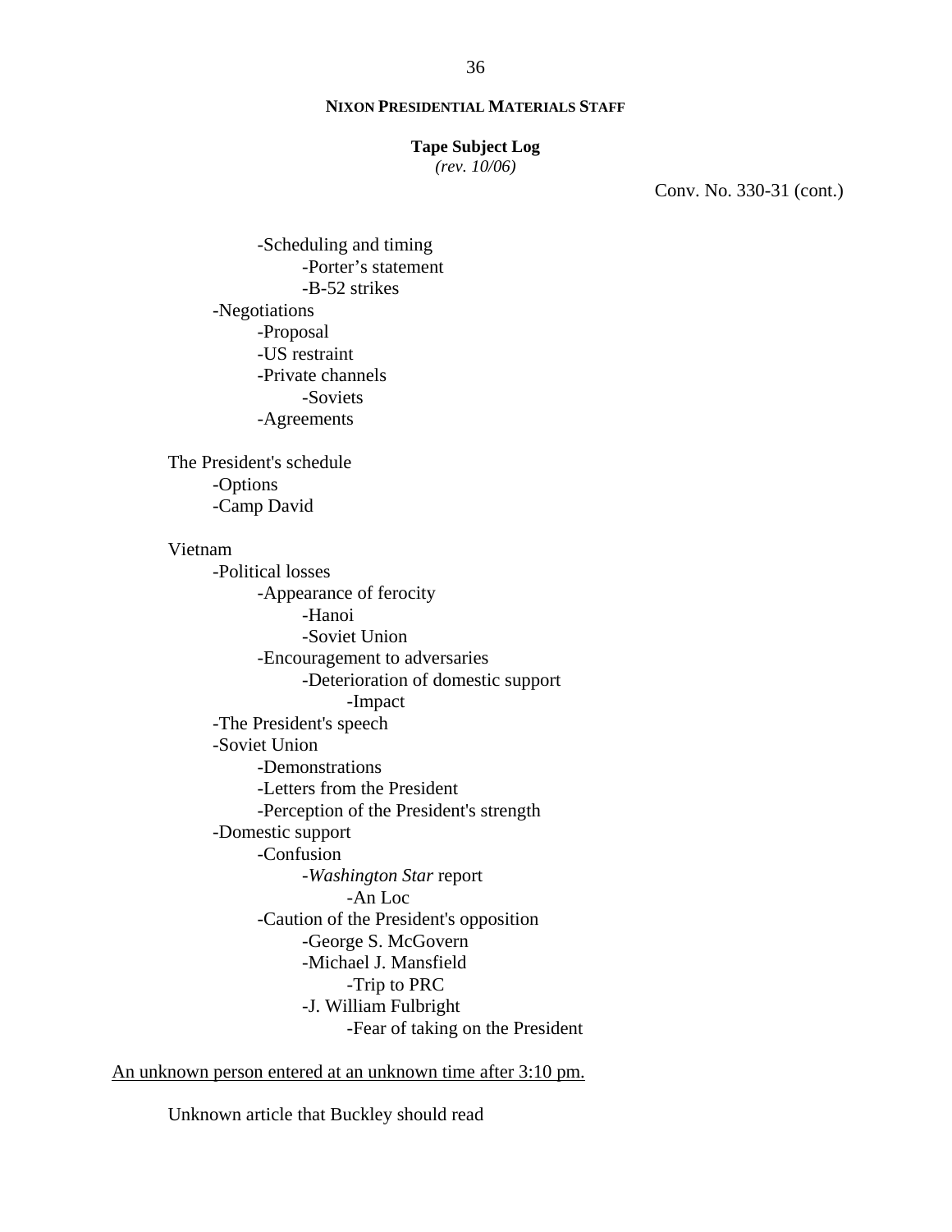Conv. No. 330-31 (cont.)

- -Scheduling and timing
  - -Porter's statement
  - -B-52 strikes
- -Negotiations
  - -Proposal
  - -US restraint
  - -Private channels
    - -Soviets
  - -Agreements

The President's schedule

- -Options
- -Camp David

Vietnam

- -Political losses
  - -Appearance of ferocity
    - -Hanoi
    - -Soviet Union
  - -Encouragement to adversaries
    - -Deterioration of domestic support
      - -Impact
- -The President's speech
- -Soviet Union
  - -Demonstrations
  - -Letters from the President
  - -Perception of the President's strength
- -Domestic support
  - -Confusion
    - -*Washington Star* report
      - -An Loc
  - -Caution of the President's opposition
    - -George S. McGovern
    - -Michael J. Mansfield
      - -Trip to PRC
    - -J. William Fulbright
      - -Fear of taking on the President

<u>An unknown person entered at an unknown time after 3:10 pm.</u>

Unknown article that Buckley should read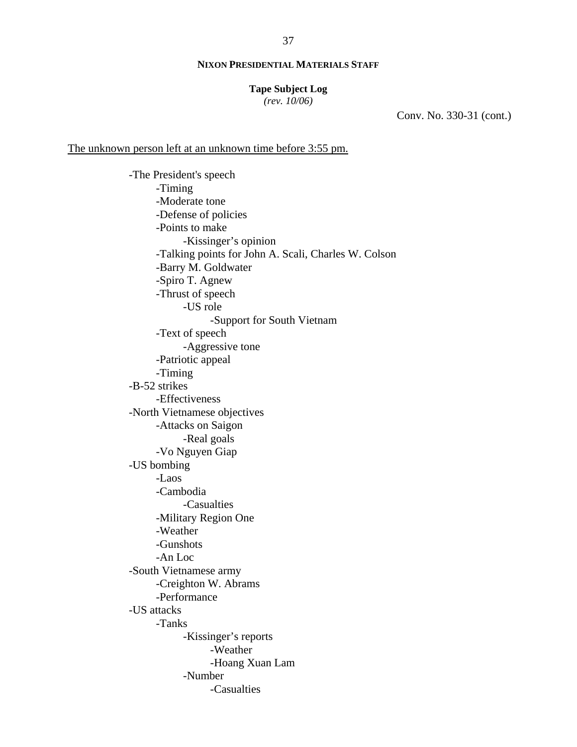**NIXON PRESIDENTIAL MATERIALS STAFF**

**Tape Subject Log**
*(rev. 10/06)*

Conv. No. 330-31 (cont.)

The unknown person left at an unknown time before 3:55 pm.

- -The President's speech
  - -Timing
  - -Moderate tone
  - -Defense of policies
  - -Points to make
    - -Kissinger's opinion
  - -Talking points for John A. Scali, Charles W. Colson
  - -Barry M. Goldwater
  - -Spiro T. Agnew
  - -Thrust of speech
    - -US role
      - -Support for South Vietnam
  - -Text of speech
    - -Aggressive tone
  - -Patriotic appeal
  - -Timing
- -B-52 strikes
  - -Effectiveness
- -North Vietnamese objectives
  - -Attacks on Saigon
    - -Real goals
  - -Vo Nguyen Giap
- -US bombing
  - -Laos
  - -Cambodia
    - -Casualties
  - -Military Region One
  - -Weather
  - -Gunshots
  - -An Loc
- -South Vietnamese army
  - -Creighton W. Abrams
  - -Performance
- -US attacks
  - -Tanks
    - -Kissinger's reports
      - -Weather
      - -Hoang Xuan Lam
    - -Number
      - -Casualties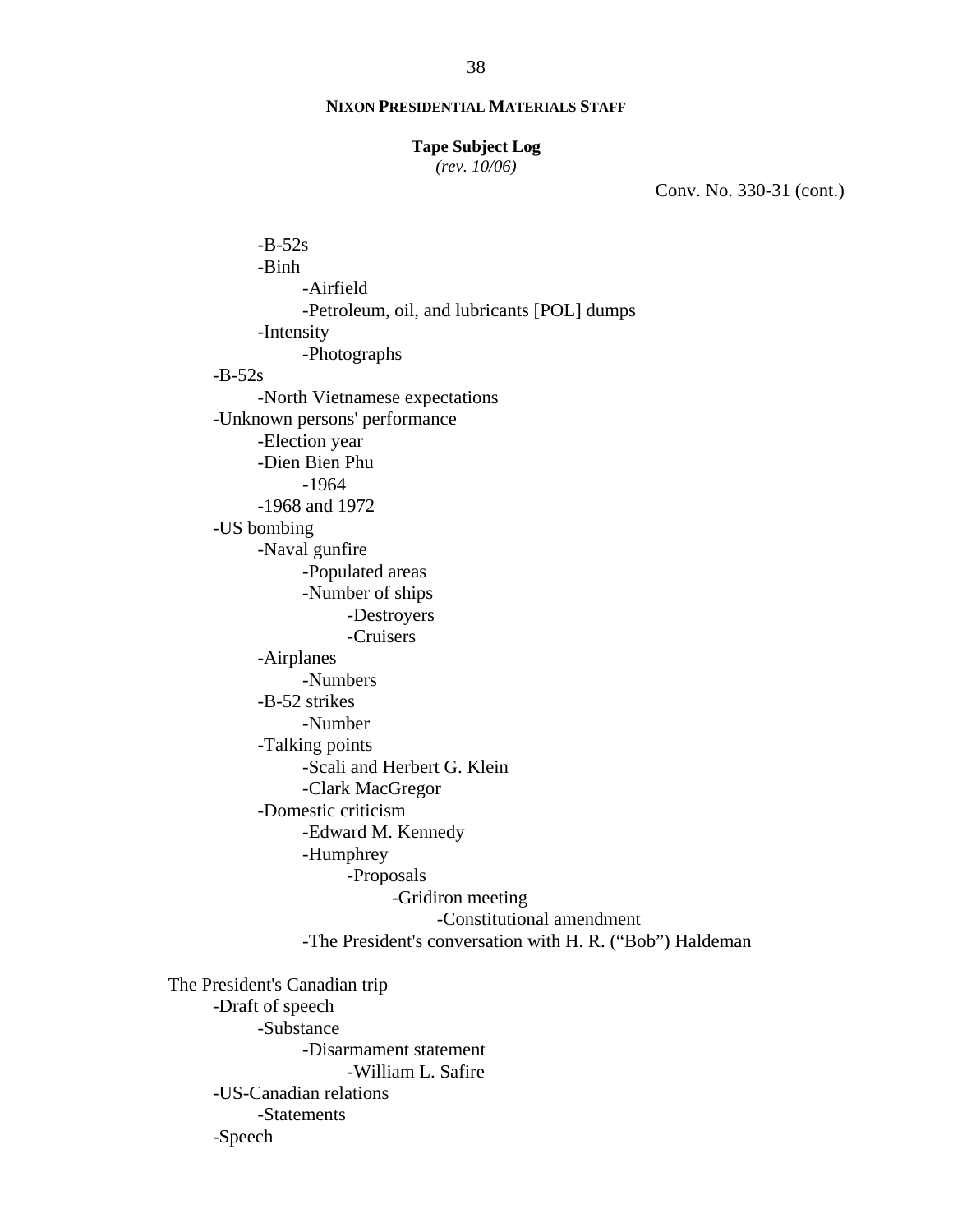**NIXON PRESIDENTIAL MATERIALS STAFF**

**Tape Subject Log**
*(rev. 10/06)*

Conv. No. 330-31 (cont.)

- -B-52s
- -Binh
    - -Airfield
    - -Petroleum, oil, and lubricants [POL] dumps
- -Intensity
    - -Photographs

-B-52s
- -North Vietnamese expectations

-Unknown persons' performance
- -Election year
- -Dien Bien Phu
    - -1964
- -1968 and 1972

-US bombing
- -Naval gunfire
    - -Populated areas
    - -Number of ships
        - -Destroyers
        - -Cruisers
- -Airplanes
    - -Numbers
- -B-52 strikes
    - -Number
- -Talking points
    - -Scali and Herbert G. Klein
    - -Clark MacGregor
- -Domestic criticism
    - -Edward M. Kennedy
    - -Humphrey
        - -Proposals
            - -Gridiron meeting
                - -Constitutional amendment
    - -The President's conversation with H. R. ("Bob") Haldeman

The President's Canadian trip

- -Draft of speech
    - -Substance
        - -Disarmament statement
            - -William L. Safire
- -US-Canadian relations
    - -Statements
- -Speech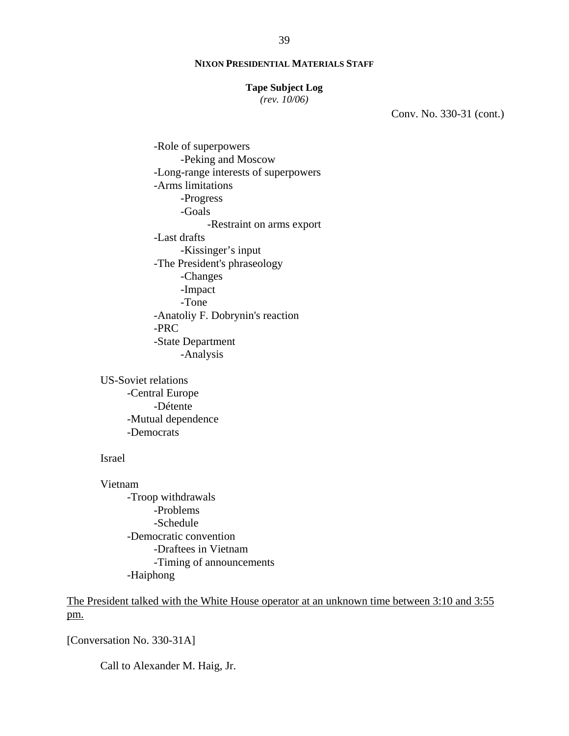**NIXON PRESIDENTIAL MATERIALS STAFF**

**Tape Subject Log**
*(rev. 10/06)*

Conv. No. 330-31 (cont.)

- Role of superpowers
  - Peking and Moscow
- Long-range interests of superpowers
- Arms limitations
  - Progress
  - Goals
    - Restraint on arms export
- Last drafts
  - Kissinger's input
- The President's phraseology
  - Changes
  - Impact
  - Tone
- Anatoliy F. Dobrynin's reaction
- PRC
- State Department
  - Analysis

US-Soviet relations
- Central Europe
  - Détente
- Mutual dependence
- Democrats

Israel

Vietnam
- Troop withdrawals
  - Problems
  - Schedule
- Democratic convention
  - Draftees in Vietnam
  - Timing of announcements
- Haiphong

<u>The President talked with the White House operator at an unknown time between 3:10 and 3:55 pm.</u>

[Conversation No. 330-31A]

Call to Alexander M. Haig, Jr.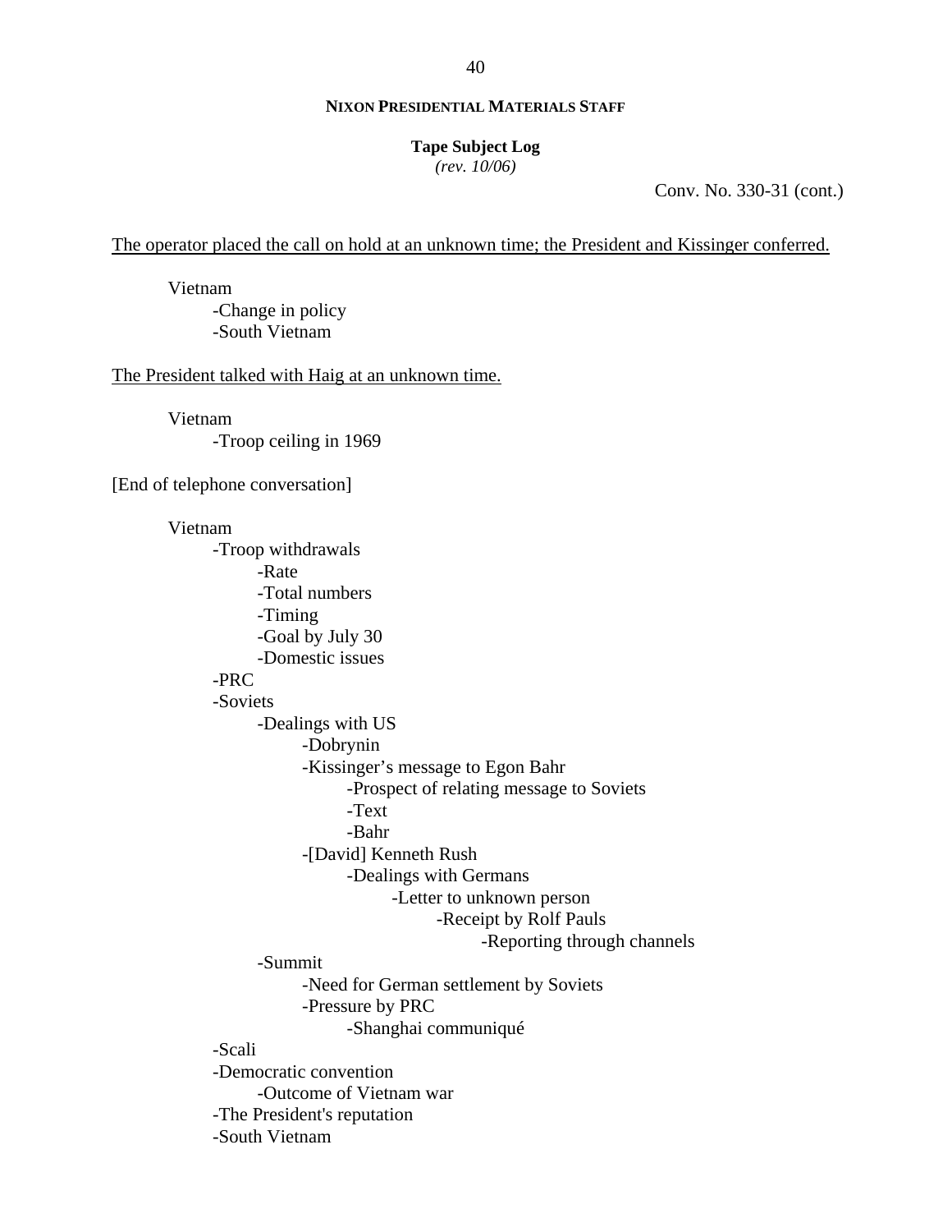Conv. No. 330-31 (cont.)

<u>The operator placed the call on hold at an unknown time; the President and Kissinger conferred.</u>

- Vietnam
  - -Change in policy
  - -South Vietnam

<u>The President talked with Haig at an unknown time.</u>

- Vietnam
  - -Troop ceiling in 1969

[End of telephone conversation]

- Vietnam
  - -Troop withdrawals
    - -Rate
    - -Total numbers
    - -Timing
    - -Goal by July 30
    - -Domestic issues
  - -PRC
  - -Soviets
    - -Dealings with US
      - -Dobrynin
      - -Kissinger's message to Egon Bahr
        - -Prospect of relating message to Soviets
        - -Text
        - -Bahr
      - -[David] Kenneth Rush
        - -Dealings with Germans
          - -Letter to unknown person
            - -Receipt by Rolf Pauls
              - -Reporting through channels
    - -Summit
      - -Need for German settlement by Soviets
      - -Pressure by PRC
        - -Shanghai communiqué
  - -Scali
  - -Democratic convention
    - -Outcome of Vietnam war
  - -The President's reputation
  - -South Vietnam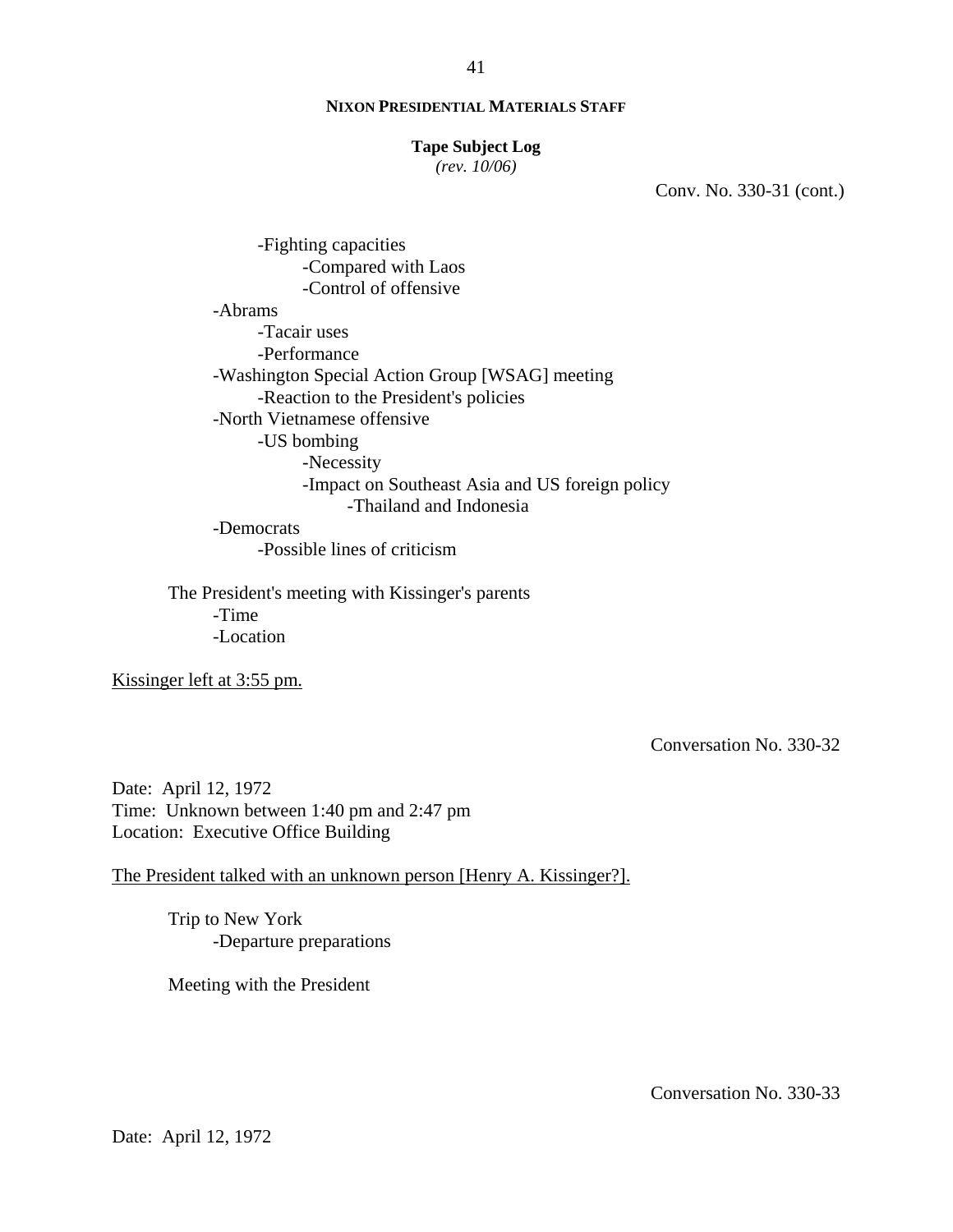Conv. No. 330-31 (cont.)

- -Fighting capacities
    - -Compared with Laos
    - -Control of offensive
- -Abrams
    - -Tacair uses
    - -Performance
- -Washington Special Action Group [WSAG] meeting
    - -Reaction to the President's policies
- -North Vietnamese offensive
    - -US bombing
        - -Necessity
        - -Impact on Southeast Asia and US foreign policy
            - -Thailand and Indonesia
- -Democrats
    - -Possible lines of criticism

The President's meeting with Kissinger's parents
- -Time
- -Location

<u>Kissinger left at 3:55 pm.</u>

Conversation No. 330-32

Date: April 12, 1972
Time: Unknown between 1:40 pm and 2:47 pm
Location: Executive Office Building

<u>The President talked with an unknown person [Henry A. Kissinger?].</u>

Trip to New York
- -Departure preparations

Meeting with the President

Conversation No. 330-33

Date: April 12, 1972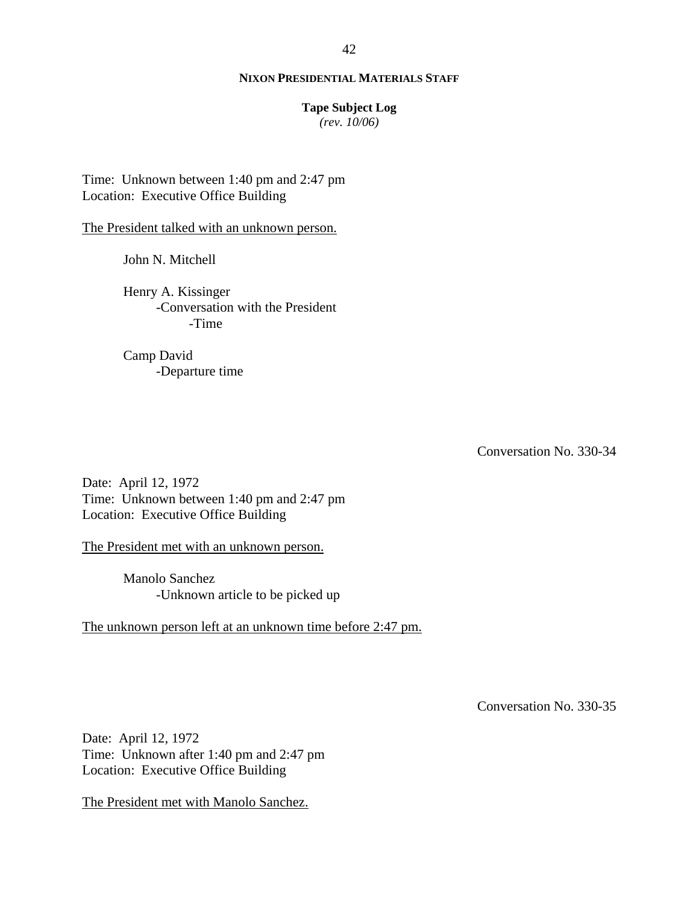Time: Unknown between 1:40 pm and 2:47 pm
Location: Executive Office Building

The President talked with an unknown person.

John N. Mitchell

Henry A. Kissinger
- Conversation with the President
  - Time

Camp David
- Departure time

Conversation No. 330-34

Date: April 12, 1972
Time: Unknown between 1:40 pm and 2:47 pm
Location: Executive Office Building

The President met with an unknown person.

Manolo Sanchez
- Unknown article to be picked up

The unknown person left at an unknown time before 2:47 pm.

Conversation No. 330-35

Date: April 12, 1972
Time: Unknown after 1:40 pm and 2:47 pm
Location: Executive Office Building

The President met with Manolo Sanchez.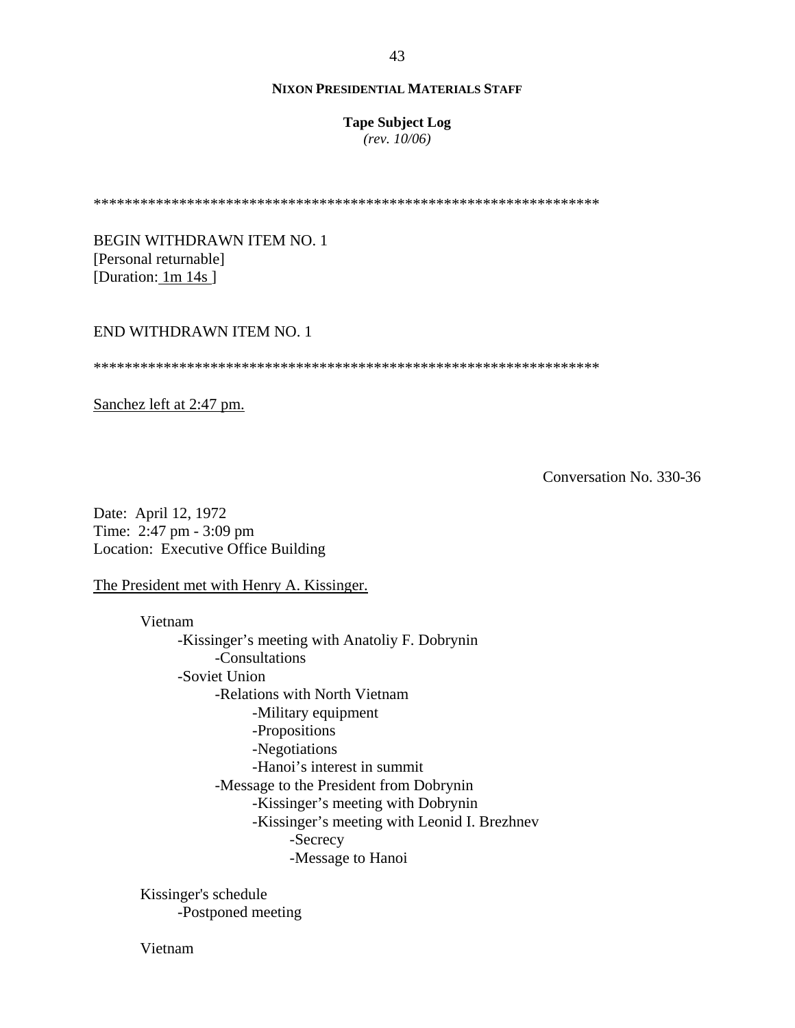*****************************************************************

BEGIN WITHDRAWN ITEM NO. 1
[Personal returnable]
[Duration: 1m 14s ]

END WITHDRAWN ITEM NO. 1

*****************************************************************

Sanchez left at 2:47 pm.

Conversation No. 330-36

Date: April 12, 1972
Time: 2:47 pm - 3:09 pm
Location: Executive Office Building

The President met with Henry A. Kissinger.

- Vietnam
  - -Kissinger's meeting with Anatoliy F. Dobrynin
    - -Consultations
  - -Soviet Union
    - -Relations with North Vietnam
      - -Military equipment
      - -Propositions
      - -Negotiations
      - -Hanoi's interest in summit
    - -Message to the President from Dobrynin
      - -Kissinger's meeting with Dobrynin
      - -Kissinger's meeting with Leonid I. Brezhnev
        - -Secrecy
        - -Message to Hanoi

- Kissinger's schedule
  - -Postponed meeting

- Vietnam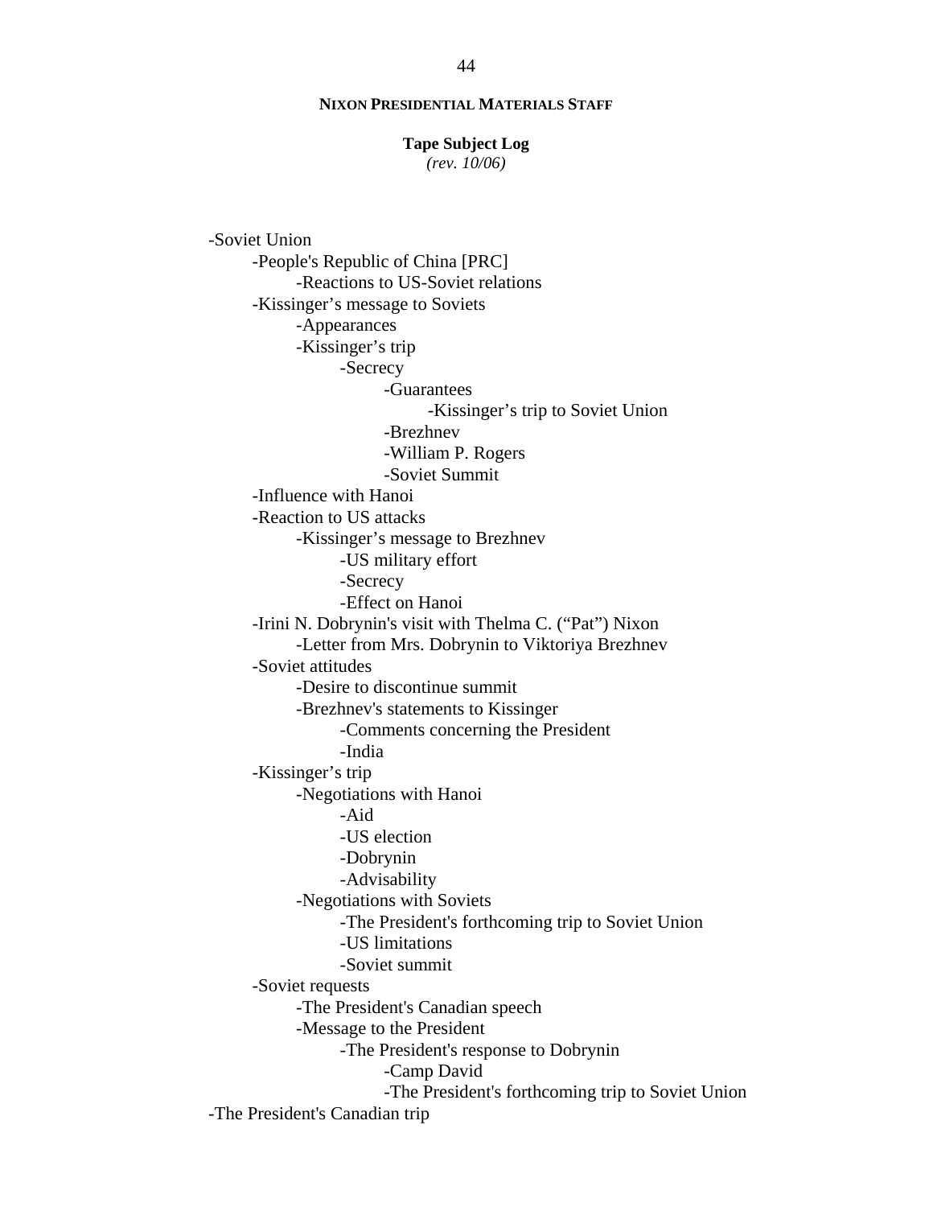- Soviet Union
  - People's Republic of China [PRC]
    - Reactions to US-Soviet relations
  - Kissinger's message to Soviets
    - Appearances
    - Kissinger's trip
      - Secrecy
        - Guarantees
          - Kissinger's trip to Soviet Union
        - Brezhnev
        - William P. Rogers
        - Soviet Summit
  - Influence with Hanoi
  - Reaction to US attacks
    - Kissinger's message to Brezhnev
      - US military effort
      - Secrecy
      - Effect on Hanoi
  - Irini N. Dobrynin's visit with Thelma C. ("Pat") Nixon
    - Letter from Mrs. Dobrynin to Viktoriya Brezhnev
  - Soviet attitudes
    - Desire to discontinue summit
    - Brezhnev's statements to Kissinger
      - Comments concerning the President
      - India
  - Kissinger's trip
    - Negotiations with Hanoi
      - Aid
      - US election
      - Dobrynin
      - Advisability
    - Negotiations with Soviets
      - The President's forthcoming trip to Soviet Union
      - US limitations
      - Soviet summit
  - Soviet requests
    - The President's Canadian speech
    - Message to the President
      - The President's response to Dobrynin
        - Camp David
        - The President's forthcoming trip to Soviet Union
- The President's Canadian trip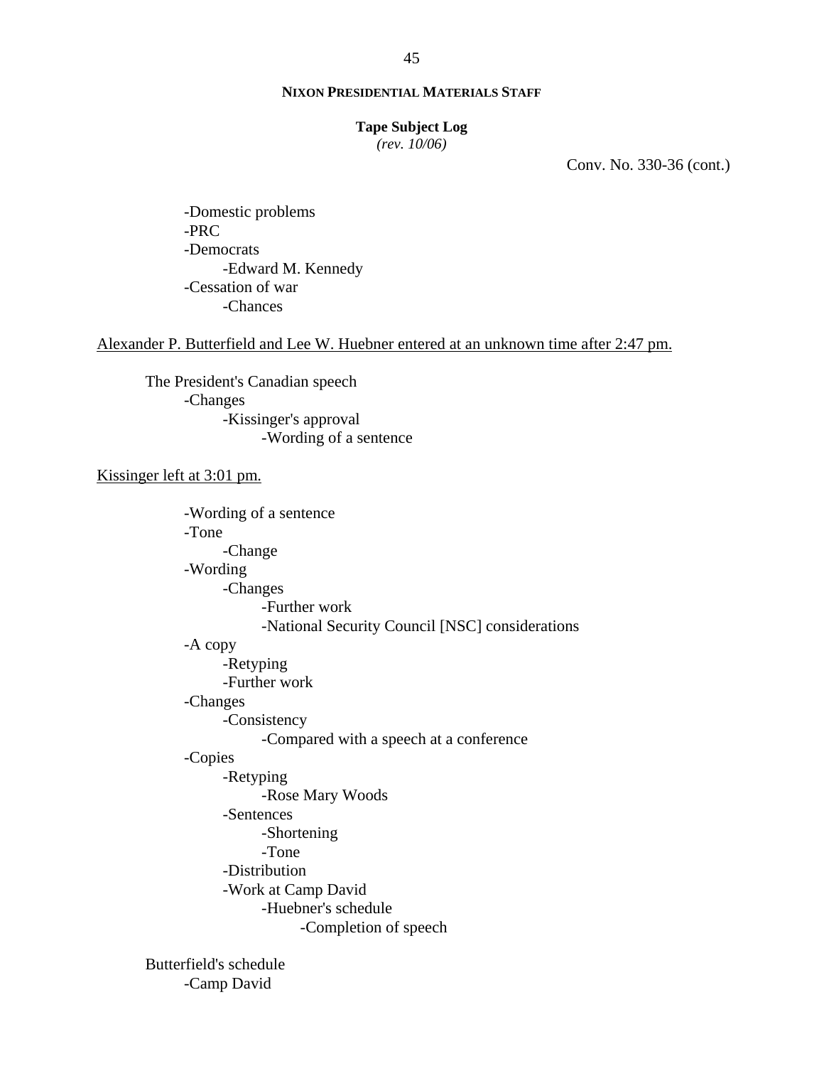**NIXON PRESIDENTIAL MATERIALS STAFF**

**Tape Subject Log**
*(rev. 10/06)*

Conv. No. 330-36 (cont.)

- -Domestic problems
- -PRC
- -Democrats
    - -Edward M. Kennedy
- -Cessation of war
    - -Chances

Alexander P. Butterfield and Lee W. Huebner entered at an unknown time after 2:47 pm.

The President's Canadian speech
- -Changes
    - -Kissinger's approval
        - -Wording of a sentence

Kissinger left at 3:01 pm.

- -Wording of a sentence
- -Tone
    - -Change
- -Wording
    - -Changes
        - -Further work
        - -National Security Council [NSC] considerations
- -A copy
    - -Retyping
    - -Further work
- -Changes
    - -Consistency
        - -Compared with a speech at a conference
- -Copies
    - -Retyping
        - -Rose Mary Woods
    - -Sentences
        - -Shortening
        - -Tone
    - -Distribution
    - -Work at Camp David
        - -Huebner's schedule
            - -Completion of speech

Butterfield's schedule
- -Camp David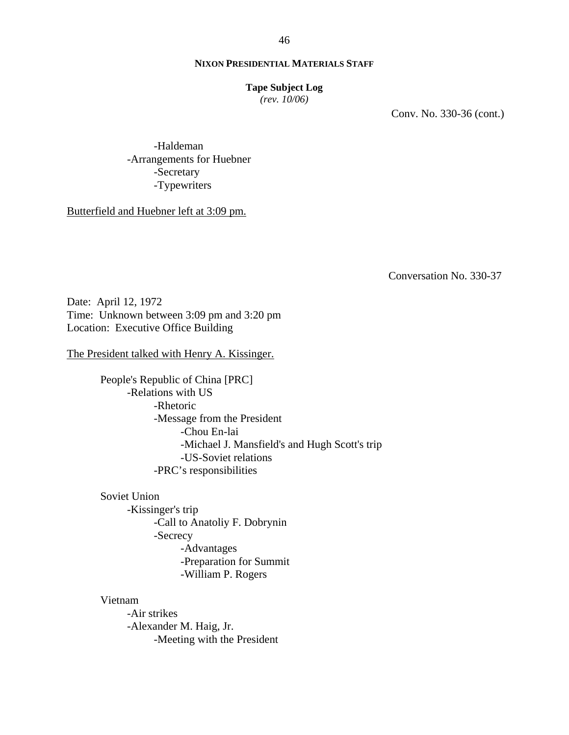**NIXON PRESIDENTIAL MATERIALS STAFF**

**Tape Subject Log**
*(rev. 10/06)*

Conv. No. 330-36 (cont.)

- -Haldeman
- -Arrangements for Huebner
  - -Secretary
  - -Typewriters

Butterfield and Huebner left at 3:09 pm.

Conversation No. 330-37

Date: April 12, 1972
Time: Unknown between 3:09 pm and 3:20 pm
Location: Executive Office Building

The President talked with Henry A. Kissinger.

People's Republic of China [PRC]
- -Relations with US
  - -Rhetoric
  - -Message from the President
    - -Chou En-lai
    - -Michael J. Mansfield's and Hugh Scott's trip
    - -US-Soviet relations
  - -PRC's responsibilities

Soviet Union
- -Kissinger's trip
  - -Call to Anatoliy F. Dobrynin
  - -Secrecy
    - -Advantages
    - -Preparation for Summit
    - -William P. Rogers

Vietnam
- -Air strikes
- -Alexander M. Haig, Jr.
  - -Meeting with the President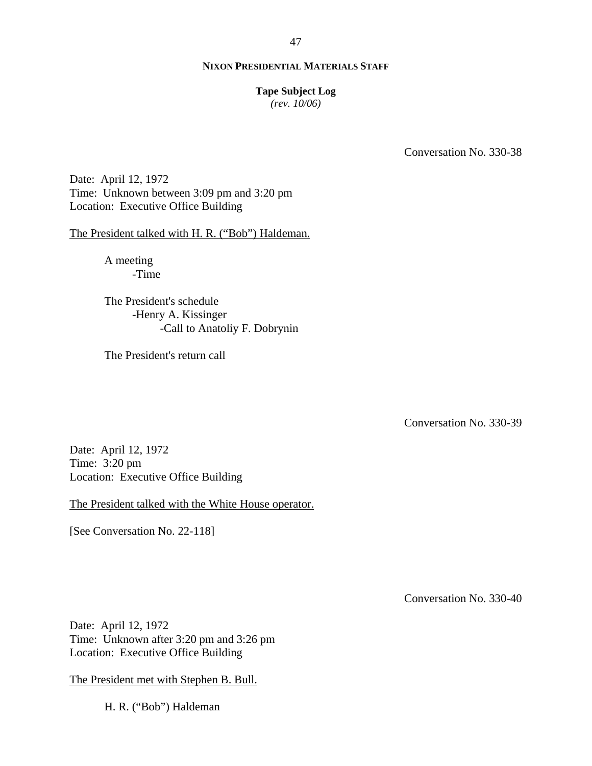Conversation No. 330-38

Date: April 12, 1972
Time: Unknown between 3:09 pm and 3:20 pm
Location: Executive Office Building

The President talked with H. R. ("Bob") Haldeman.

- A meeting
  - -Time
- The President's schedule
  - -Henry A. Kissinger
    - -Call to Anatoliy F. Dobrynin
- The President's return call

Conversation No. 330-39

Date: April 12, 1972
Time: 3:20 pm
Location: Executive Office Building

The President talked with the White House operator.

[See Conversation No. 22-118]

Conversation No. 330-40

Date: April 12, 1972
Time: Unknown after 3:20 pm and 3:26 pm
Location: Executive Office Building

The President met with Stephen B. Bull.

- H. R. ("Bob") Haldeman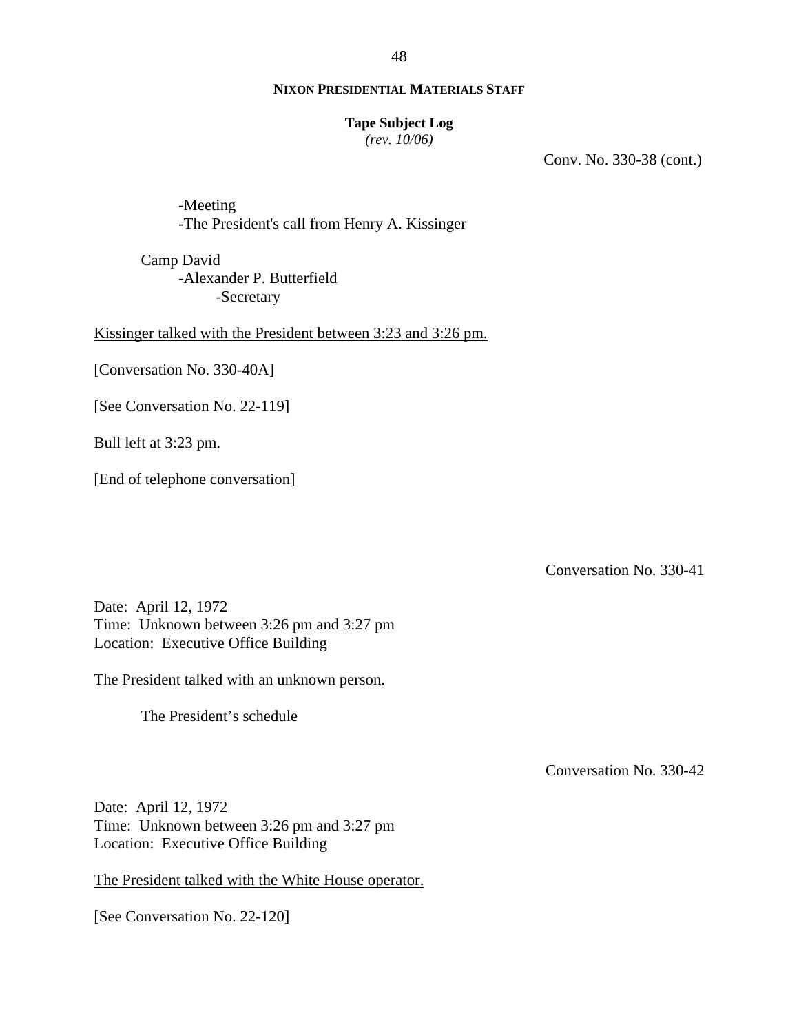Conv. No. 330-38 (cont.)

-Meeting
-The President's call from Henry A. Kissinger

Camp David
-Alexander P. Butterfield
-Secretary

Kissinger talked with the President between 3:23 and 3:26 pm.

[Conversation No. 330-40A]

[See Conversation No. 22-119]

Bull left at 3:23 pm.

[End of telephone conversation]

Conversation No. 330-41

Date: April 12, 1972
Time: Unknown between 3:26 pm and 3:27 pm
Location: Executive Office Building

The President talked with an unknown person.

The President's schedule

Conversation No. 330-42

Date: April 12, 1972
Time: Unknown between 3:26 pm and 3:27 pm
Location: Executive Office Building

The President talked with the White House operator.

[See Conversation No. 22-120]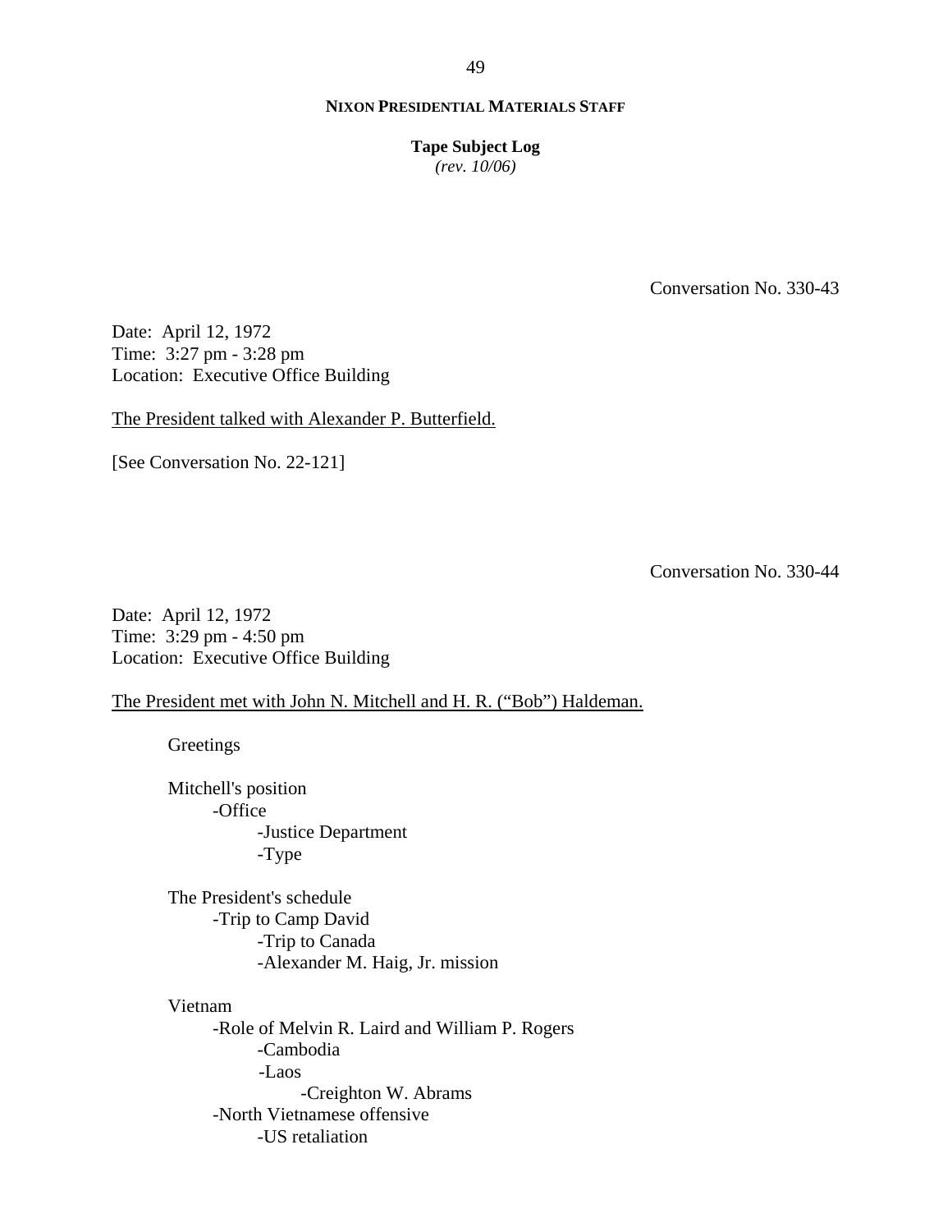**NIXON PRESIDENTIAL MATERIALS STAFF**

**Tape Subject Log**
*(rev. 10/06)*

Conversation No. 330-43

Date: April 12, 1972
Time: 3:27 pm - 3:28 pm
Location: Executive Office Building

The President talked with Alexander P. Butterfield.

[See Conversation No. 22-121]

Conversation No. 330-44

Date: April 12, 1972
Time: 3:29 pm - 4:50 pm
Location: Executive Office Building

The President met with John N. Mitchell and H. R. ("Bob") Haldeman.

Greetings

Mitchell's position
- -Office
    - -Justice Department
    - -Type

The President's schedule
- -Trip to Camp David
    - -Trip to Canada
    - -Alexander M. Haig, Jr. mission

Vietnam
- -Role of Melvin R. Laird and William P. Rogers
    - -Cambodia
    - -Laos
        - -Creighton W. Abrams
- -North Vietnamese offensive
    - -US retaliation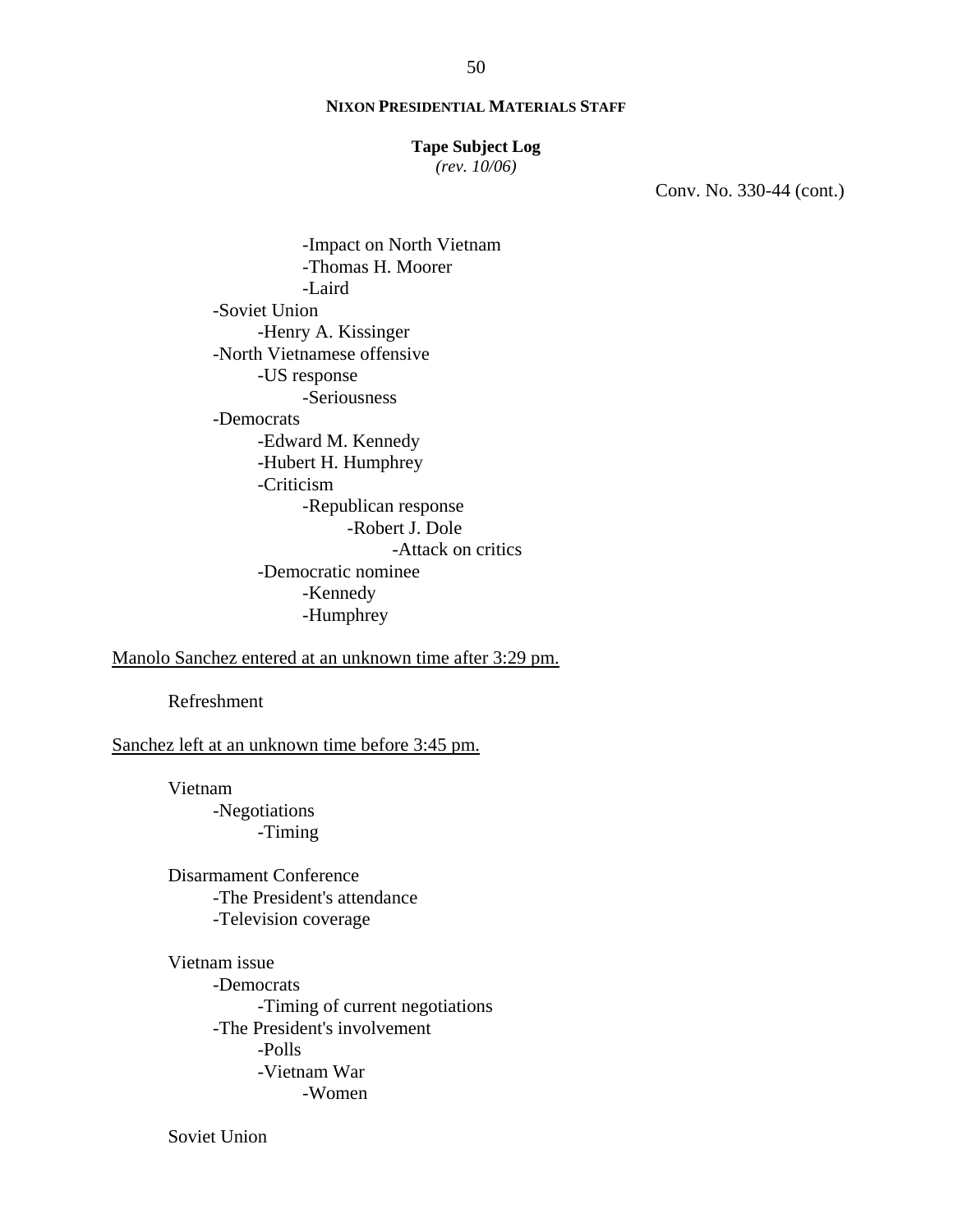**NIXON PRESIDENTIAL MATERIALS STAFF**

**Tape Subject Log**
*(rev. 10/06)*

Conv. No. 330-44 (cont.)

- -Impact on North Vietnam
- -Thomas H. Moorer
- -Laird
- -Soviet Union
  - -Henry A. Kissinger
- -North Vietnamese offensive
  - -US response
    - -Seriousness
- -Democrats
  - -Edward M. Kennedy
  - -Hubert H. Humphrey
  - -Criticism
    - -Republican response
      - -Robert J. Dole
        - -Attack on critics
  - -Democratic nominee
    - -Kennedy
    - -Humphrey

<u>Manolo Sanchez entered at an unknown time after 3:29 pm.</u>

Refreshment

<u>Sanchez left at an unknown time before 3:45 pm.</u>

Vietnam
- -Negotiations
  - -Timing

Disarmament Conference
- -The President's attendance
- -Television coverage

Vietnam issue
- -Democrats
  - -Timing of current negotiations
- -The President's involvement
  - -Polls
  - -Vietnam War
    - -Women

Soviet Union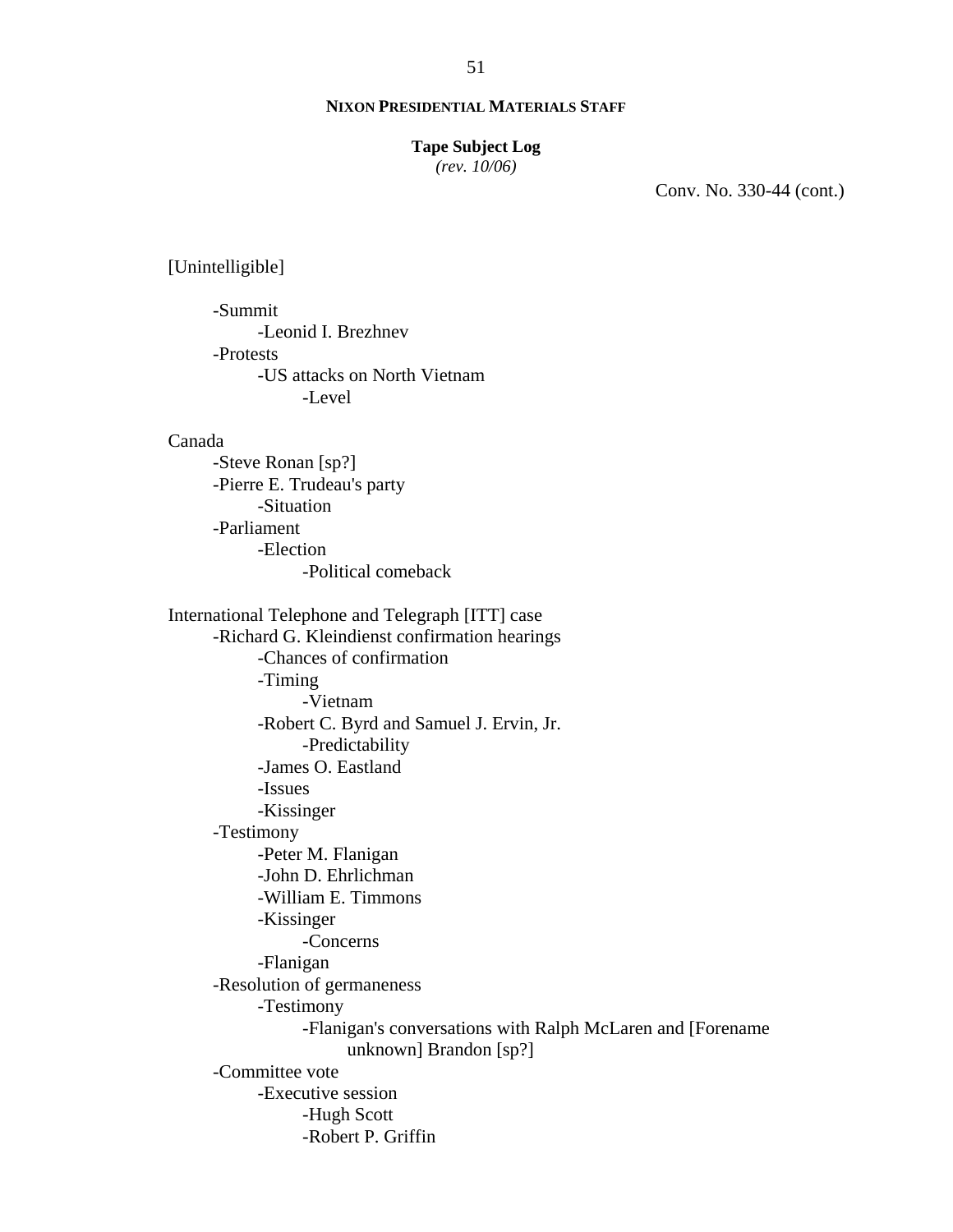**NIXON PRESIDENTIAL MATERIALS STAFF**

**Tape Subject Log**
*(rev. 10/06)*

Conv. No. 330-44 (cont.)

[Unintelligible]

- -Summit
    - -Leonid I. Brezhnev
- -Protests
    - -US attacks on North Vietnam
        - -Level

Canada

- -Steve Ronan [sp?]
- -Pierre E. Trudeau's party
    - -Situation
- -Parliament
    - -Election
        - -Political comeback

International Telephone and Telegraph [ITT] case

- -Richard G. Kleindienst confirmation hearings
    - -Chances of confirmation
    - -Timing
        - -Vietnam
    - -Robert C. Byrd and Samuel J. Ervin, Jr.
        - -Predictability
    - -James O. Eastland
    - -Issues
    - -Kissinger
- -Testimony
    - -Peter M. Flanigan
    - -John D. Ehrlichman
    - -William E. Timmons
    - -Kissinger
        - -Concerns
    - -Flanigan
- -Resolution of germaneness
    - -Testimony
        - -Flanigan's conversations with Ralph McLaren and [Forename unknown] Brandon [sp?]
- -Committee vote
    - -Executive session
        - -Hugh Scott
        - -Robert P. Griffin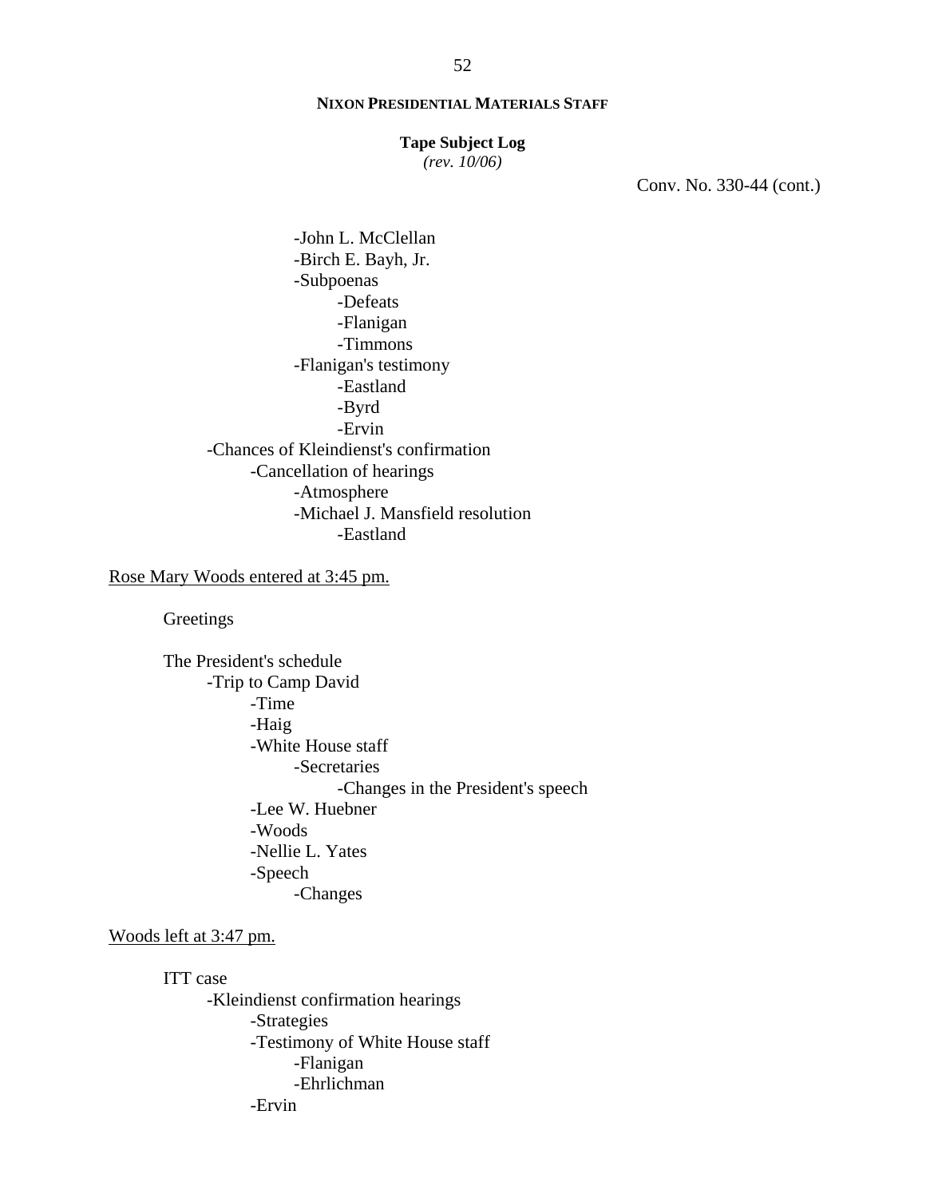**NIXON PRESIDENTIAL MATERIALS STAFF**

**Tape Subject Log**
*(rev. 10/06)*

Conv. No. 330-44 (cont.)

                -John L. McClellan
                -Birch E. Bayh, Jr.
                -Subpoenas
                    -Defeats
                    -Flanigan
                    -Timmons
                -Flanigan's testimony
                    -Eastland
                    -Byrd
                    -Ervin
        -Chances of Kleindienst's confirmation
            -Cancellation of hearings
                -Atmosphere
                -Michael J. Mansfield resolution
                    -Eastland

<u>Rose Mary Woods entered at 3:45 pm.</u>

Greetings

The President's schedule
    -Trip to Camp David
        -Time
        -Haig
        -White House staff
            -Secretaries
                -Changes in the President's speech
        -Lee W. Huebner
        -Woods
        -Nellie L. Yates
        -Speech
            -Changes

<u>Woods left at 3:47 pm.</u>

ITT case
    -Kleindienst confirmation hearings
        -Strategies
        -Testimony of White House staff
            -Flanigan
            -Ehrlichman
        -Ervin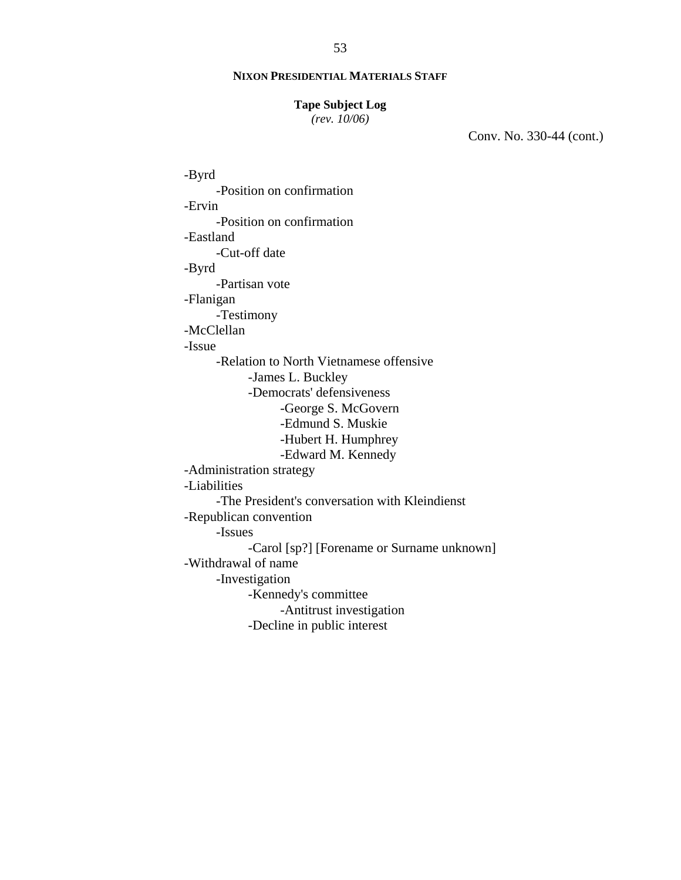**NIXON PRESIDENTIAL MATERIALS STAFF**

**Tape Subject Log**
*(rev. 10/06)*

Conv. No. 330-44 (cont.)

- -Byrd
    - -Position on confirmation
- -Ervin
    - -Position on confirmation
- -Eastland
    - -Cut-off date
- -Byrd
    - -Partisan vote
- -Flanigan
    - -Testimony
- -McClellan
- -Issue
    - -Relation to North Vietnamese offensive
        - -James L. Buckley
        - -Democrats' defensiveness
            - -George S. McGovern
            - -Edmund S. Muskie
            - -Hubert H. Humphrey
            - -Edward M. Kennedy
- -Administration strategy
- -Liabilities
    - -The President's conversation with Kleindienst
- -Republican convention
    - -Issues
        - -Carol [sp?] [Forename or Surname unknown]
- -Withdrawal of name
    - -Investigation
        - -Kennedy's committee
            - -Antitrust investigation
        - -Decline in public interest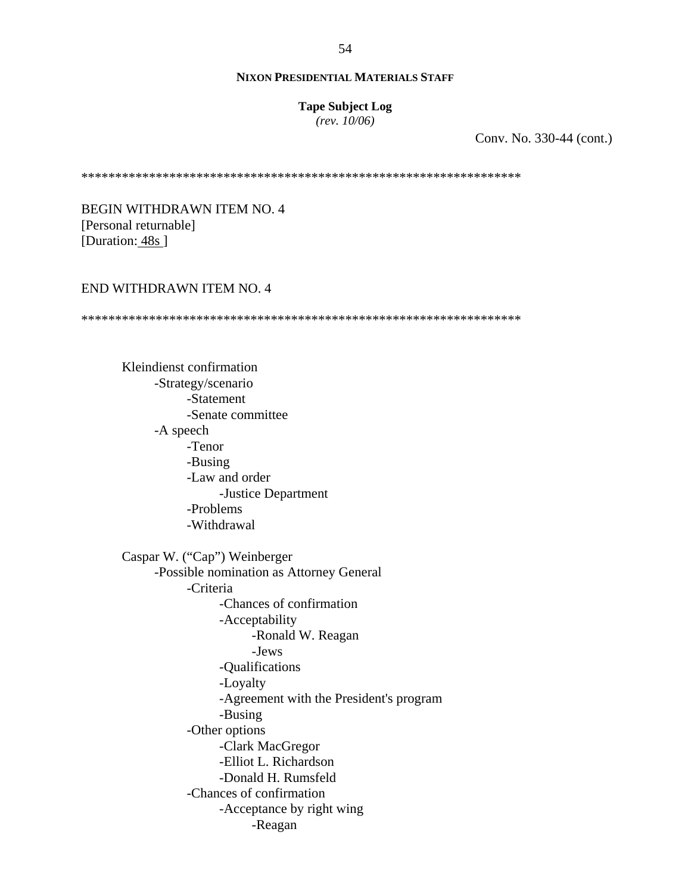Conv. No. 330-44 (cont.)

*****************************************************************

BEGIN WITHDRAWN ITEM NO. 4
[Personal returnable]
[Duration: 48s ]

END WITHDRAWN ITEM NO. 4

*****************************************************************

Kleindienst confirmation
- Strategy/scenario
  - Statement
  - Senate committee
- A speech
  - Tenor
  - Busing
  - Law and order
    - Justice Department
  - Problems
  - Withdrawal

Caspar W. ("Cap") Weinberger
- Possible nomination as Attorney General
  - Criteria
    - Chances of confirmation
    - Acceptability
      - Ronald W. Reagan
      - Jews
    - Qualifications
    - Loyalty
    - Agreement with the President's program
    - Busing
  - Other options
    - Clark MacGregor
    - Elliot L. Richardson
    - Donald H. Rumsfeld
  - Chances of confirmation
    - Acceptance by right wing
      - Reagan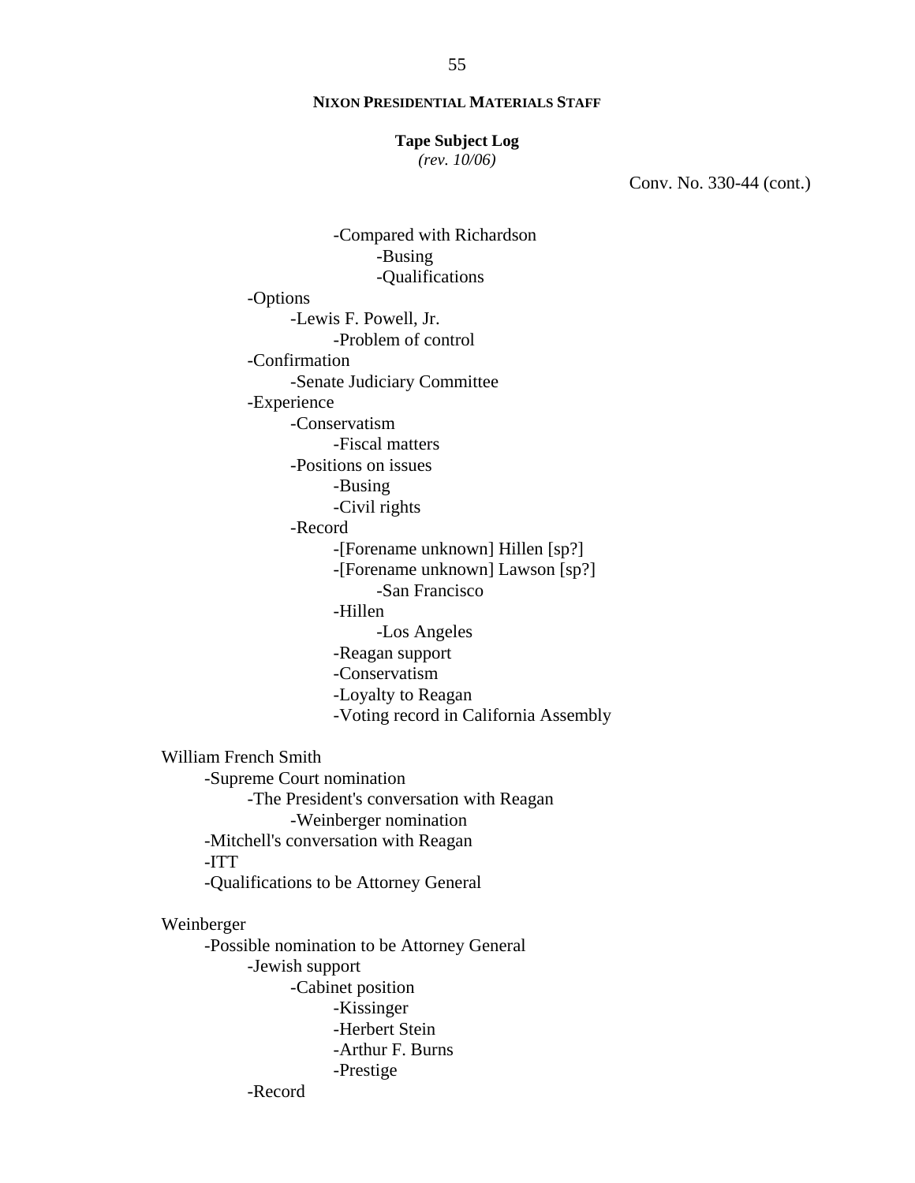**NIXON PRESIDENTIAL MATERIALS STAFF**

**Tape Subject Log**
*(rev. 10/06)*

Conv. No. 330-44 (cont.)

- -Compared with Richardson
    - -Busing
    - -Qualifications
- -Options
    - -Lewis F. Powell, Jr.
        - -Problem of control
- -Confirmation
    - -Senate Judiciary Committee
- -Experience
    - -Conservatism
        - -Fiscal matters
    - -Positions on issues
        - -Busing
        - -Civil rights
    - -Record
        - -[Forename unknown] Hillen [sp?]
        - -[Forename unknown] Lawson [sp?]
            - -San Francisco
        - -Hillen
            - -Los Angeles
        - -Reagan support
        - -Conservatism
        - -Loyalty to Reagan
        - -Voting record in California Assembly

William French Smith

- -Supreme Court nomination
    - -The President's conversation with Reagan
        - -Weinberger nomination
- -Mitchell's conversation with Reagan
- -ITT
- -Qualifications to be Attorney General

Weinberger

- -Possible nomination to be Attorney General
    - -Jewish support
        - -Cabinet position
            - -Kissinger
            - -Herbert Stein
            - -Arthur F. Burns
            - -Prestige
    - -Record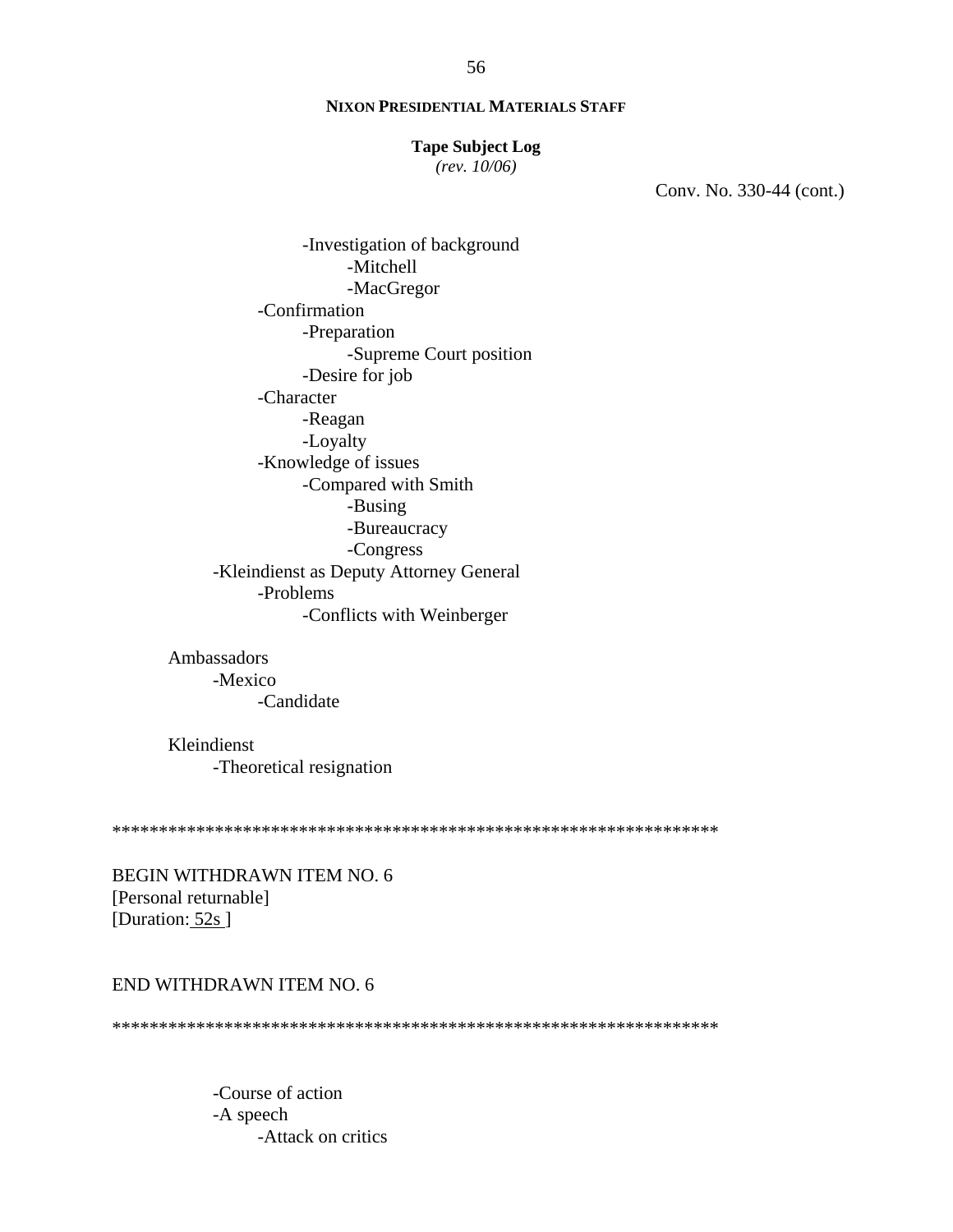**NIXON PRESIDENTIAL MATERIALS STAFF**

**Tape Subject Log**
*(rev. 10/06)*

Conv. No. 330-44 (cont.)

            -Investigation of background
                  -Mitchell
                  -MacGregor
      -Confirmation
            -Preparation
                  -Supreme Court position
            -Desire for job
      -Character
            -Reagan
            -Loyalty
      -Knowledge of issues
            -Compared with Smith
                  -Busing
                  -Bureaucracy
                  -Congress
-Kleindienst as Deputy Attorney General
      -Problems
            -Conflicts with Weinberger

Ambassadors
-Mexico
      -Candidate

Kleindienst
-Theoretical resignation

*****************************************************************

BEGIN WITHDRAWN ITEM NO. 6
[Personal returnable]
[Duration: 52s ]

END WITHDRAWN ITEM NO. 6

*****************************************************************

-Course of action
-A speech
      -Attack on critics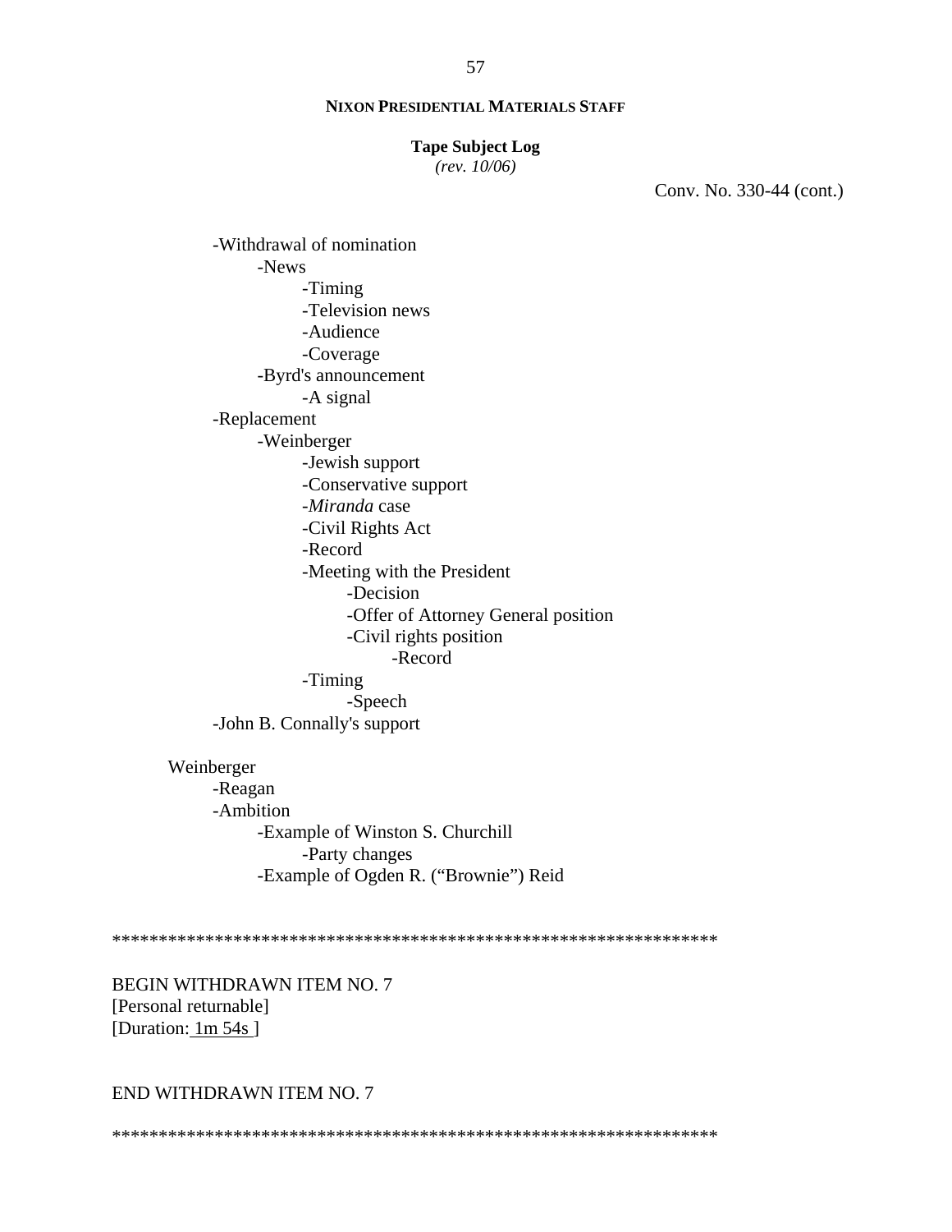**NIXON PRESIDENTIAL MATERIALS STAFF**

**Tape Subject Log**
*(rev. 10/06)*

Conv. No. 330-44 (cont.)

- -Withdrawal of nomination
    - -News
        - -Timing
        - -Television news
        - -Audience
        - -Coverage
    - -Byrd's announcement
        - -A signal
- -Replacement
    - -Weinberger
        - -Jewish support
        - -Conservative support
        - -*Miranda* case
        - -Civil Rights Act
        - -Record
        - -Meeting with the President
            - -Decision
            - -Offer of Attorney General position
            - -Civil rights position
                - -Record
        - -Timing
            - -Speech
- -John B. Connally's support

Weinberger

- -Reagan
- -Ambition
    - -Example of Winston S. Churchill
        - -Party changes
    - -Example of Ogden R. ("Brownie") Reid

*****************************************************************

BEGIN WITHDRAWN ITEM NO. 7
[Personal returnable]
[Duration: 1m 54s ]

END WITHDRAWN ITEM NO. 7

*****************************************************************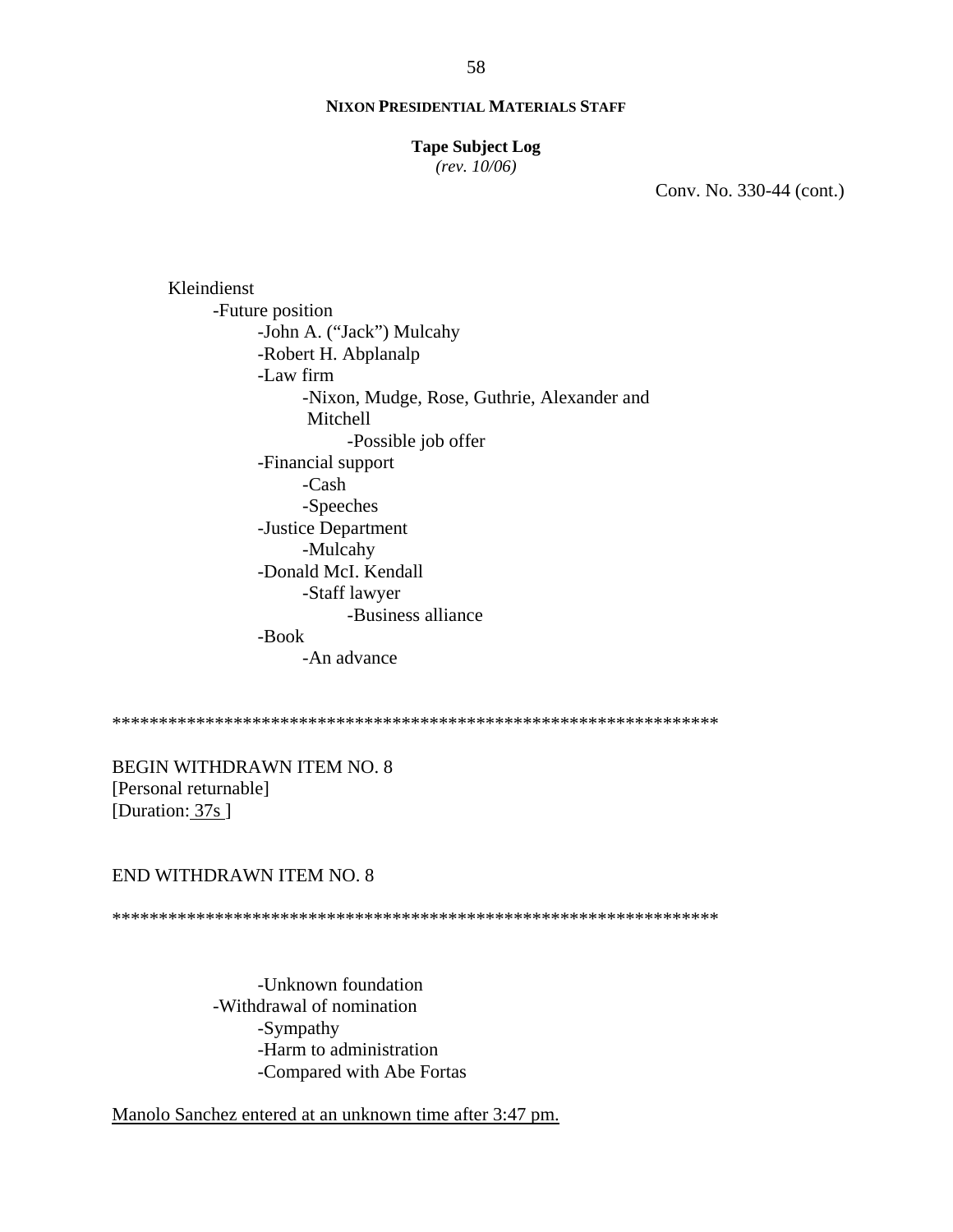**NIXON PRESIDENTIAL MATERIALS STAFF**

**Tape Subject Log**
*(rev. 10/06)*

Conv. No. 330-44 (cont.)

Kleindienst
- Future position
    - John A. ("Jack") Mulcahy
    - Robert H. Abplanalp
    - Law firm
        - Nixon, Mudge, Rose, Guthrie, Alexander and Mitchell
            - Possible job offer
    - Financial support
        - Cash
        - Speeches
    - Justice Department
        - Mulcahy
    - Donald McI. Kendall
        - Staff lawyer
            - Business alliance
    - Book
        - An advance

*****************************************************************

BEGIN WITHDRAWN ITEM NO. 8
[Personal returnable]
[Duration: 37s ]

END WITHDRAWN ITEM NO. 8

*****************************************************************

- Unknown foundation
- Withdrawal of nomination
    - Sympathy
    - Harm to administration
    - Compared with Abe Fortas

Manolo Sanchez entered at an unknown time after 3:47 pm.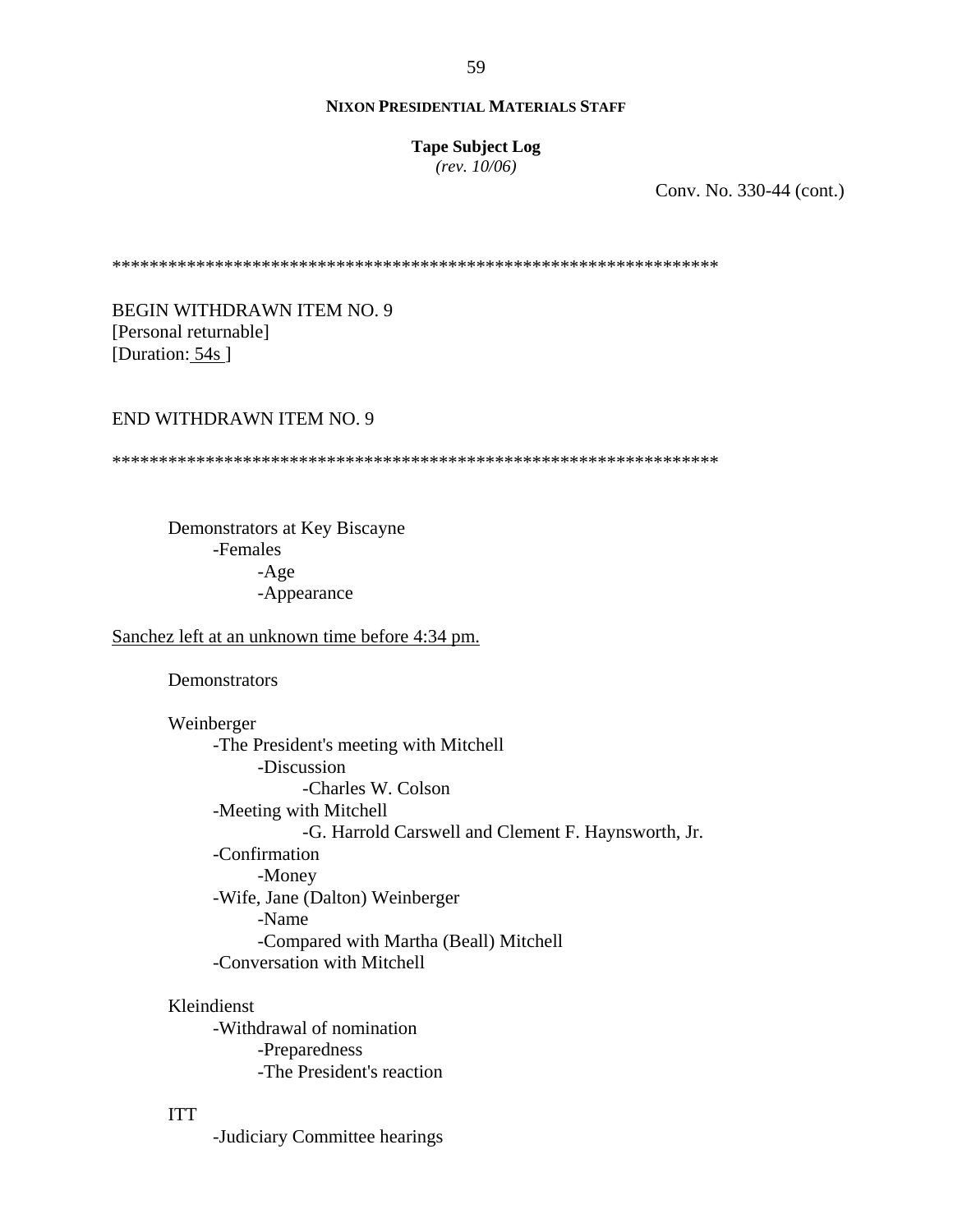**NIXON PRESIDENTIAL MATERIALS STAFF**

**Tape Subject Log**
*(rev. 10/06)*

Conv. No. 330-44 (cont.)

*****************************************************************

BEGIN WITHDRAWN ITEM NO. 9
[Personal returnable]
[Duration: 54s ]

END WITHDRAWN ITEM NO. 9

*****************************************************************

- Demonstrators at Key Biscayne
    - -Females
        - -Age
        - -Appearance

Sanchez left at an unknown time before 4:34 pm.

- Demonstrators

- Weinberger
    - -The President's meeting with Mitchell
        - -Discussion
            - -Charles W. Colson
    - -Meeting with Mitchell
        - -G. Harrold Carswell and Clement F. Haynsworth, Jr.
    - -Confirmation
        - -Money
    - -Wife, Jane (Dalton) Weinberger
        - -Name
        - -Compared with Martha (Beall) Mitchell
    - -Conversation with Mitchell

- Kleindienst
    - -Withdrawal of nomination
        - -Preparedness
        - -The President's reaction

- ITT
    - -Judiciary Committee hearings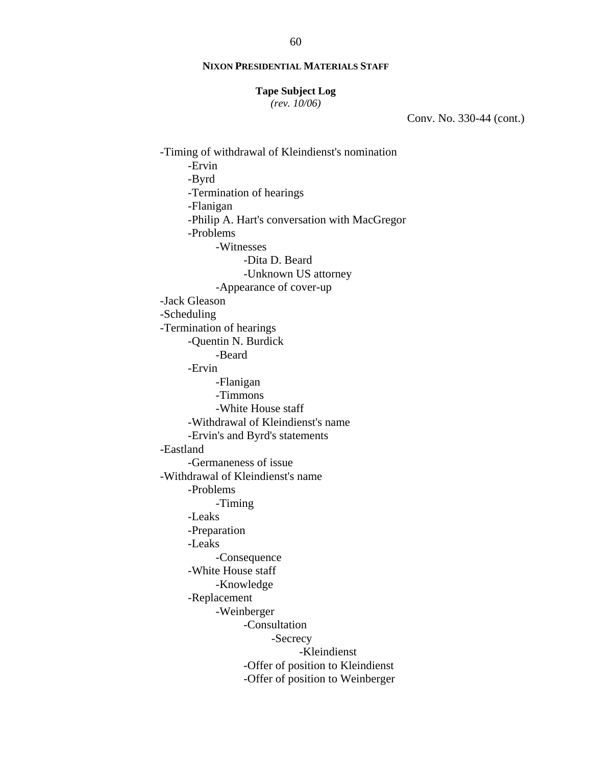**NIXON PRESIDENTIAL MATERIALS STAFF**

**Tape Subject Log**
*(rev. 10/06)*

Conv. No. 330-44 (cont.)

- -Timing of withdrawal of Kleindienst's nomination
    - -Ervin
    - -Byrd
    - -Termination of hearings
    - -Flanigan
    - -Philip A. Hart's conversation with MacGregor
    - -Problems
        - -Witnesses
            - -Dita D. Beard
            - -Unknown US attorney
        - -Appearance of cover-up
- -Jack Gleason
- -Scheduling
- -Termination of hearings
    - -Quentin N. Burdick
        - -Beard
    - -Ervin
        - -Flanigan
        - -Timmons
        - -White House staff
    - -Withdrawal of Kleindienst's name
    - -Ervin's and Byrd's statements
- -Eastland
    - -Germaneness of issue
- -Withdrawal of Kleindienst's name
    - -Problems
        - -Timing
    - -Leaks
    - -Preparation
    - -Leaks
        - -Consequence
    - -White House staff
        - -Knowledge
    - -Replacement
        - -Weinberger
            - -Consultation
                - -Secrecy
                    - -Kleindienst
            - -Offer of position to Kleindienst
            - -Offer of position to Weinberger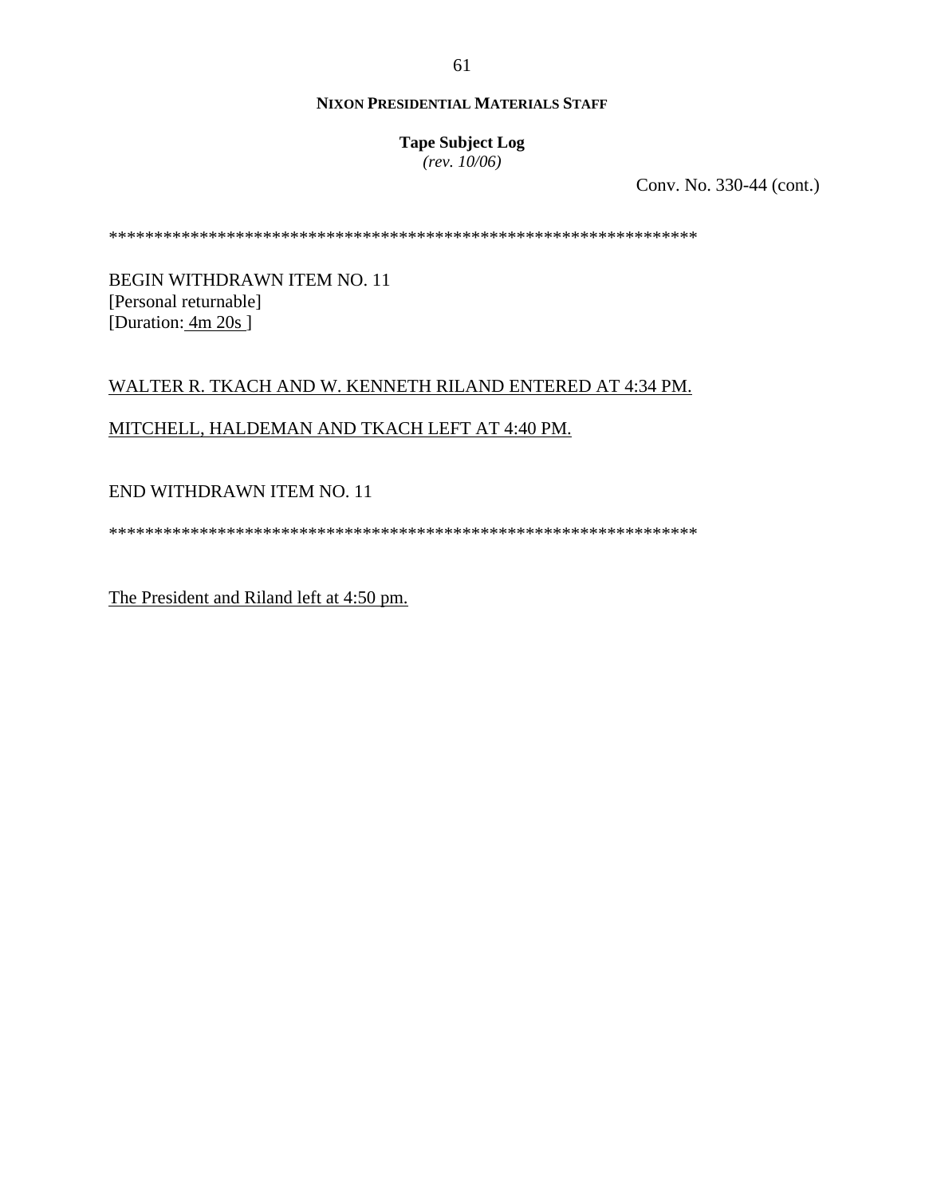**NIXON PRESIDENTIAL MATERIALS STAFF**

**Tape Subject Log**
*(rev. 10/06)*

Conv. No. 330-44 (cont.)

*****************************************************************

BEGIN WITHDRAWN ITEM NO. 11
[Personal returnable]
[Duration: 4m 20s ]

WALTER R. TKACH AND W. KENNETH RILAND ENTERED AT 4:34 PM.

MITCHELL, HALDEMAN AND TKACH LEFT AT 4:40 PM.

END WITHDRAWN ITEM NO. 11

*****************************************************************

The President and Riland left at 4:50 pm.